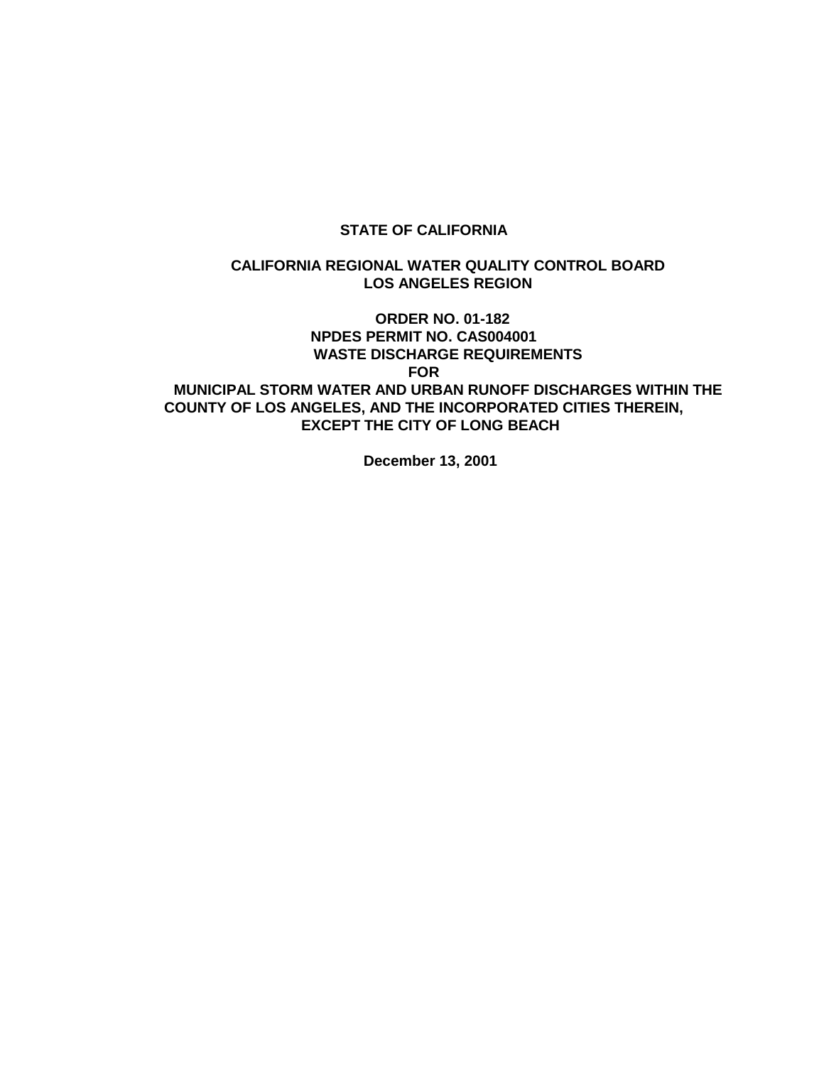**STATE OF CALIFORNIA**

**CALIFORNIA REGIONAL WATER QUALITY CONTROL BOARD**
**LOS ANGELES REGION**

**ORDER NO. 01-182**
**NPDES PERMIT NO. CAS004001**
**WASTE DISCHARGE REQUIREMENTS**
**FOR**
**MUNICIPAL STORM WATER AND URBAN RUNOFF DISCHARGES WITHIN THE COUNTY OF LOS ANGELES, AND THE INCORPORATED CITIES THEREIN, EXCEPT THE CITY OF LONG BEACH**

**December 13, 2001**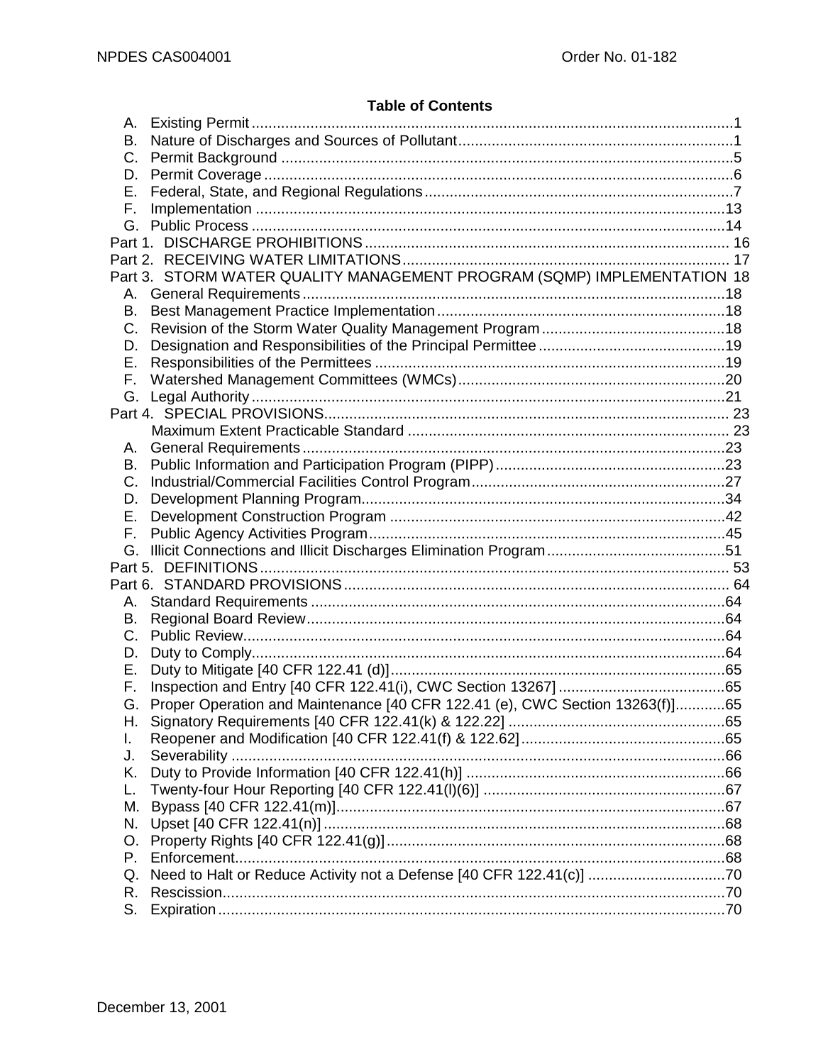## Table of Contents

A. Existing Permit ........................................................................................................1
B. Nature of Discharges and Sources of Pollutant..........................................................1
C. Permit Background .....................................................................................................5
D. Permit Coverage ........................................................................................................6
E. Federal, State, and Regional Regulations...................................................................7
F. Implementation ..........................................................................................................13
G. Public Process ..........................................................................................................14

Part 1. DISCHARGE PROHIBITIONS ............................................................................ 16

Part 2. RECEIVING WATER LIMITATIONS.................................................................... 17

Part 3. STORM WATER QUALITY MANAGEMENT PROGRAM (SQMP) IMPLEMENTATION 18

A. General Requirements ..............................................................................................18
B. Best Management Practice Implementation ..............................................................18
C. Revision of the Storm Water Quality Management Program .....................................18
D. Designation and Responsibilities of the Principal Permittee .....................................19
E. Responsibilities of the Permittees .............................................................................19
F. Watershed Management Committees (WMCs).........................................................20
G. Legal Authority ..........................................................................................................21

Part 4. SPECIAL PROVISIONS...................................................................................... 23

Maximum Extent Practicable Standard ..................................................................... 23

A. General Requirements ..............................................................................................23
B. Public Information and Participation Program (PIPP) ................................................23
C. Industrial/Commercial Facilities Control Program......................................................27
D. Development Planning Program................................................................................34
E. Development Construction Program .........................................................................42
F. Public Agency Activities Program..............................................................................45
G. Illicit Connections and Illicit Discharges Elimination Program ....................................51

Part 5. DEFINITIONS ..................................................................................................... 53

Part 6. STANDARD PROVISIONS ................................................................................. 64

A. Standard Requirements ............................................................................................64
B. Regional Board Review.............................................................................................64
C. Public Review............................................................................................................64
D. Duty to Comply..........................................................................................................64
E. Duty to Mitigate [40 CFR 122.41 (d)]..........................................................................65
F. Inspection and Entry [40 CFR 122.41(i), CWC Section 13267] .................................65
G. Proper Operation and Maintenance [40 CFR 122.41 (e), CWC Section 13263(f)]............65
H. Signatory Requirements [40 CFR 122.41(k) & 122.22] .............................................65
I. Reopener and Modification [40 CFR 122.41(f) & 122.62]..........................................65
J. Severability ...............................................................................................................66
K. Duty to Provide Information [40 CFR 122.41(h)] .......................................................66
L. Twenty-four Hour Reporting [40 CFR 122.41(l)(6)] ...................................................67
M. Bypass [40 CFR 122.41(m)]......................................................................................67
N. Upset [40 CFR 122.41(n)] .........................................................................................68
O. Property Rights [40 CFR 122.41(g)]..........................................................................68
P. Enforcement..............................................................................................................68
Q. Need to Halt or Reduce Activity not a Defense [40 CFR 122.41(c)] ..........................70
R. Rescission.................................................................................................................70
S. Expiration..................................................................................................................70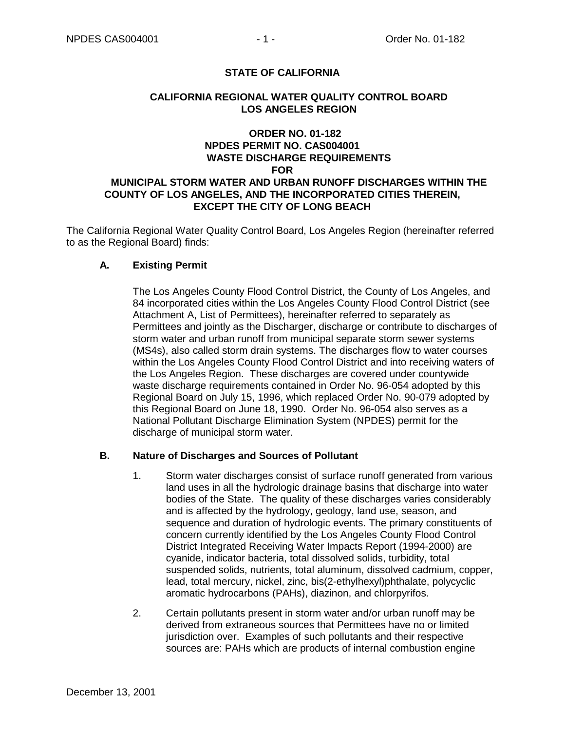**STATE OF CALIFORNIA**

**CALIFORNIA REGIONAL WATER QUALITY CONTROL BOARD**
**LOS ANGELES REGION**

**ORDER NO. 01-182**
**NPDES PERMIT NO. CAS004001**
**WASTE DISCHARGE REQUIREMENTS**
**FOR**
**MUNICIPAL STORM WATER AND URBAN RUNOFF DISCHARGES WITHIN THE COUNTY OF LOS ANGELES, AND THE INCORPORATED CITIES THEREIN, EXCEPT THE CITY OF LONG BEACH**

The California Regional Water Quality Control Board, Los Angeles Region (hereinafter referred to as the Regional Board) finds:

**A. Existing Permit**

The Los Angeles County Flood Control District, the County of Los Angeles, and 84 incorporated cities within the Los Angeles County Flood Control District (see Attachment A, List of Permittees), hereinafter referred to separately as Permittees and jointly as the Discharger, discharge or contribute to discharges of storm water and urban runoff from municipal separate storm sewer systems (MS4s), also called storm drain systems. The discharges flow to water courses within the Los Angeles County Flood Control District and into receiving waters of the Los Angeles Region. These discharges are covered under countywide waste discharge requirements contained in Order No. 96-054 adopted by this Regional Board on July 15, 1996, which replaced Order No. 90-079 adopted by this Regional Board on June 18, 1990. Order No. 96-054 also serves as a National Pollutant Discharge Elimination System (NPDES) permit for the discharge of municipal storm water.

**B. Nature of Discharges and Sources of Pollutant**

1. Storm water discharges consist of surface runoff generated from various land uses in all the hydrologic drainage basins that discharge into water bodies of the State. The quality of these discharges varies considerably and is affected by the hydrology, geology, land use, season, and sequence and duration of hydrologic events. The primary constituents of concern currently identified by the Los Angeles County Flood Control District Integrated Receiving Water Impacts Report (1994-2000) are cyanide, indicator bacteria, total dissolved solids, turbidity, total suspended solids, nutrients, total aluminum, dissolved cadmium, copper, lead, total mercury, nickel, zinc, bis(2-ethylhexyl)phthalate, polycyclic aromatic hydrocarbons (PAHs), diazinon, and chlorpyrifos.

2. Certain pollutants present in storm water and/or urban runoff may be derived from extraneous sources that Permittees have no or limited jurisdiction over. Examples of such pollutants and their respective sources are: PAHs which are products of internal combustion engine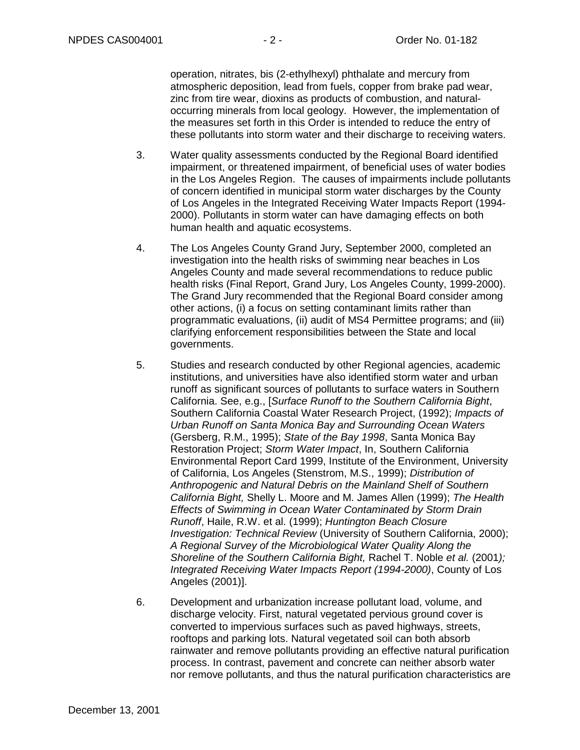operation, nitrates, bis (2-ethylhexyl) phthalate and mercury from atmospheric deposition, lead from fuels, copper from brake pad wear, zinc from tire wear, dioxins as products of combustion, and natural-occurring minerals from local geology. However, the implementation of the measures set forth in this Order is intended to reduce the entry of these pollutants into storm water and their discharge to receiving waters.

3. Water quality assessments conducted by the Regional Board identified impairment, or threatened impairment, of beneficial uses of water bodies in the Los Angeles Region. The causes of impairments include pollutants of concern identified in municipal storm water discharges by the County of Los Angeles in the Integrated Receiving Water Impacts Report (1994-2000). Pollutants in storm water can have damaging effects on both human health and aquatic ecosystems.

4. The Los Angeles County Grand Jury, September 2000, completed an investigation into the health risks of swimming near beaches in Los Angeles County and made several recommendations to reduce public health risks (Final Report, Grand Jury, Los Angeles County, 1999-2000). The Grand Jury recommended that the Regional Board consider among other actions, (i) a focus on setting contaminant limits rather than programmatic evaluations, (ii) audit of MS4 Permittee programs; and (iii) clarifying enforcement responsibilities between the State and local governments.

5. Studies and research conducted by other Regional agencies, academic institutions, and universities have also identified storm water and urban runoff as significant sources of pollutants to surface waters in Southern California. See, e.g., [*Surface Runoff to the Southern California Bight*, Southern California Coastal Water Research Project, (1992); *Impacts of Urban Runoff on Santa Monica Bay and Surrounding Ocean Waters* (Gersberg, R.M., 1995); *State of the Bay 1998*, Santa Monica Bay Restoration Project; *Storm Water Impact*, In, Southern California Environmental Report Card 1999, Institute of the Environment, University of California, Los Angeles (Stenstrom, M.S., 1999); *Distribution of Anthropogenic and Natural Debris on the Mainland Shelf of Southern California Bight,* Shelly L. Moore and M. James Allen (1999); *The Health Effects of Swimming in Ocean Water Contaminated by Storm Drain Runoff*, Haile, R.W. et al. (1999); *Huntington Beach Closure Investigation: Technical Review* (University of Southern California, 2000); *A Regional Survey of the Microbiological Water Quality Along the Shoreline of the Southern California Bight,* Rachel T. Noble *et al.* (2001*); Integrated Receiving Water Impacts Report (1994-2000)*, County of Los Angeles (2001)].

6. Development and urbanization increase pollutant load, volume, and discharge velocity. First, natural vegetated pervious ground cover is converted to impervious surfaces such as paved highways, streets, rooftops and parking lots. Natural vegetated soil can both absorb rainwater and remove pollutants providing an effective natural purification process. In contrast, pavement and concrete can neither absorb water nor remove pollutants, and thus the natural purification characteristics are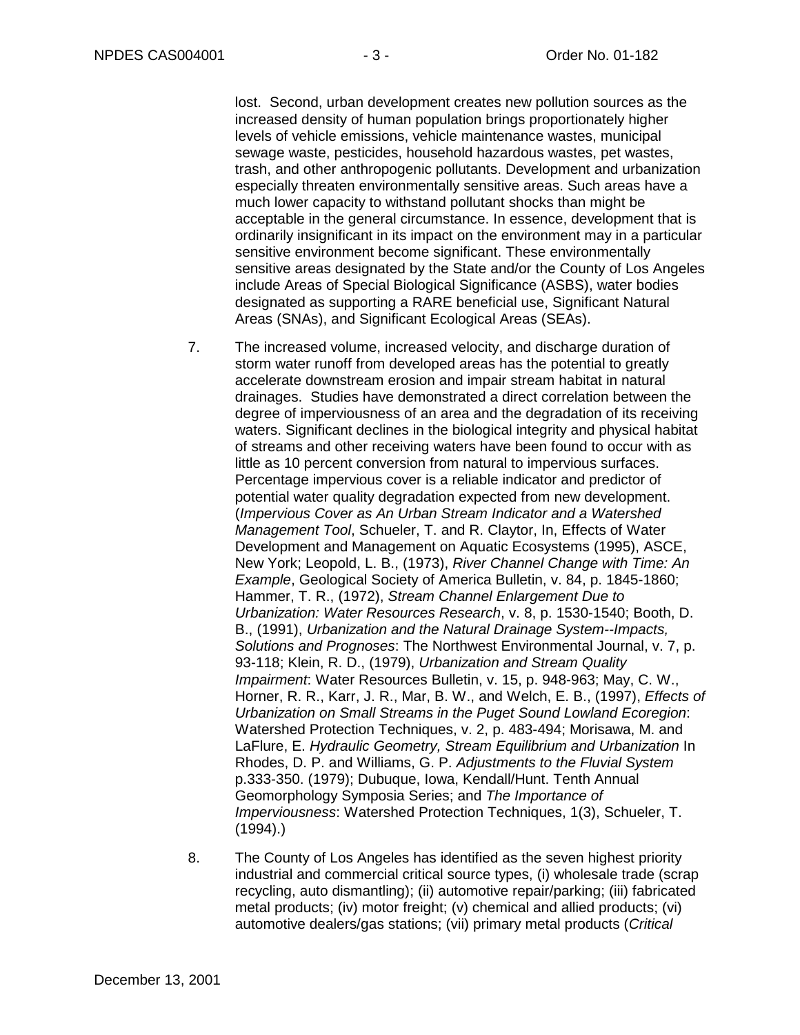lost. Second, urban development creates new pollution sources as the increased density of human population brings proportionately higher levels of vehicle emissions, vehicle maintenance wastes, municipal sewage waste, pesticides, household hazardous wastes, pet wastes, trash, and other anthropogenic pollutants. Development and urbanization especially threaten environmentally sensitive areas. Such areas have a much lower capacity to withstand pollutant shocks than might be acceptable in the general circumstance. In essence, development that is ordinarily insignificant in its impact on the environment may in a particular sensitive environment become significant. These environmentally sensitive areas designated by the State and/or the County of Los Angeles include Areas of Special Biological Significance (ASBS), water bodies designated as supporting a RARE beneficial use, Significant Natural Areas (SNAs), and Significant Ecological Areas (SEAs).

7. The increased volume, increased velocity, and discharge duration of storm water runoff from developed areas has the potential to greatly accelerate downstream erosion and impair stream habitat in natural drainages. Studies have demonstrated a direct correlation between the degree of imperviousness of an area and the degradation of its receiving waters. Significant declines in the biological integrity and physical habitat of streams and other receiving waters have been found to occur with as little as 10 percent conversion from natural to impervious surfaces. Percentage impervious cover is a reliable indicator and predictor of potential water quality degradation expected from new development. (*Impervious Cover as An Urban Stream Indicator and a Watershed Management Tool*, Schueler, T. and R. Claytor, In, Effects of Water Development and Management on Aquatic Ecosystems (1995), ASCE, New York; Leopold, L. B., (1973), *River Channel Change with Time: An Example*, Geological Society of America Bulletin, v. 84, p. 1845-1860; Hammer, T. R., (1972), *Stream Channel Enlargement Due to Urbanization: Water Resources Research*, v. 8, p. 1530-1540; Booth, D. B., (1991), *Urbanization and the Natural Drainage System--Impacts, Solutions and Prognoses*: The Northwest Environmental Journal, v. 7, p. 93-118; Klein, R. D., (1979), *Urbanization and Stream Quality Impairment*: Water Resources Bulletin, v. 15, p. 948-963; May, C. W., Horner, R. R., Karr, J. R., Mar, B. W., and Welch, E. B., (1997), *Effects of Urbanization on Small Streams in the Puget Sound Lowland Ecoregion*: Watershed Protection Techniques, v. 2, p. 483-494; Morisawa, M. and LaFlure, E. *Hydraulic Geometry, Stream Equilibrium and Urbanization* In Rhodes, D. P. and Williams, G. P. *Adjustments to the Fluvial System* p.333-350. (1979); Dubuque, Iowa, Kendall/Hunt. Tenth Annual Geomorphology Symposia Series; and *The Importance of Imperviousness*: Watershed Protection Techniques, 1(3), Schueler, T. (1994).)

8. The County of Los Angeles has identified as the seven highest priority industrial and commercial critical source types, (i) wholesale trade (scrap recycling, auto dismantling); (ii) automotive repair/parking; (iii) fabricated metal products; (iv) motor freight; (v) chemical and allied products; (vi) automotive dealers/gas stations; (vii) primary metal products (*Critical*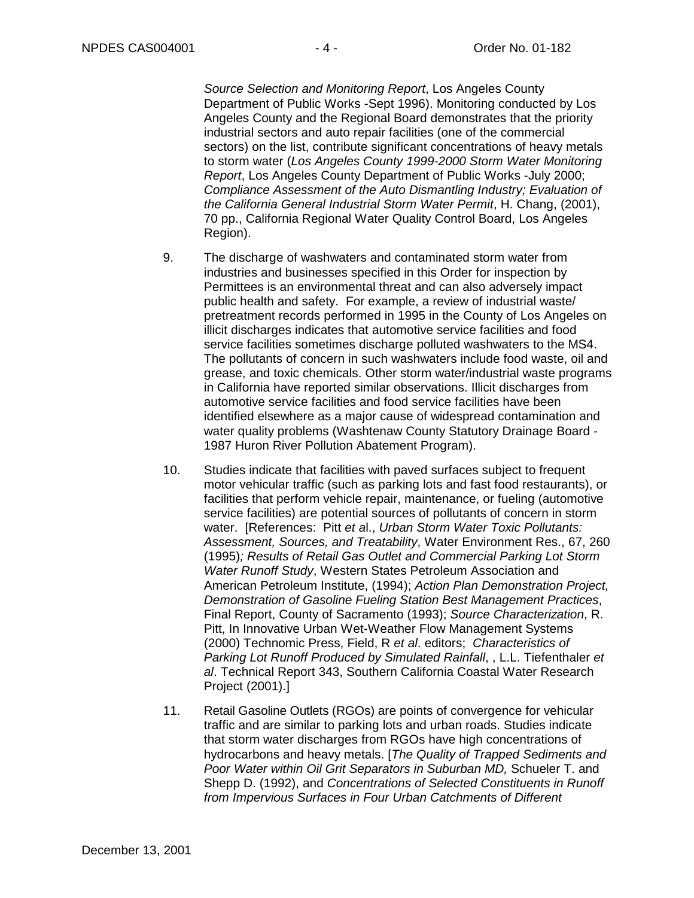*Source Selection and Monitoring Report*, Los Angeles County Department of Public Works -Sept 1996). Monitoring conducted by Los Angeles County and the Regional Board demonstrates that the priority industrial sectors and auto repair facilities (one of the commercial sectors) on the list, contribute significant concentrations of heavy metals to storm water (*Los Angeles County 1999-2000 Storm Water Monitoring Report*, Los Angeles County Department of Public Works -July 2000; *Compliance Assessment of the Auto Dismantling Industry; Evaluation of the California General Industrial Storm Water Permit*, H. Chang, (2001), 70 pp., California Regional Water Quality Control Board, Los Angeles Region).

9. The discharge of washwaters and contaminated storm water from industries and businesses specified in this Order for inspection by Permittees is an environmental threat and can also adversely impact public health and safety. For example, a review of industrial waste/ pretreatment records performed in 1995 in the County of Los Angeles on illicit discharges indicates that automotive service facilities and food service facilities sometimes discharge polluted washwaters to the MS4. The pollutants of concern in such washwaters include food waste, oil and grease, and toxic chemicals. Other storm water/industrial waste programs in California have reported similar observations. Illicit discharges from automotive service facilities and food service facilities have been identified elsewhere as a major cause of widespread contamination and water quality problems (Washtenaw County Statutory Drainage Board - 1987 Huron River Pollution Abatement Program).

10. Studies indicate that facilities with paved surfaces subject to frequent motor vehicular traffic (such as parking lots and fast food restaurants), or facilities that perform vehicle repair, maintenance, or fueling (automotive service facilities) are potential sources of pollutants of concern in storm water. [References: Pitt *et a*l., *Urban Storm Water Toxic Pollutants: Assessment, Sources, and Treatability*, Water Environment Res., 67, 260 (1995)*; Results of Retail Gas Outlet and Commercial Parking Lot Storm Water Runoff Study*, Western States Petroleum Association and American Petroleum Institute, (1994); *Action Plan Demonstration Project, Demonstration of Gasoline Fueling Station Best Management Practices*, Final Report, County of Sacramento (1993); *Source Characterization*, R. Pitt, In Innovative Urban Wet-Weather Flow Management Systems (2000) Technomic Press, Field, R *et al*. editors; *Characteristics of Parking Lot Runoff Produced by Simulated Rainfall*, , L.L. Tiefenthaler *et al*. Technical Report 343, Southern California Coastal Water Research Project (2001).]

11. Retail Gasoline Outlets (RGOs) are points of convergence for vehicular traffic and are similar to parking lots and urban roads. Studies indicate that storm water discharges from RGOs have high concentrations of hydrocarbons and heavy metals. [*The Quality of Trapped Sediments and Poor Water within Oil Grit Separators in Suburban MD,* Schueler T. and Shepp D. (1992), and *Concentrations of Selected Constituents in Runoff from Impervious Surfaces in Four Urban Catchments of Different*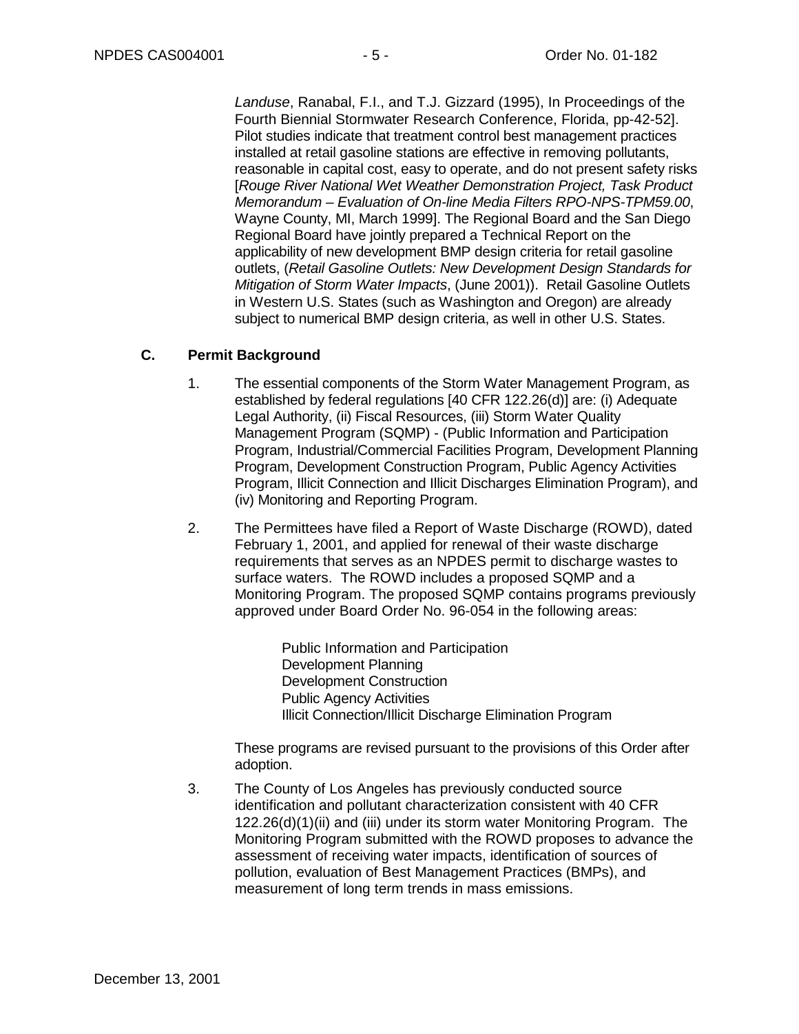*Landuse*, Ranabal, F.I., and T.J. Gizzard (1995), In Proceedings of the Fourth Biennial Stormwater Research Conference, Florida, pp-42-52]. Pilot studies indicate that treatment control best management practices installed at retail gasoline stations are effective in removing pollutants, reasonable in capital cost, easy to operate, and do not present safety risks [*Rouge River National Wet Weather Demonstration Project, Task Product Memorandum – Evaluation of On-line Media Filters RPO-NPS-TPM59.00*, Wayne County, MI, March 1999]. The Regional Board and the San Diego Regional Board have jointly prepared a Technical Report on the applicability of new development BMP design criteria for retail gasoline outlets, (*Retail Gasoline Outlets: New Development Design Standards for Mitigation of Storm Water Impacts*, (June 2001)). Retail Gasoline Outlets in Western U.S. States (such as Washington and Oregon) are already subject to numerical BMP design criteria, as well in other U.S. States.

## C. Permit Background

1. The essential components of the Storm Water Management Program, as established by federal regulations [40 CFR 122.26(d)] are: (i) Adequate Legal Authority, (ii) Fiscal Resources, (iii) Storm Water Quality Management Program (SQMP) - (Public Information and Participation Program, Industrial/Commercial Facilities Program, Development Planning Program, Development Construction Program, Public Agency Activities Program, Illicit Connection and Illicit Discharges Elimination Program), and (iv) Monitoring and Reporting Program.

2. The Permittees have filed a Report of Waste Discharge (ROWD), dated February 1, 2001, and applied for renewal of their waste discharge requirements that serves as an NPDES permit to discharge wastes to surface waters. The ROWD includes a proposed SQMP and a Monitoring Program. The proposed SQMP contains programs previously approved under Board Order No. 96-054 in the following areas:

   Public Information and Participation
   Development Planning
   Development Construction
   Public Agency Activities
   Illicit Connection/Illicit Discharge Elimination Program

   These programs are revised pursuant to the provisions of this Order after adoption.

3. The County of Los Angeles has previously conducted source identification and pollutant characterization consistent with 40 CFR 122.26(d)(1)(ii) and (iii) under its storm water Monitoring Program. The Monitoring Program submitted with the ROWD proposes to advance the assessment of receiving water impacts, identification of sources of pollution, evaluation of Best Management Practices (BMPs), and measurement of long term trends in mass emissions.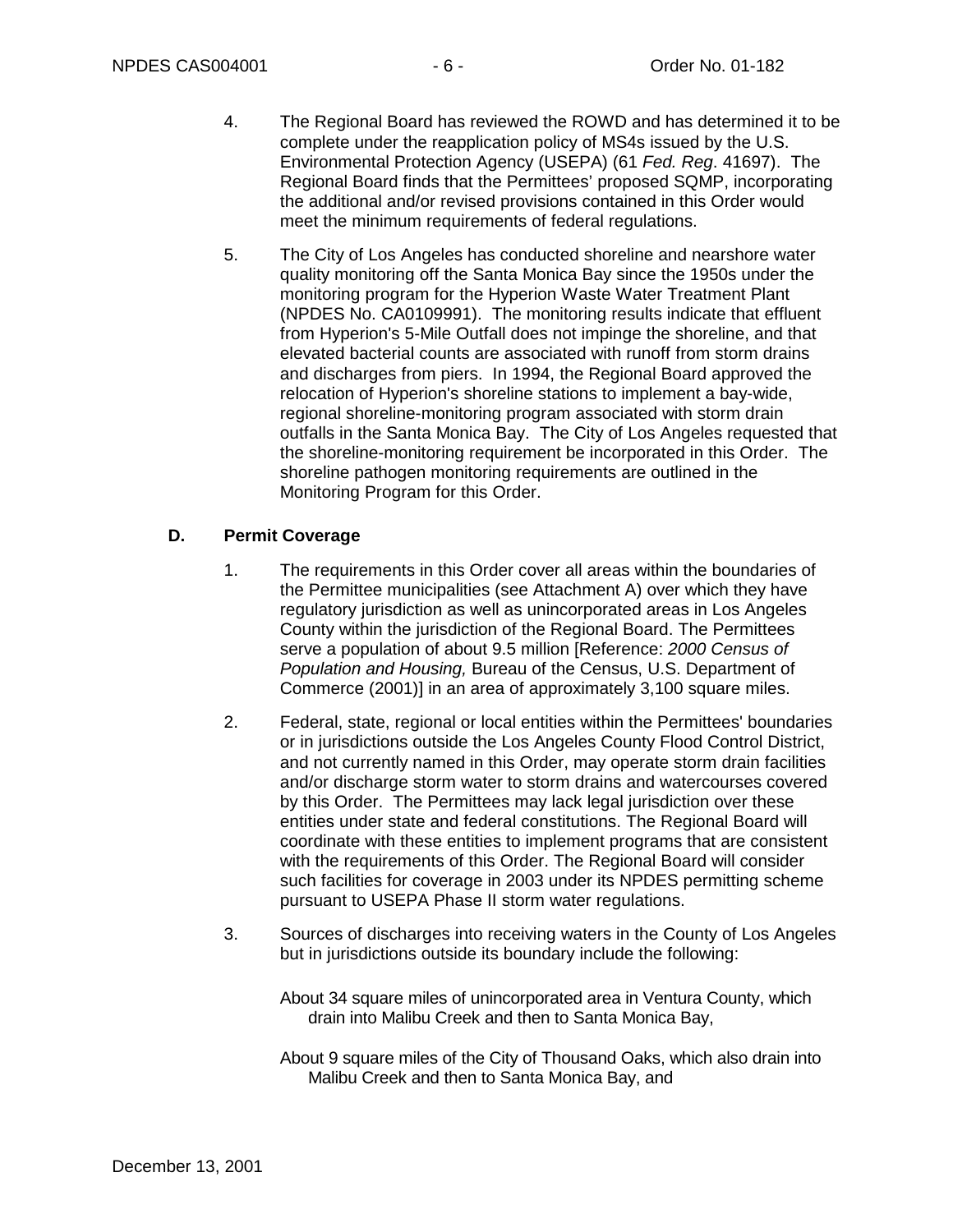4. The Regional Board has reviewed the ROWD and has determined it to be complete under the reapplication policy of MS4s issued by the U.S. Environmental Protection Agency (USEPA) (61 *Fed. Reg*. 41697). The Regional Board finds that the Permittees' proposed SQMP, incorporating the additional and/or revised provisions contained in this Order would meet the minimum requirements of federal regulations.

5. The City of Los Angeles has conducted shoreline and nearshore water quality monitoring off the Santa Monica Bay since the 1950s under the monitoring program for the Hyperion Waste Water Treatment Plant (NPDES No. CA0109991). The monitoring results indicate that effluent from Hyperion's 5-Mile Outfall does not impinge the shoreline, and that elevated bacterial counts are associated with runoff from storm drains and discharges from piers. In 1994, the Regional Board approved the relocation of Hyperion's shoreline stations to implement a bay-wide, regional shoreline-monitoring program associated with storm drain outfalls in the Santa Monica Bay. The City of Los Angeles requested that the shoreline-monitoring requirement be incorporated in this Order. The shoreline pathogen monitoring requirements are outlined in the Monitoring Program for this Order.

**D. Permit Coverage**

1. The requirements in this Order cover all areas within the boundaries of the Permittee municipalities (see Attachment A) over which they have regulatory jurisdiction as well as unincorporated areas in Los Angeles County within the jurisdiction of the Regional Board. The Permittees serve a population of about 9.5 million [Reference: *2000 Census of Population and Housing,* Bureau of the Census, U.S. Department of Commerce (2001)] in an area of approximately 3,100 square miles.

2. Federal, state, regional or local entities within the Permittees' boundaries or in jurisdictions outside the Los Angeles County Flood Control District, and not currently named in this Order, may operate storm drain facilities and/or discharge storm water to storm drains and watercourses covered by this Order. The Permittees may lack legal jurisdiction over these entities under state and federal constitutions. The Regional Board will coordinate with these entities to implement programs that are consistent with the requirements of this Order. The Regional Board will consider such facilities for coverage in 2003 under its NPDES permitting scheme pursuant to USEPA Phase II storm water regulations.

3. Sources of discharges into receiving waters in the County of Los Angeles but in jurisdictions outside its boundary include the following:

   About 34 square miles of unincorporated area in Ventura County, which drain into Malibu Creek and then to Santa Monica Bay,

   About 9 square miles of the City of Thousand Oaks, which also drain into Malibu Creek and then to Santa Monica Bay, and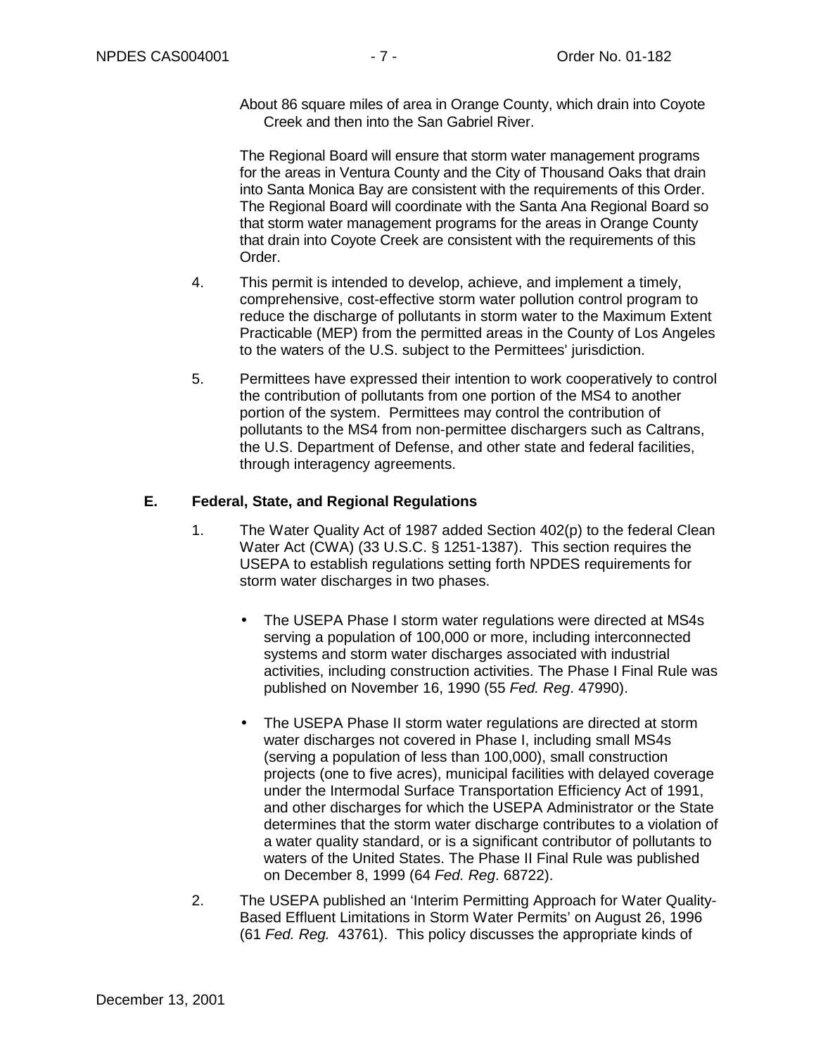About 86 square miles of area in Orange County, which drain into Coyote Creek and then into the San Gabriel River.

The Regional Board will ensure that storm water management programs for the areas in Ventura County and the City of Thousand Oaks that drain into Santa Monica Bay are consistent with the requirements of this Order. The Regional Board will coordinate with the Santa Ana Regional Board so that storm water management programs for the areas in Orange County that drain into Coyote Creek are consistent with the requirements of this Order.

4. This permit is intended to develop, achieve, and implement a timely, comprehensive, cost-effective storm water pollution control program to reduce the discharge of pollutants in storm water to the Maximum Extent Practicable (MEP) from the permitted areas in the County of Los Angeles to the waters of the U.S. subject to the Permittees' jurisdiction.

5. Permittees have expressed their intention to work cooperatively to control the contribution of pollutants from one portion of the MS4 to another portion of the system. Permittees may control the contribution of pollutants to the MS4 from non-permittee dischargers such as Caltrans, the U.S. Department of Defense, and other state and federal facilities, through interagency agreements.

## E. Federal, State, and Regional Regulations

1. The Water Quality Act of 1987 added Section 402(p) to the federal Clean Water Act (CWA) (33 U.S.C. § 1251-1387). This section requires the USEPA to establish regulations setting forth NPDES requirements for storm water discharges in two phases.

   - The USEPA Phase I storm water regulations were directed at MS4s serving a population of 100,000 or more, including interconnected systems and storm water discharges associated with industrial activities, including construction activities. The Phase I Final Rule was published on November 16, 1990 (55 *Fed. Reg*. 47990).

   - The USEPA Phase II storm water regulations are directed at storm water discharges not covered in Phase I, including small MS4s (serving a population of less than 100,000), small construction projects (one to five acres), municipal facilities with delayed coverage under the Intermodal Surface Transportation Efficiency Act of 1991, and other discharges for which the USEPA Administrator or the State determines that the storm water discharge contributes to a violation of a water quality standard, or is a significant contributor of pollutants to waters of the United States. The Phase II Final Rule was published on December 8, 1999 (64 *Fed. Reg*. 68722).

2. The USEPA published an 'Interim Permitting Approach for Water Quality-Based Effluent Limitations in Storm Water Permits' on August 26, 1996 (61 *Fed. Reg.* 43761). This policy discusses the appropriate kinds of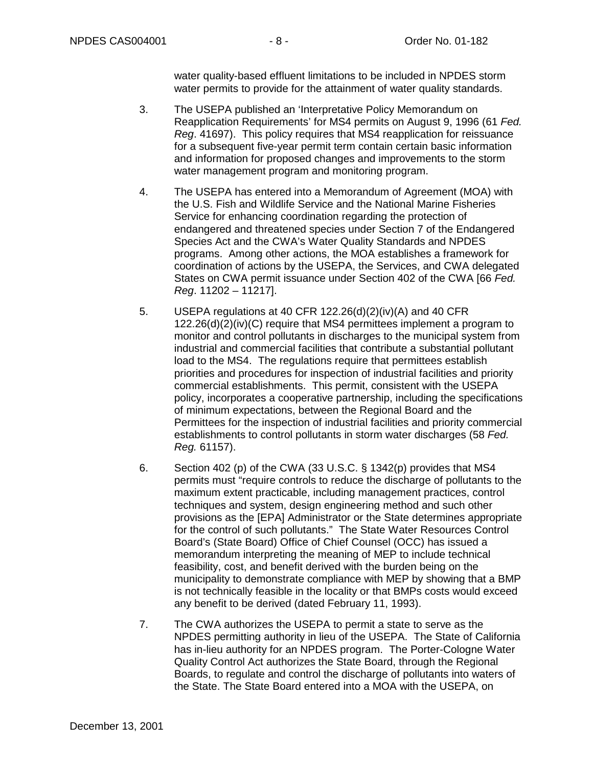water quality-based effluent limitations to be included in NPDES storm water permits to provide for the attainment of water quality standards.

3. The USEPA published an 'Interpretative Policy Memorandum on Reapplication Requirements' for MS4 permits on August 9, 1996 (61 *Fed. Reg*. 41697). This policy requires that MS4 reapplication for reissuance for a subsequent five-year permit term contain certain basic information and information for proposed changes and improvements to the storm water management program and monitoring program.

4. The USEPA has entered into a Memorandum of Agreement (MOA) with the U.S. Fish and Wildlife Service and the National Marine Fisheries Service for enhancing coordination regarding the protection of endangered and threatened species under Section 7 of the Endangered Species Act and the CWA's Water Quality Standards and NPDES programs. Among other actions, the MOA establishes a framework for coordination of actions by the USEPA, the Services, and CWA delegated States on CWA permit issuance under Section 402 of the CWA [66 *Fed. Reg*. 11202 – 11217].

5. USEPA regulations at 40 CFR 122.26(d)(2)(iv)(A) and 40 CFR 122.26(d)(2)(iv)(C) require that MS4 permittees implement a program to monitor and control pollutants in discharges to the municipal system from industrial and commercial facilities that contribute a substantial pollutant load to the MS4. The regulations require that permittees establish priorities and procedures for inspection of industrial facilities and priority commercial establishments. This permit, consistent with the USEPA policy, incorporates a cooperative partnership, including the specifications of minimum expectations, between the Regional Board and the Permittees for the inspection of industrial facilities and priority commercial establishments to control pollutants in storm water discharges (58 *Fed. Reg.* 61157).

6. Section 402 (p) of the CWA (33 U.S.C. § 1342(p) provides that MS4 permits must "require controls to reduce the discharge of pollutants to the maximum extent practicable, including management practices, control techniques and system, design engineering method and such other provisions as the [EPA] Administrator or the State determines appropriate for the control of such pollutants." The State Water Resources Control Board's (State Board) Office of Chief Counsel (OCC) has issued a memorandum interpreting the meaning of MEP to include technical feasibility, cost, and benefit derived with the burden being on the municipality to demonstrate compliance with MEP by showing that a BMP is not technically feasible in the locality or that BMPs costs would exceed any benefit to be derived (dated February 11, 1993).

7. The CWA authorizes the USEPA to permit a state to serve as the NPDES permitting authority in lieu of the USEPA. The State of California has in-lieu authority for an NPDES program. The Porter-Cologne Water Quality Control Act authorizes the State Board, through the Regional Boards, to regulate and control the discharge of pollutants into waters of the State. The State Board entered into a MOA with the USEPA, on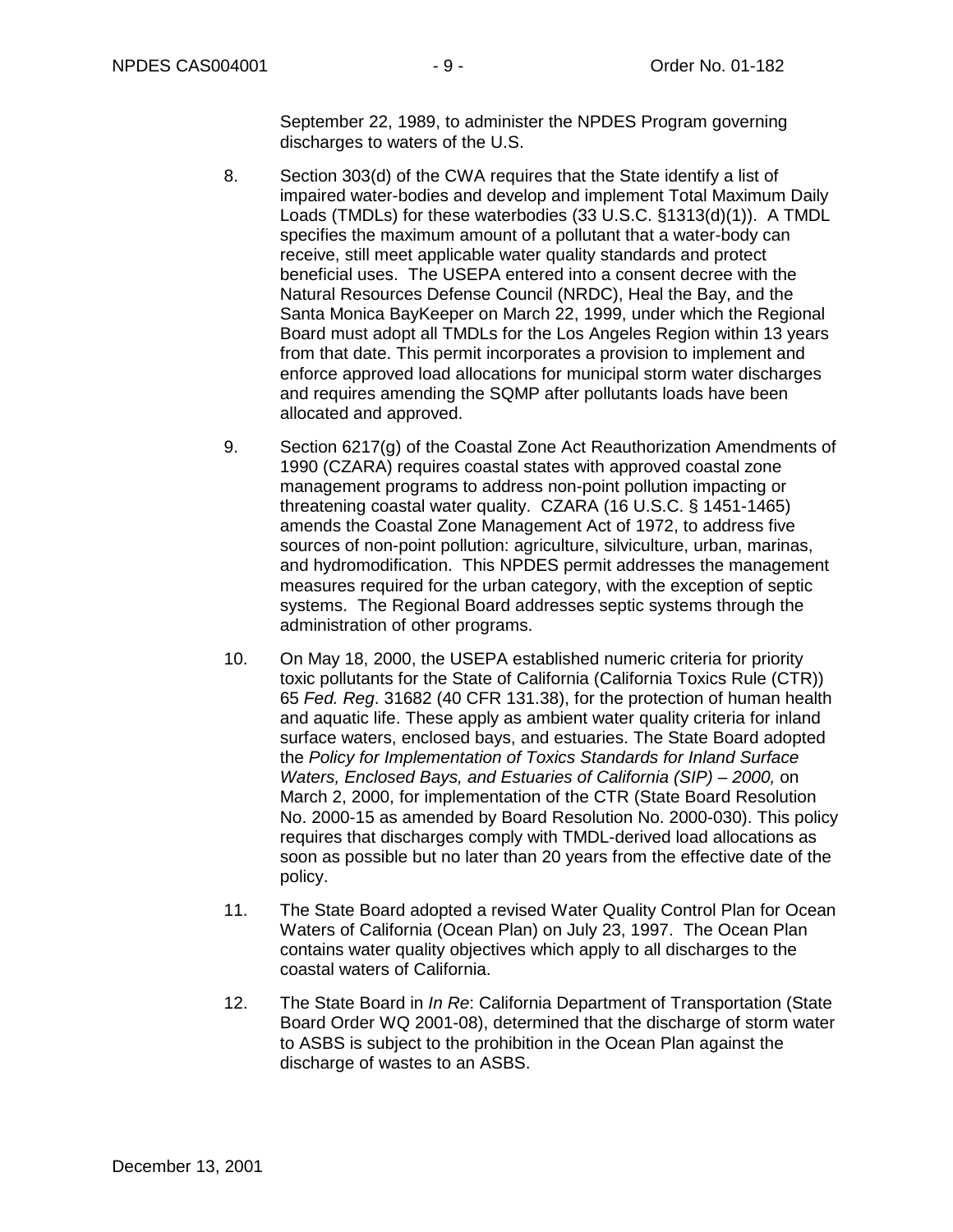September 22, 1989, to administer the NPDES Program governing discharges to waters of the U.S.

8. Section 303(d) of the CWA requires that the State identify a list of impaired water-bodies and develop and implement Total Maximum Daily Loads (TMDLs) for these waterbodies (33 U.S.C. §1313(d)(1)). A TMDL specifies the maximum amount of a pollutant that a water-body can receive, still meet applicable water quality standards and protect beneficial uses. The USEPA entered into a consent decree with the Natural Resources Defense Council (NRDC), Heal the Bay, and the Santa Monica BayKeeper on March 22, 1999, under which the Regional Board must adopt all TMDLs for the Los Angeles Region within 13 years from that date. This permit incorporates a provision to implement and enforce approved load allocations for municipal storm water discharges and requires amending the SQMP after pollutants loads have been allocated and approved.

9. Section 6217(g) of the Coastal Zone Act Reauthorization Amendments of 1990 (CZARA) requires coastal states with approved coastal zone management programs to address non-point pollution impacting or threatening coastal water quality. CZARA (16 U.S.C. § 1451-1465) amends the Coastal Zone Management Act of 1972, to address five sources of non-point pollution: agriculture, silviculture, urban, marinas, and hydromodification. This NPDES permit addresses the management measures required for the urban category, with the exception of septic systems. The Regional Board addresses septic systems through the administration of other programs.

10. On May 18, 2000, the USEPA established numeric criteria for priority toxic pollutants for the State of California (California Toxics Rule (CTR)) 65 *Fed. Reg*. 31682 (40 CFR 131.38), for the protection of human health and aquatic life. These apply as ambient water quality criteria for inland surface waters, enclosed bays, and estuaries. The State Board adopted the *Policy for Implementation of Toxics Standards for Inland Surface Waters, Enclosed Bays, and Estuaries of California (SIP) – 2000,* on March 2, 2000, for implementation of the CTR (State Board Resolution No. 2000-15 as amended by Board Resolution No. 2000-030). This policy requires that discharges comply with TMDL-derived load allocations as soon as possible but no later than 20 years from the effective date of the policy.

11. The State Board adopted a revised Water Quality Control Plan for Ocean Waters of California (Ocean Plan) on July 23, 1997. The Ocean Plan contains water quality objectives which apply to all discharges to the coastal waters of California.

12. The State Board in *In Re*: California Department of Transportation (State Board Order WQ 2001-08), determined that the discharge of storm water to ASBS is subject to the prohibition in the Ocean Plan against the discharge of wastes to an ASBS.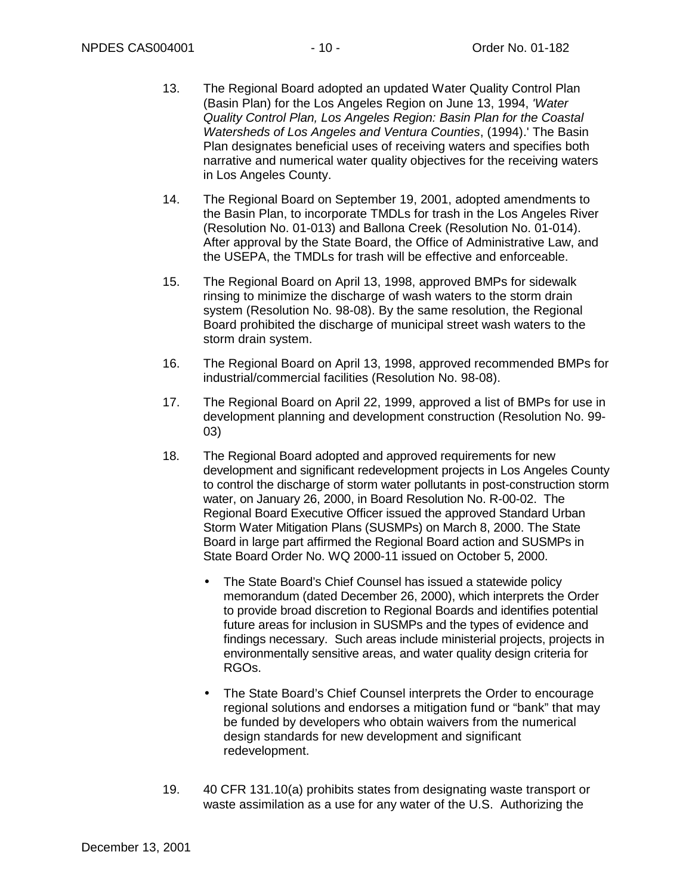13. The Regional Board adopted an updated Water Quality Control Plan (Basin Plan) for the Los Angeles Region on June 13, 1994, *'Water Quality Control Plan, Los Angeles Region: Basin Plan for the Coastal Watersheds of Los Angeles and Ventura Counties*, (1994).' The Basin Plan designates beneficial uses of receiving waters and specifies both narrative and numerical water quality objectives for the receiving waters in Los Angeles County.

14. The Regional Board on September 19, 2001, adopted amendments to the Basin Plan, to incorporate TMDLs for trash in the Los Angeles River (Resolution No. 01-013) and Ballona Creek (Resolution No. 01-014). After approval by the State Board, the Office of Administrative Law, and the USEPA, the TMDLs for trash will be effective and enforceable.

15. The Regional Board on April 13, 1998, approved BMPs for sidewalk rinsing to minimize the discharge of wash waters to the storm drain system (Resolution No. 98-08). By the same resolution, the Regional Board prohibited the discharge of municipal street wash waters to the storm drain system.

16. The Regional Board on April 13, 1998, approved recommended BMPs for industrial/commercial facilities (Resolution No. 98-08).

17. The Regional Board on April 22, 1999, approved a list of BMPs for use in development planning and development construction (Resolution No. 99-03)

18. The Regional Board adopted and approved requirements for new development and significant redevelopment projects in Los Angeles County to control the discharge of storm water pollutants in post-construction storm water, on January 26, 2000, in Board Resolution No. R-00-02. The Regional Board Executive Officer issued the approved Standard Urban Storm Water Mitigation Plans (SUSMPs) on March 8, 2000. The State Board in large part affirmed the Regional Board action and SUSMPs in State Board Order No. WQ 2000-11 issued on October 5, 2000.

    - The State Board's Chief Counsel has issued a statewide policy memorandum (dated December 26, 2000), which interprets the Order to provide broad discretion to Regional Boards and identifies potential future areas for inclusion in SUSMPs and the types of evidence and findings necessary. Such areas include ministerial projects, projects in environmentally sensitive areas, and water quality design criteria for RGOs.

    - The State Board's Chief Counsel interprets the Order to encourage regional solutions and endorses a mitigation fund or "bank" that may be funded by developers who obtain waivers from the numerical design standards for new development and significant redevelopment.

19. 40 CFR 131.10(a) prohibits states from designating waste transport or waste assimilation as a use for any water of the U.S. Authorizing the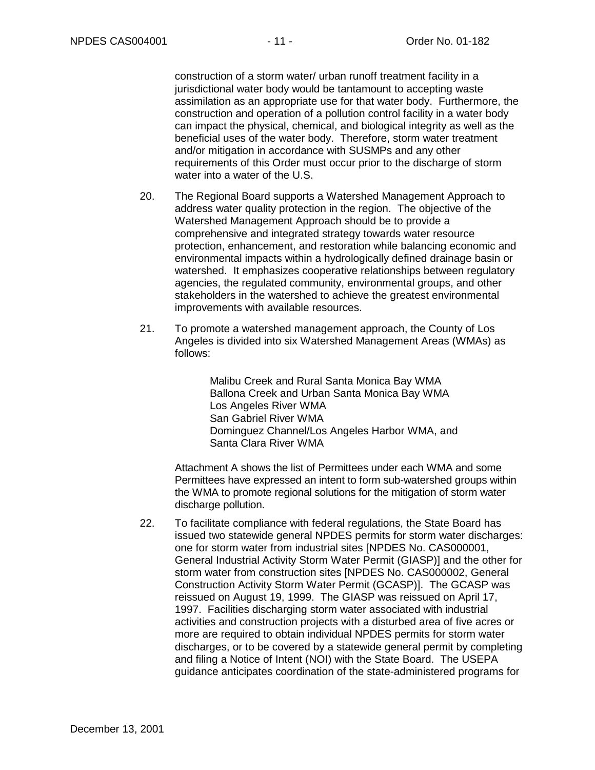construction of a storm water/ urban runoff treatment facility in a jurisdictional water body would be tantamount to accepting waste assimilation as an appropriate use for that water body. Furthermore, the construction and operation of a pollution control facility in a water body can impact the physical, chemical, and biological integrity as well as the beneficial uses of the water body. Therefore, storm water treatment and/or mitigation in accordance with SUSMPs and any other requirements of this Order must occur prior to the discharge of storm water into a water of the U.S.

20. The Regional Board supports a Watershed Management Approach to address water quality protection in the region. The objective of the Watershed Management Approach should be to provide a comprehensive and integrated strategy towards water resource protection, enhancement, and restoration while balancing economic and environmental impacts within a hydrologically defined drainage basin or watershed. It emphasizes cooperative relationships between regulatory agencies, the regulated community, environmental groups, and other stakeholders in the watershed to achieve the greatest environmental improvements with available resources.

21. To promote a watershed management approach, the County of Los Angeles is divided into six Watershed Management Areas (WMAs) as follows:

    Malibu Creek and Rural Santa Monica Bay WMA
    Ballona Creek and Urban Santa Monica Bay WMA
    Los Angeles River WMA
    San Gabriel River WMA
    Dominguez Channel/Los Angeles Harbor WMA, and
    Santa Clara River WMA

    Attachment A shows the list of Permittees under each WMA and some Permittees have expressed an intent to form sub-watershed groups within the WMA to promote regional solutions for the mitigation of storm water discharge pollution.

22. To facilitate compliance with federal regulations, the State Board has issued two statewide general NPDES permits for storm water discharges: one for storm water from industrial sites [NPDES No. CAS000001, General Industrial Activity Storm Water Permit (GIASP)] and the other for storm water from construction sites [NPDES No. CAS000002, General Construction Activity Storm Water Permit (GCASP)]. The GCASP was reissued on August 19, 1999. The GIASP was reissued on April 17, 1997. Facilities discharging storm water associated with industrial activities and construction projects with a disturbed area of five acres or more are required to obtain individual NPDES permits for storm water discharges, or to be covered by a statewide general permit by completing and filing a Notice of Intent (NOI) with the State Board. The USEPA guidance anticipates coordination of the state-administered programs for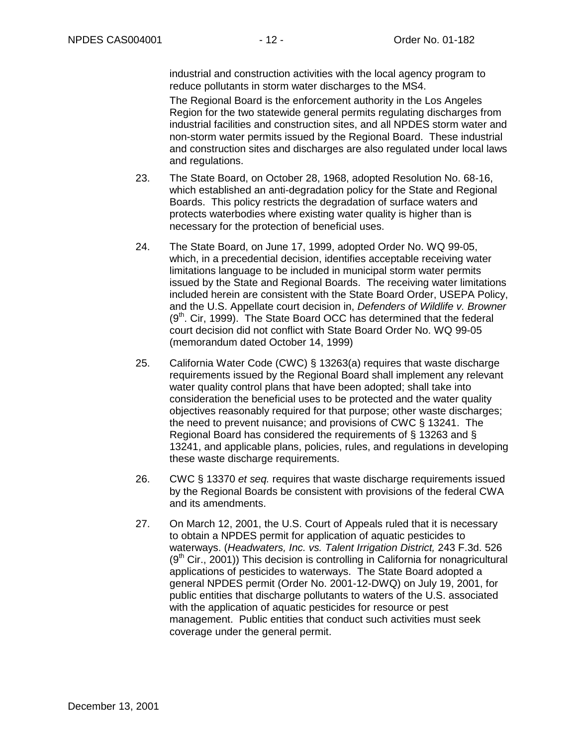industrial and construction activities with the local agency program to reduce pollutants in storm water discharges to the MS4.

The Regional Board is the enforcement authority in the Los Angeles Region for the two statewide general permits regulating discharges from industrial facilities and construction sites, and all NPDES storm water and non-storm water permits issued by the Regional Board. These industrial and construction sites and discharges are also regulated under local laws and regulations.

23. The State Board, on October 28, 1968, adopted Resolution No. 68-16, which established an anti-degradation policy for the State and Regional Boards. This policy restricts the degradation of surface waters and protects waterbodies where existing water quality is higher than is necessary for the protection of beneficial uses.

24. The State Board, on June 17, 1999, adopted Order No. WQ 99-05, which, in a precedential decision, identifies acceptable receiving water limitations language to be included in municipal storm water permits issued by the State and Regional Boards. The receiving water limitations included herein are consistent with the State Board Order, USEPA Policy, and the U.S. Appellate court decision in, *Defenders of Wildlife v. Browner* (9th. Cir, 1999). The State Board OCC has determined that the federal court decision did not conflict with State Board Order No. WQ 99-05 (memorandum dated October 14, 1999)

25. California Water Code (CWC) § 13263(a) requires that waste discharge requirements issued by the Regional Board shall implement any relevant water quality control plans that have been adopted; shall take into consideration the beneficial uses to be protected and the water quality objectives reasonably required for that purpose; other waste discharges; the need to prevent nuisance; and provisions of CWC § 13241. The Regional Board has considered the requirements of § 13263 and § 13241, and applicable plans, policies, rules, and regulations in developing these waste discharge requirements.

26. CWC § 13370 *et seq.* requires that waste discharge requirements issued by the Regional Boards be consistent with provisions of the federal CWA and its amendments.

27. On March 12, 2001, the U.S. Court of Appeals ruled that it is necessary to obtain a NPDES permit for application of aquatic pesticides to waterways. (*Headwaters, Inc. vs. Talent Irrigation District,* 243 F.3d. 526 (9th Cir., 2001)) This decision is controlling in California for nonagricultural applications of pesticides to waterways. The State Board adopted a general NPDES permit (Order No. 2001-12-DWQ) on July 19, 2001, for public entities that discharge pollutants to waters of the U.S. associated with the application of aquatic pesticides for resource or pest management. Public entities that conduct such activities must seek coverage under the general permit.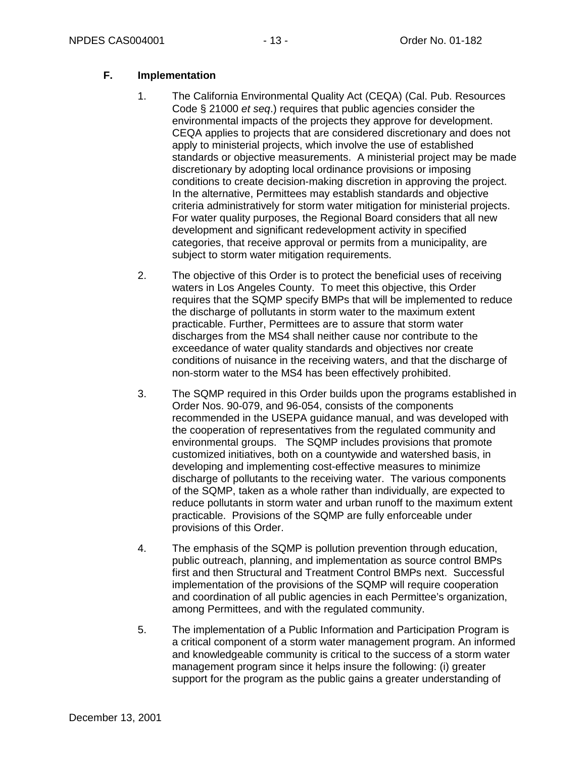## F. Implementation

1. The California Environmental Quality Act (CEQA) (Cal. Pub. Resources Code § 21000 *et seq*.) requires that public agencies consider the environmental impacts of the projects they approve for development. CEQA applies to projects that are considered discretionary and does not apply to ministerial projects, which involve the use of established standards or objective measurements. A ministerial project may be made discretionary by adopting local ordinance provisions or imposing conditions to create decision-making discretion in approving the project. In the alternative, Permittees may establish standards and objective criteria administratively for storm water mitigation for ministerial projects. For water quality purposes, the Regional Board considers that all new development and significant redevelopment activity in specified categories, that receive approval or permits from a municipality, are subject to storm water mitigation requirements.

2. The objective of this Order is to protect the beneficial uses of receiving waters in Los Angeles County. To meet this objective, this Order requires that the SQMP specify BMPs that will be implemented to reduce the discharge of pollutants in storm water to the maximum extent practicable. Further, Permittees are to assure that storm water discharges from the MS4 shall neither cause nor contribute to the exceedance of water quality standards and objectives nor create conditions of nuisance in the receiving waters, and that the discharge of non-storm water to the MS4 has been effectively prohibited.

3. The SQMP required in this Order builds upon the programs established in Order Nos. 90-079, and 96-054, consists of the components recommended in the USEPA guidance manual, and was developed with the cooperation of representatives from the regulated community and environmental groups. The SQMP includes provisions that promote customized initiatives, both on a countywide and watershed basis, in developing and implementing cost-effective measures to minimize discharge of pollutants to the receiving water. The various components of the SQMP, taken as a whole rather than individually, are expected to reduce pollutants in storm water and urban runoff to the maximum extent practicable. Provisions of the SQMP are fully enforceable under provisions of this Order.

4. The emphasis of the SQMP is pollution prevention through education, public outreach, planning, and implementation as source control BMPs first and then Structural and Treatment Control BMPs next. Successful implementation of the provisions of the SQMP will require cooperation and coordination of all public agencies in each Permittee's organization, among Permittees, and with the regulated community.

5. The implementation of a Public Information and Participation Program is a critical component of a storm water management program. An informed and knowledgeable community is critical to the success of a storm water management program since it helps insure the following: (i) greater support for the program as the public gains a greater understanding of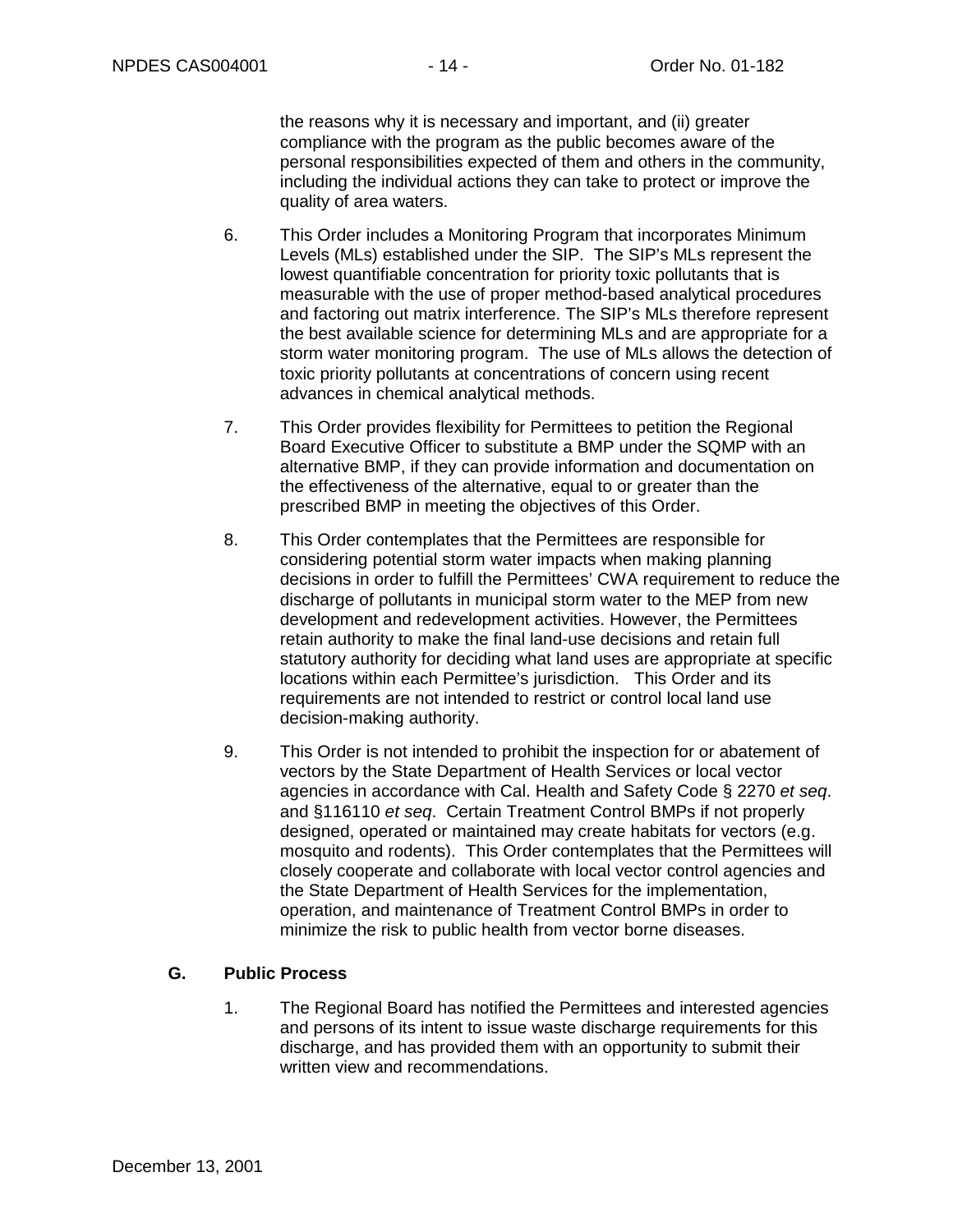the reasons why it is necessary and important, and (ii) greater compliance with the program as the public becomes aware of the personal responsibilities expected of them and others in the community, including the individual actions they can take to protect or improve the quality of area waters.

6. This Order includes a Monitoring Program that incorporates Minimum Levels (MLs) established under the SIP. The SIP's MLs represent the lowest quantifiable concentration for priority toxic pollutants that is measurable with the use of proper method-based analytical procedures and factoring out matrix interference. The SIP's MLs therefore represent the best available science for determining MLs and are appropriate for a storm water monitoring program. The use of MLs allows the detection of toxic priority pollutants at concentrations of concern using recent advances in chemical analytical methods.

7. This Order provides flexibility for Permittees to petition the Regional Board Executive Officer to substitute a BMP under the SQMP with an alternative BMP, if they can provide information and documentation on the effectiveness of the alternative, equal to or greater than the prescribed BMP in meeting the objectives of this Order.

8. This Order contemplates that the Permittees are responsible for considering potential storm water impacts when making planning decisions in order to fulfill the Permittees' CWA requirement to reduce the discharge of pollutants in municipal storm water to the MEP from new development and redevelopment activities. However, the Permittees retain authority to make the final land-use decisions and retain full statutory authority for deciding what land uses are appropriate at specific locations within each Permittee's jurisdiction. This Order and its requirements are not intended to restrict or control local land use decision-making authority.

9. This Order is not intended to prohibit the inspection for or abatement of vectors by the State Department of Health Services or local vector agencies in accordance with Cal. Health and Safety Code § 2270 *et seq*. and §116110 *et seq*. Certain Treatment Control BMPs if not properly designed, operated or maintained may create habitats for vectors (e.g. mosquito and rodents). This Order contemplates that the Permittees will closely cooperate and collaborate with local vector control agencies and the State Department of Health Services for the implementation, operation, and maintenance of Treatment Control BMPs in order to minimize the risk to public health from vector borne diseases.

## G. Public Process

1. The Regional Board has notified the Permittees and interested agencies and persons of its intent to issue waste discharge requirements for this discharge, and has provided them with an opportunity to submit their written view and recommendations.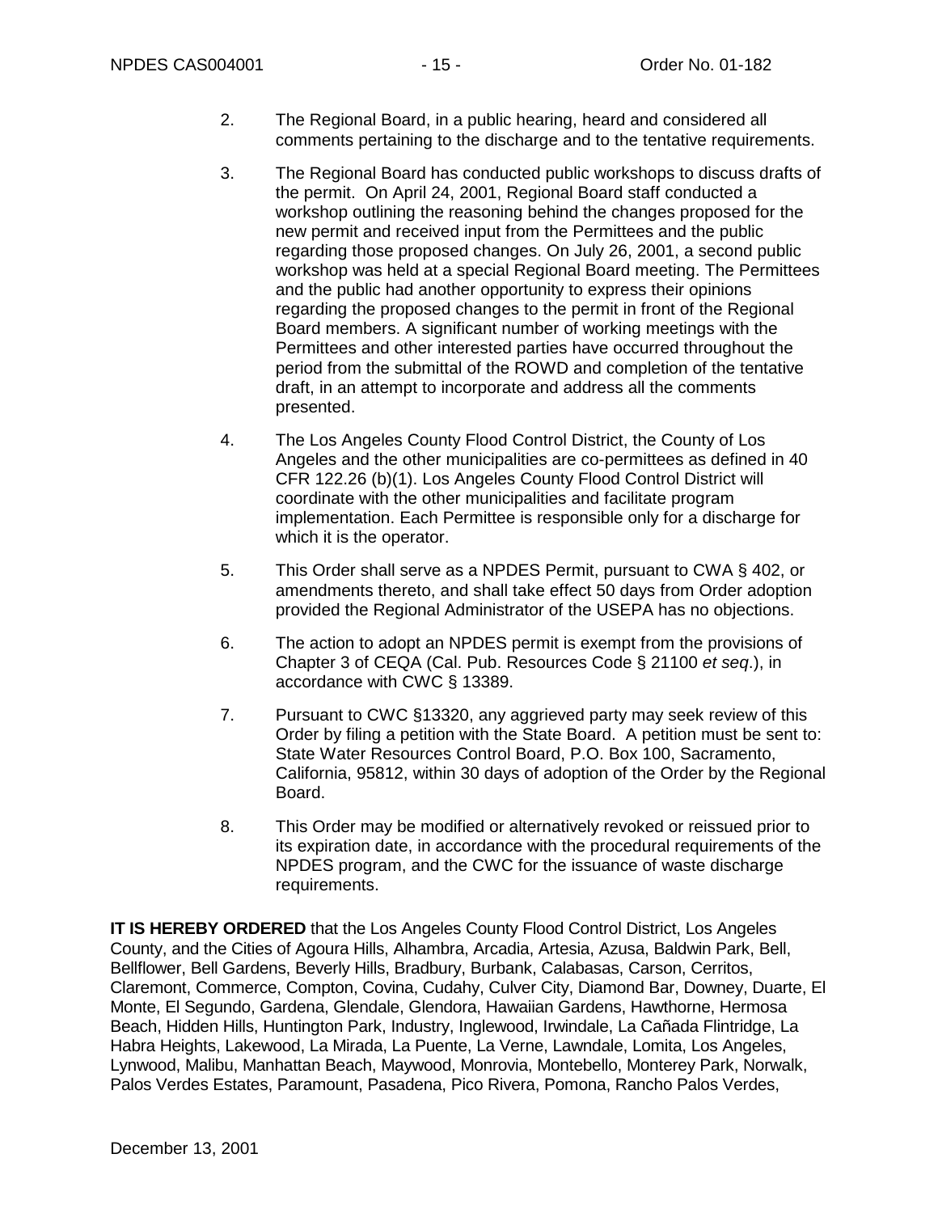2. The Regional Board, in a public hearing, heard and considered all comments pertaining to the discharge and to the tentative requirements.

3. The Regional Board has conducted public workshops to discuss drafts of the permit. On April 24, 2001, Regional Board staff conducted a workshop outlining the reasoning behind the changes proposed for the new permit and received input from the Permittees and the public regarding those proposed changes. On July 26, 2001, a second public workshop was held at a special Regional Board meeting. The Permittees and the public had another opportunity to express their opinions regarding the proposed changes to the permit in front of the Regional Board members. A significant number of working meetings with the Permittees and other interested parties have occurred throughout the period from the submittal of the ROWD and completion of the tentative draft, in an attempt to incorporate and address all the comments presented.

4. The Los Angeles County Flood Control District, the County of Los Angeles and the other municipalities are co-permittees as defined in 40 CFR 122.26 (b)(1). Los Angeles County Flood Control District will coordinate with the other municipalities and facilitate program implementation. Each Permittee is responsible only for a discharge for which it is the operator.

5. This Order shall serve as a NPDES Permit, pursuant to CWA § 402, or amendments thereto, and shall take effect 50 days from Order adoption provided the Regional Administrator of the USEPA has no objections.

6. The action to adopt an NPDES permit is exempt from the provisions of Chapter 3 of CEQA (Cal. Pub. Resources Code § 21100 *et seq*.), in accordance with CWC § 13389.

7. Pursuant to CWC §13320, any aggrieved party may seek review of this Order by filing a petition with the State Board. A petition must be sent to: State Water Resources Control Board, P.O. Box 100, Sacramento, California, 95812, within 30 days of adoption of the Order by the Regional Board.

8. This Order may be modified or alternatively revoked or reissued prior to its expiration date, in accordance with the procedural requirements of the NPDES program, and the CWC for the issuance of waste discharge requirements.

**IT IS HEREBY ORDERED** that the Los Angeles County Flood Control District, Los Angeles County, and the Cities of Agoura Hills, Alhambra, Arcadia, Artesia, Azusa, Baldwin Park, Bell, Bellflower, Bell Gardens, Beverly Hills, Bradbury, Burbank, Calabasas, Carson, Cerritos, Claremont, Commerce, Compton, Covina, Cudahy, Culver City, Diamond Bar, Downey, Duarte, El Monte, El Segundo, Gardena, Glendale, Glendora, Hawaiian Gardens, Hawthorne, Hermosa Beach, Hidden Hills, Huntington Park, Industry, Inglewood, Irwindale, La Cañada Flintridge, La Habra Heights, Lakewood, La Mirada, La Puente, La Verne, Lawndale, Lomita, Los Angeles, Lynwood, Malibu, Manhattan Beach, Maywood, Monrovia, Montebello, Monterey Park, Norwalk, Palos Verdes Estates, Paramount, Pasadena, Pico Rivera, Pomona, Rancho Palos Verdes,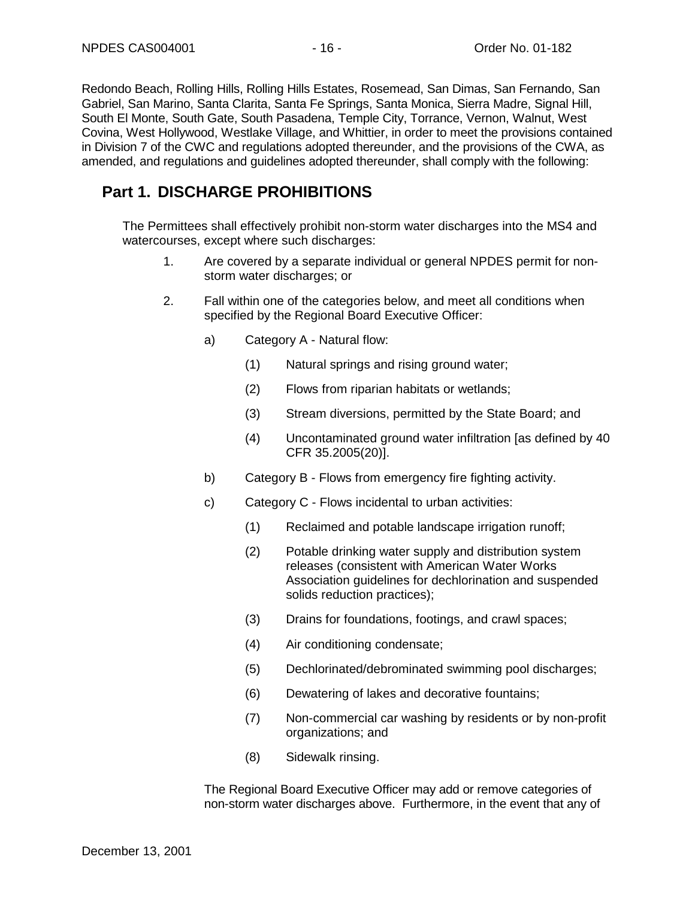Redondo Beach, Rolling Hills, Rolling Hills Estates, Rosemead, San Dimas, San Fernando, San Gabriel, San Marino, Santa Clarita, Santa Fe Springs, Santa Monica, Sierra Madre, Signal Hill, South El Monte, South Gate, South Pasadena, Temple City, Torrance, Vernon, Walnut, West Covina, West Hollywood, Westlake Village, and Whittier, in order to meet the provisions contained in Division 7 of the CWC and regulations adopted thereunder, and the provisions of the CWA, as amended, and regulations and guidelines adopted thereunder, shall comply with the following:

## Part 1. DISCHARGE PROHIBITIONS

The Permittees shall effectively prohibit non-storm water discharges into the MS4 and watercourses, except where such discharges:

1. Are covered by a separate individual or general NPDES permit for non-storm water discharges; or

2. Fall within one of the categories below, and meet all conditions when specified by the Regional Board Executive Officer:

   a) Category A - Natural flow:

      (1) Natural springs and rising ground water;

      (2) Flows from riparian habitats or wetlands;

      (3) Stream diversions, permitted by the State Board; and

      (4) Uncontaminated ground water infiltration [as defined by 40 CFR 35.2005(20)].

   b) Category B - Flows from emergency fire fighting activity.

   c) Category C - Flows incidental to urban activities:

      (1) Reclaimed and potable landscape irrigation runoff;

      (2) Potable drinking water supply and distribution system releases (consistent with American Water Works Association guidelines for dechlorination and suspended solids reduction practices);

      (3) Drains for foundations, footings, and crawl spaces;

      (4) Air conditioning condensate;

      (5) Dechlorinated/debrominated swimming pool discharges;

      (6) Dewatering of lakes and decorative fountains;

      (7) Non-commercial car washing by residents or by non-profit organizations; and

      (8) Sidewalk rinsing.

   The Regional Board Executive Officer may add or remove categories of non-storm water discharges above. Furthermore, in the event that any of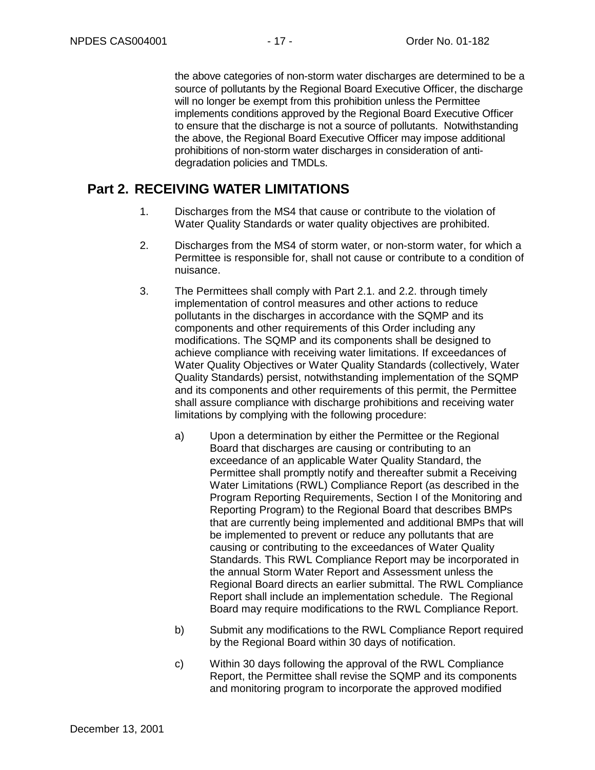the above categories of non-storm water discharges are determined to be a source of pollutants by the Regional Board Executive Officer, the discharge will no longer be exempt from this prohibition unless the Permittee implements conditions approved by the Regional Board Executive Officer to ensure that the discharge is not a source of pollutants. Notwithstanding the above, the Regional Board Executive Officer may impose additional prohibitions of non-storm water discharges in consideration of anti-degradation policies and TMDLs.

## Part 2. RECEIVING WATER LIMITATIONS

1. Discharges from the MS4 that cause or contribute to the violation of Water Quality Standards or water quality objectives are prohibited.

2. Discharges from the MS4 of storm water, or non-storm water, for which a Permittee is responsible for, shall not cause or contribute to a condition of nuisance.

3. The Permittees shall comply with Part 2.1. and 2.2. through timely implementation of control measures and other actions to reduce pollutants in the discharges in accordance with the SQMP and its components and other requirements of this Order including any modifications. The SQMP and its components shall be designed to achieve compliance with receiving water limitations. If exceedances of Water Quality Objectives or Water Quality Standards (collectively, Water Quality Standards) persist, notwithstanding implementation of the SQMP and its components and other requirements of this permit, the Permittee shall assure compliance with discharge prohibitions and receiving water limitations by complying with the following procedure:

   a) Upon a determination by either the Permittee or the Regional Board that discharges are causing or contributing to an exceedance of an applicable Water Quality Standard, the Permittee shall promptly notify and thereafter submit a Receiving Water Limitations (RWL) Compliance Report (as described in the Program Reporting Requirements, Section I of the Monitoring and Reporting Program) to the Regional Board that describes BMPs that are currently being implemented and additional BMPs that will be implemented to prevent or reduce any pollutants that are causing or contributing to the exceedances of Water Quality Standards. This RWL Compliance Report may be incorporated in the annual Storm Water Report and Assessment unless the Regional Board directs an earlier submittal. The RWL Compliance Report shall include an implementation schedule. The Regional Board may require modifications to the RWL Compliance Report.

   b) Submit any modifications to the RWL Compliance Report required by the Regional Board within 30 days of notification.

   c) Within 30 days following the approval of the RWL Compliance Report, the Permittee shall revise the SQMP and its components and monitoring program to incorporate the approved modified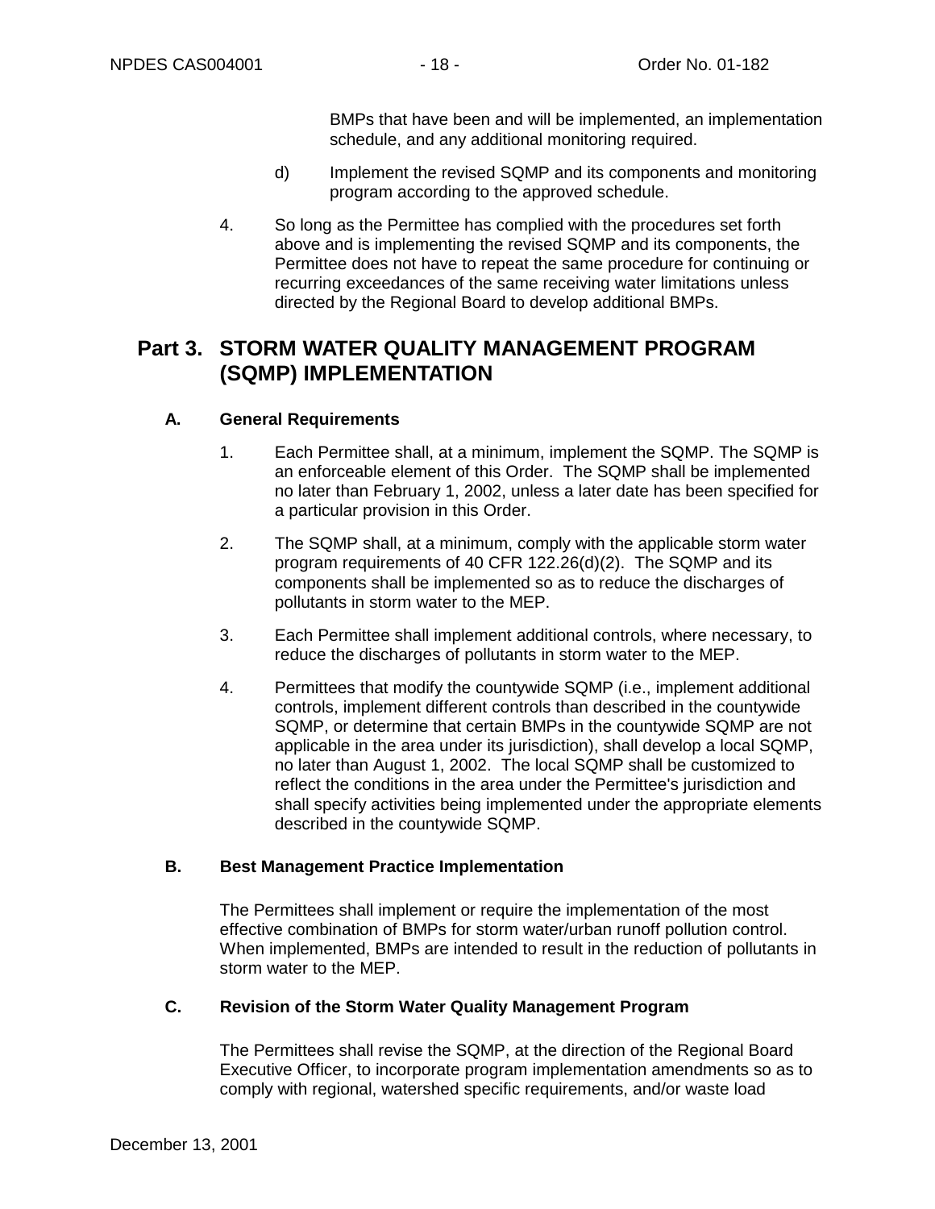BMPs that have been and will be implemented, an implementation schedule, and any additional monitoring required.

d) Implement the revised SQMP and its components and monitoring program according to the approved schedule.

4. So long as the Permittee has complied with the procedures set forth above and is implementing the revised SQMP and its components, the Permittee does not have to repeat the same procedure for continuing or recurring exceedances of the same receiving water limitations unless directed by the Regional Board to develop additional BMPs.

# Part 3. STORM WATER QUALITY MANAGEMENT PROGRAM (SQMP) IMPLEMENTATION

## A. General Requirements

1. Each Permittee shall, at a minimum, implement the SQMP. The SQMP is an enforceable element of this Order. The SQMP shall be implemented no later than February 1, 2002, unless a later date has been specified for a particular provision in this Order.

2. The SQMP shall, at a minimum, comply with the applicable storm water program requirements of 40 CFR 122.26(d)(2). The SQMP and its components shall be implemented so as to reduce the discharges of pollutants in storm water to the MEP.

3. Each Permittee shall implement additional controls, where necessary, to reduce the discharges of pollutants in storm water to the MEP.

4. Permittees that modify the countywide SQMP (i.e., implement additional controls, implement different controls than described in the countywide SQMP, or determine that certain BMPs in the countywide SQMP are not applicable in the area under its jurisdiction), shall develop a local SQMP, no later than August 1, 2002. The local SQMP shall be customized to reflect the conditions in the area under the Permittee's jurisdiction and shall specify activities being implemented under the appropriate elements described in the countywide SQMP.

## B. Best Management Practice Implementation

The Permittees shall implement or require the implementation of the most effective combination of BMPs for storm water/urban runoff pollution control. When implemented, BMPs are intended to result in the reduction of pollutants in storm water to the MEP.

## C. Revision of the Storm Water Quality Management Program

The Permittees shall revise the SQMP, at the direction of the Regional Board Executive Officer, to incorporate program implementation amendments so as to comply with regional, watershed specific requirements, and/or waste load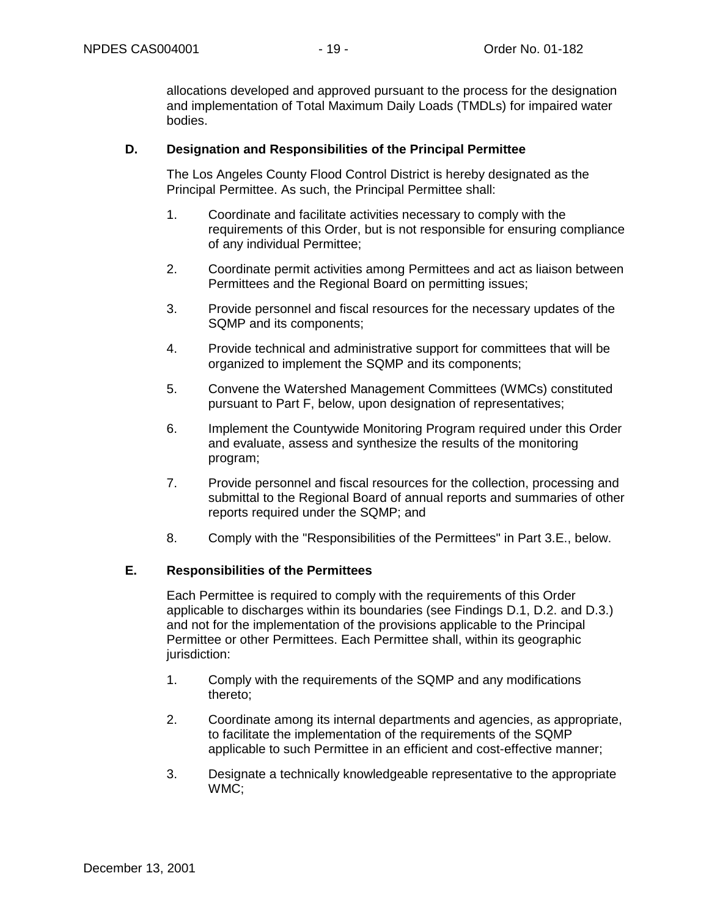allocations developed and approved pursuant to the process for the designation and implementation of Total Maximum Daily Loads (TMDLs) for impaired water bodies.

## D. Designation and Responsibilities of the Principal Permittee

The Los Angeles County Flood Control District is hereby designated as the Principal Permittee. As such, the Principal Permittee shall:

1. Coordinate and facilitate activities necessary to comply with the requirements of this Order, but is not responsible for ensuring compliance of any individual Permittee;
2. Coordinate permit activities among Permittees and act as liaison between Permittees and the Regional Board on permitting issues;
3. Provide personnel and fiscal resources for the necessary updates of the SQMP and its components;
4. Provide technical and administrative support for committees that will be organized to implement the SQMP and its components;
5. Convene the Watershed Management Committees (WMCs) constituted pursuant to Part F, below, upon designation of representatives;
6. Implement the Countywide Monitoring Program required under this Order and evaluate, assess and synthesize the results of the monitoring program;
7. Provide personnel and fiscal resources for the collection, processing and submittal to the Regional Board of annual reports and summaries of other reports required under the SQMP; and
8. Comply with the "Responsibilities of the Permittees" in Part 3.E., below.

## E. Responsibilities of the Permittees

Each Permittee is required to comply with the requirements of this Order applicable to discharges within its boundaries (see Findings D.1, D.2. and D.3.) and not for the implementation of the provisions applicable to the Principal Permittee or other Permittees. Each Permittee shall, within its geographic jurisdiction:

1. Comply with the requirements of the SQMP and any modifications thereto;
2. Coordinate among its internal departments and agencies, as appropriate, to facilitate the implementation of the requirements of the SQMP applicable to such Permittee in an efficient and cost-effective manner;
3. Designate a technically knowledgeable representative to the appropriate WMC;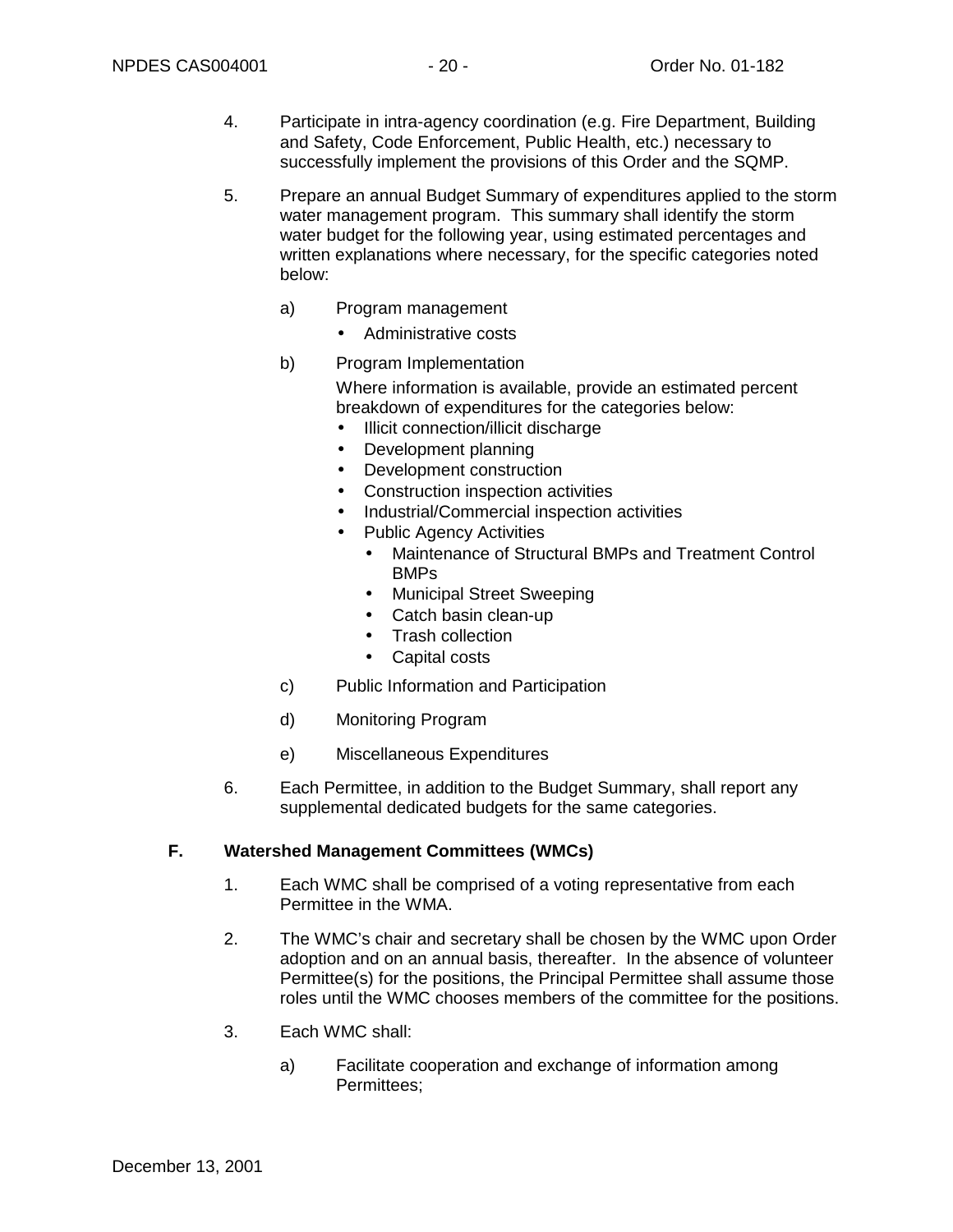4. Participate in intra-agency coordination (e.g. Fire Department, Building and Safety, Code Enforcement, Public Health, etc.) necessary to successfully implement the provisions of this Order and the SQMP.

5. Prepare an annual Budget Summary of expenditures applied to the storm water management program. This summary shall identify the storm water budget for the following year, using estimated percentages and written explanations where necessary, for the specific categories noted below:

   a) Program management
      - Administrative costs

   b) Program Implementation

      Where information is available, provide an estimated percent breakdown of expenditures for the categories below:
      - Illicit connection/illicit discharge
      - Development planning
      - Development construction
      - Construction inspection activities
      - Industrial/Commercial inspection activities
      - Public Agency Activities
        - Maintenance of Structural BMPs and Treatment Control BMPs
        - Municipal Street Sweeping
        - Catch basin clean-up
        - Trash collection
        - Capital costs

   c) Public Information and Participation

   d) Monitoring Program

   e) Miscellaneous Expenditures

6. Each Permittee, in addition to the Budget Summary, shall report any supplemental dedicated budgets for the same categories.

## F. Watershed Management Committees (WMCs)

1. Each WMC shall be comprised of a voting representative from each Permittee in the WMA.

2. The WMC's chair and secretary shall be chosen by the WMC upon Order adoption and on an annual basis, thereafter. In the absence of volunteer Permittee(s) for the positions, the Principal Permittee shall assume those roles until the WMC chooses members of the committee for the positions.

3. Each WMC shall:

   a) Facilitate cooperation and exchange of information among Permittees;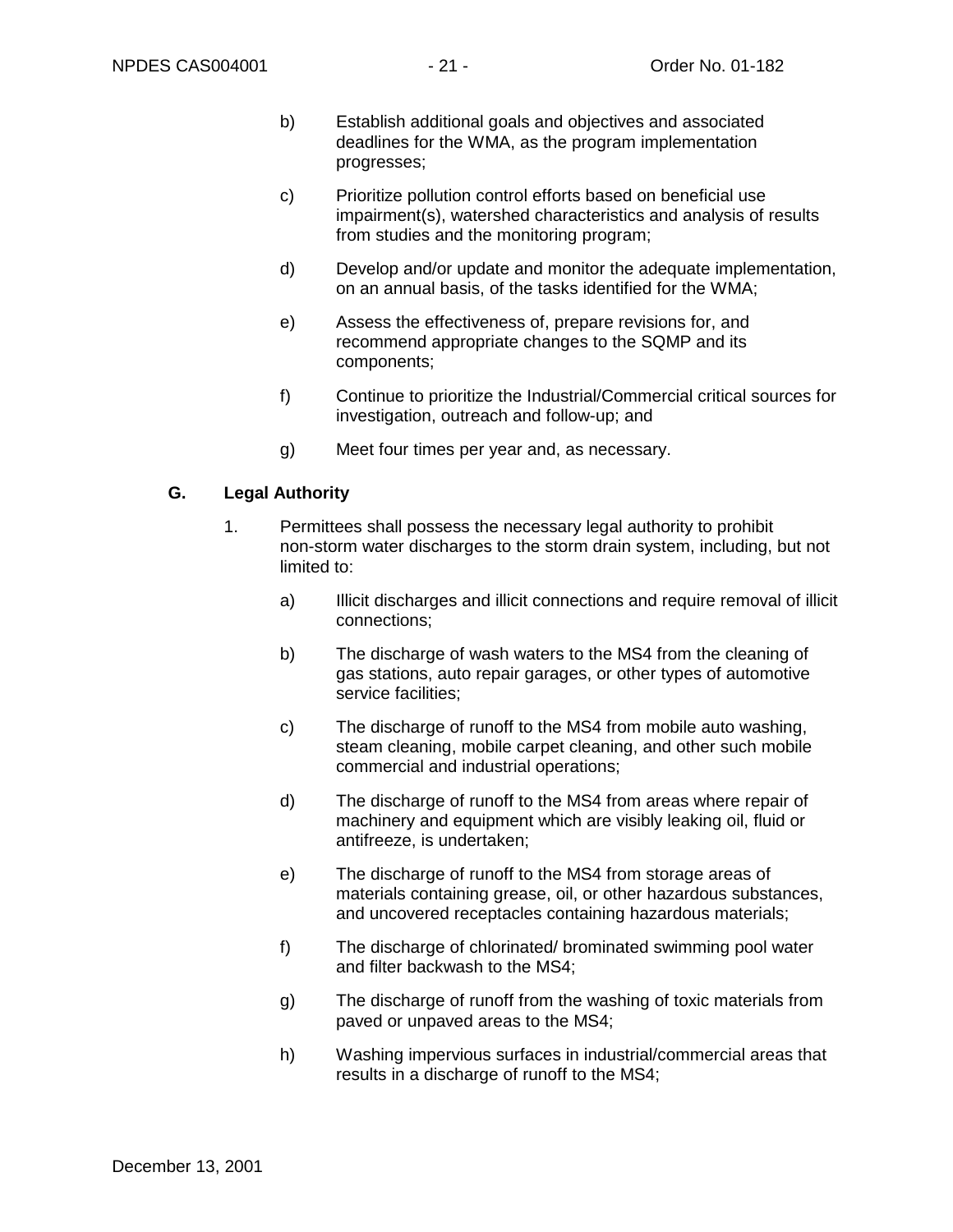b) Establish additional goals and objectives and associated deadlines for the WMA, as the program implementation progresses;

c) Prioritize pollution control efforts based on beneficial use impairment(s), watershed characteristics and analysis of results from studies and the monitoring program;

d) Develop and/or update and monitor the adequate implementation, on an annual basis, of the tasks identified for the WMA;

e) Assess the effectiveness of, prepare revisions for, and recommend appropriate changes to the SQMP and its components;

f) Continue to prioritize the Industrial/Commercial critical sources for investigation, outreach and follow-up; and

g) Meet four times per year and, as necessary.

### G. Legal Authority

1. Permittees shall possess the necessary legal authority to prohibit non-storm water discharges to the storm drain system, including, but not limited to:

   a) Illicit discharges and illicit connections and require removal of illicit connections;

   b) The discharge of wash waters to the MS4 from the cleaning of gas stations, auto repair garages, or other types of automotive service facilities;

   c) The discharge of runoff to the MS4 from mobile auto washing, steam cleaning, mobile carpet cleaning, and other such mobile commercial and industrial operations;

   d) The discharge of runoff to the MS4 from areas where repair of machinery and equipment which are visibly leaking oil, fluid or antifreeze, is undertaken;

   e) The discharge of runoff to the MS4 from storage areas of materials containing grease, oil, or other hazardous substances, and uncovered receptacles containing hazardous materials;

   f) The discharge of chlorinated/ brominated swimming pool water and filter backwash to the MS4;

   g) The discharge of runoff from the washing of toxic materials from paved or unpaved areas to the MS4;

   h) Washing impervious surfaces in industrial/commercial areas that results in a discharge of runoff to the MS4;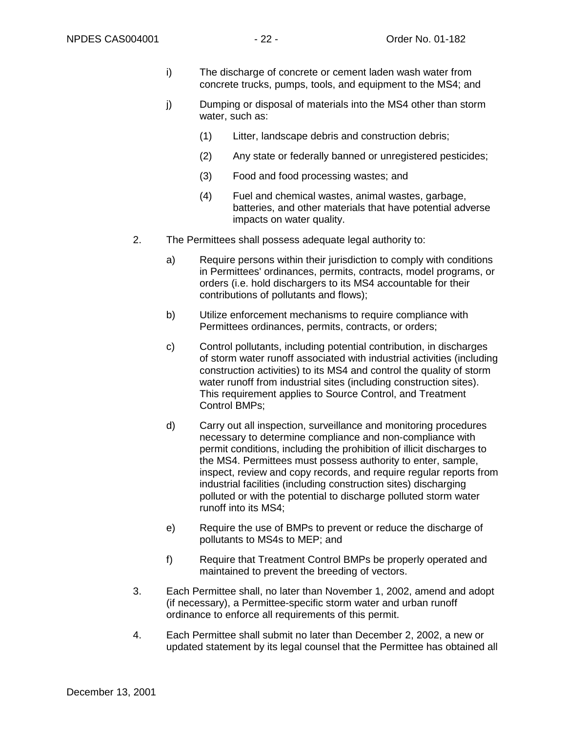i) The discharge of concrete or cement laden wash water from concrete trucks, pumps, tools, and equipment to the MS4; and

j) Dumping or disposal of materials into the MS4 other than storm water, such as:

(1) Litter, landscape debris and construction debris;

(2) Any state or federally banned or unregistered pesticides;

(3) Food and food processing wastes; and

(4) Fuel and chemical wastes, animal wastes, garbage, batteries, and other materials that have potential adverse impacts on water quality.

2. The Permittees shall possess adequate legal authority to:

a) Require persons within their jurisdiction to comply with conditions in Permittees' ordinances, permits, contracts, model programs, or orders (i.e. hold dischargers to its MS4 accountable for their contributions of pollutants and flows);

b) Utilize enforcement mechanisms to require compliance with Permittees ordinances, permits, contracts, or orders;

c) Control pollutants, including potential contribution, in discharges of storm water runoff associated with industrial activities (including construction activities) to its MS4 and control the quality of storm water runoff from industrial sites (including construction sites). This requirement applies to Source Control, and Treatment Control BMPs;

d) Carry out all inspection, surveillance and monitoring procedures necessary to determine compliance and non-compliance with permit conditions, including the prohibition of illicit discharges to the MS4. Permittees must possess authority to enter, sample, inspect, review and copy records, and require regular reports from industrial facilities (including construction sites) discharging polluted or with the potential to discharge polluted storm water runoff into its MS4;

e) Require the use of BMPs to prevent or reduce the discharge of pollutants to MS4s to MEP; and

f) Require that Treatment Control BMPs be properly operated and maintained to prevent the breeding of vectors.

3. Each Permittee shall, no later than November 1, 2002, amend and adopt (if necessary), a Permittee-specific storm water and urban runoff ordinance to enforce all requirements of this permit.

4. Each Permittee shall submit no later than December 2, 2002, a new or updated statement by its legal counsel that the Permittee has obtained all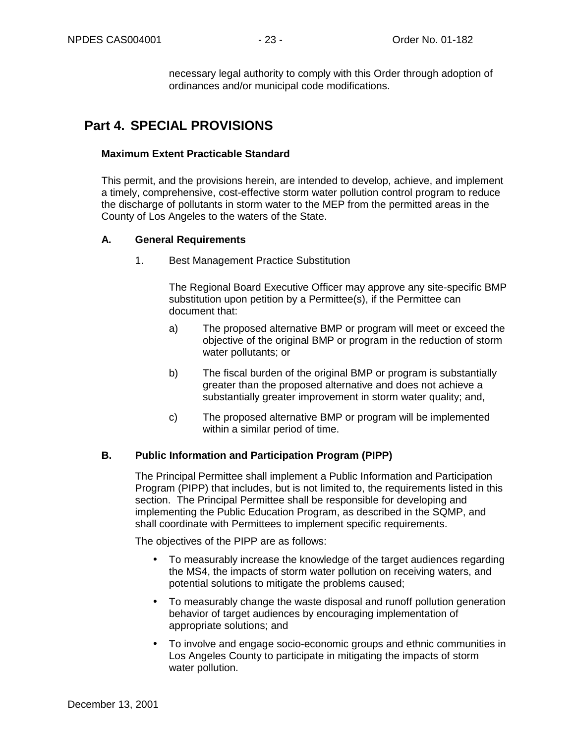necessary legal authority to comply with this Order through adoption of ordinances and/or municipal code modifications.

## Part 4. SPECIAL PROVISIONS

**Maximum Extent Practicable Standard**

This permit, and the provisions herein, are intended to develop, achieve, and implement a timely, comprehensive, cost-effective storm water pollution control program to reduce the discharge of pollutants in storm water to the MEP from the permitted areas in the County of Los Angeles to the waters of the State.

### A. General Requirements

1. Best Management Practice Substitution

   The Regional Board Executive Officer may approve any site-specific BMP substitution upon petition by a Permittee(s), if the Permittee can document that:

   a) The proposed alternative BMP or program will meet or exceed the objective of the original BMP or program in the reduction of storm water pollutants; or

   b) The fiscal burden of the original BMP or program is substantially greater than the proposed alternative and does not achieve a substantially greater improvement in storm water quality; and,

   c) The proposed alternative BMP or program will be implemented within a similar period of time.

### B. Public Information and Participation Program (PIPP)

The Principal Permittee shall implement a Public Information and Participation Program (PIPP) that includes, but is not limited to, the requirements listed in this section. The Principal Permittee shall be responsible for developing and implementing the Public Education Program, as described in the SQMP, and shall coordinate with Permittees to implement specific requirements.

The objectives of the PIPP are as follows:

- To measurably increase the knowledge of the target audiences regarding the MS4, the impacts of storm water pollution on receiving waters, and potential solutions to mitigate the problems caused;
- To measurably change the waste disposal and runoff pollution generation behavior of target audiences by encouraging implementation of appropriate solutions; and
- To involve and engage socio-economic groups and ethnic communities in Los Angeles County to participate in mitigating the impacts of storm water pollution.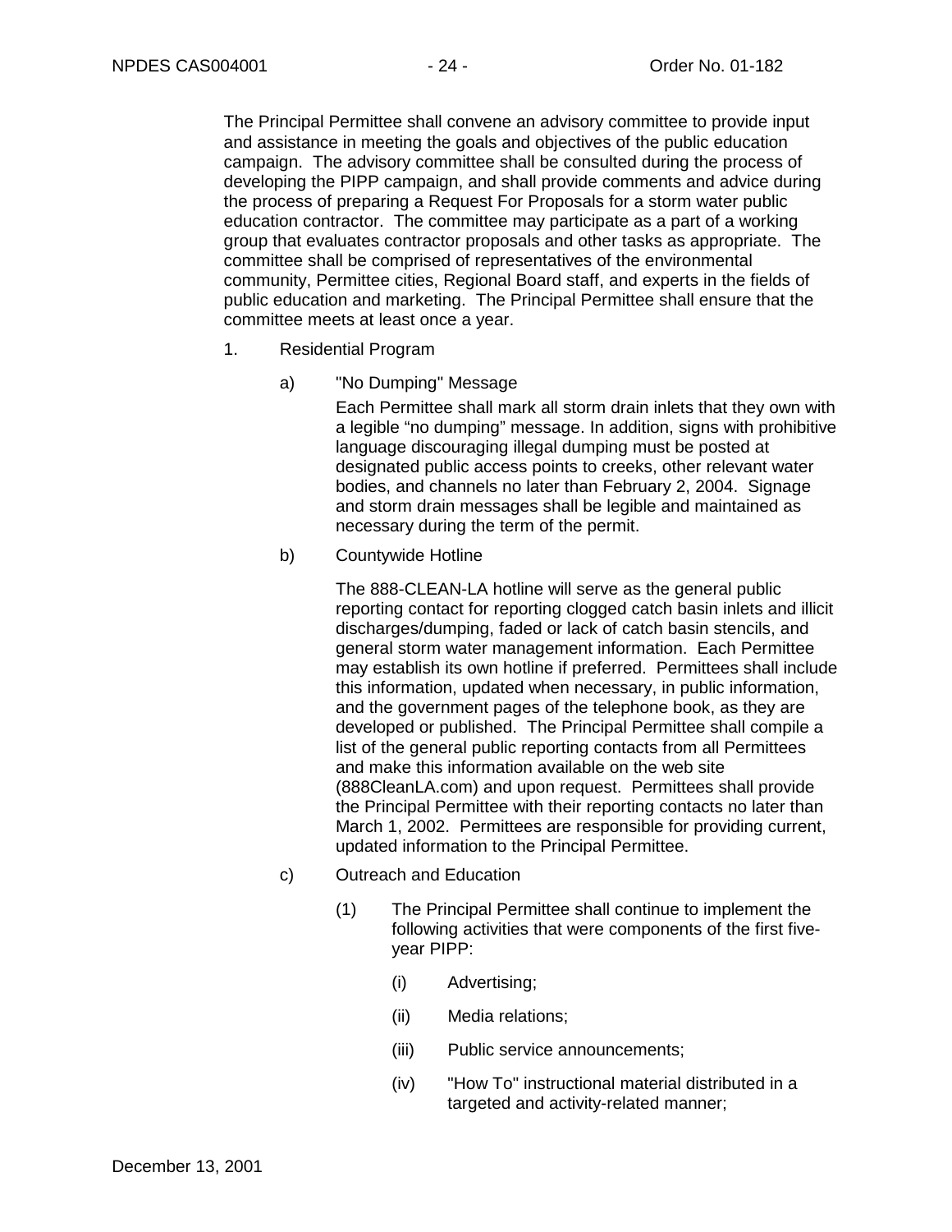The Principal Permittee shall convene an advisory committee to provide input and assistance in meeting the goals and objectives of the public education campaign. The advisory committee shall be consulted during the process of developing the PIPP campaign, and shall provide comments and advice during the process of preparing a Request For Proposals for a storm water public education contractor. The committee may participate as a part of a working group that evaluates contractor proposals and other tasks as appropriate. The committee shall be comprised of representatives of the environmental community, Permittee cities, Regional Board staff, and experts in the fields of public education and marketing. The Principal Permittee shall ensure that the committee meets at least once a year.

1. Residential Program

   a) "No Dumping" Message

      Each Permittee shall mark all storm drain inlets that they own with a legible "no dumping" message. In addition, signs with prohibitive language discouraging illegal dumping must be posted at designated public access points to creeks, other relevant water bodies, and channels no later than February 2, 2004. Signage and storm drain messages shall be legible and maintained as necessary during the term of the permit.

   b) Countywide Hotline

      The 888-CLEAN-LA hotline will serve as the general public reporting contact for reporting clogged catch basin inlets and illicit discharges/dumping, faded or lack of catch basin stencils, and general storm water management information. Each Permittee may establish its own hotline if preferred. Permittees shall include this information, updated when necessary, in public information, and the government pages of the telephone book, as they are developed or published. The Principal Permittee shall compile a list of the general public reporting contacts from all Permittees and make this information available on the web site (888CleanLA.com) and upon request. Permittees shall provide the Principal Permittee with their reporting contacts no later than March 1, 2002. Permittees are responsible for providing current, updated information to the Principal Permittee.

   c) Outreach and Education

      (1) The Principal Permittee shall continue to implement the following activities that were components of the first five-year PIPP:

         (i) Advertising;

         (ii) Media relations;

         (iii) Public service announcements;

         (iv) "How To" instructional material distributed in a targeted and activity-related manner;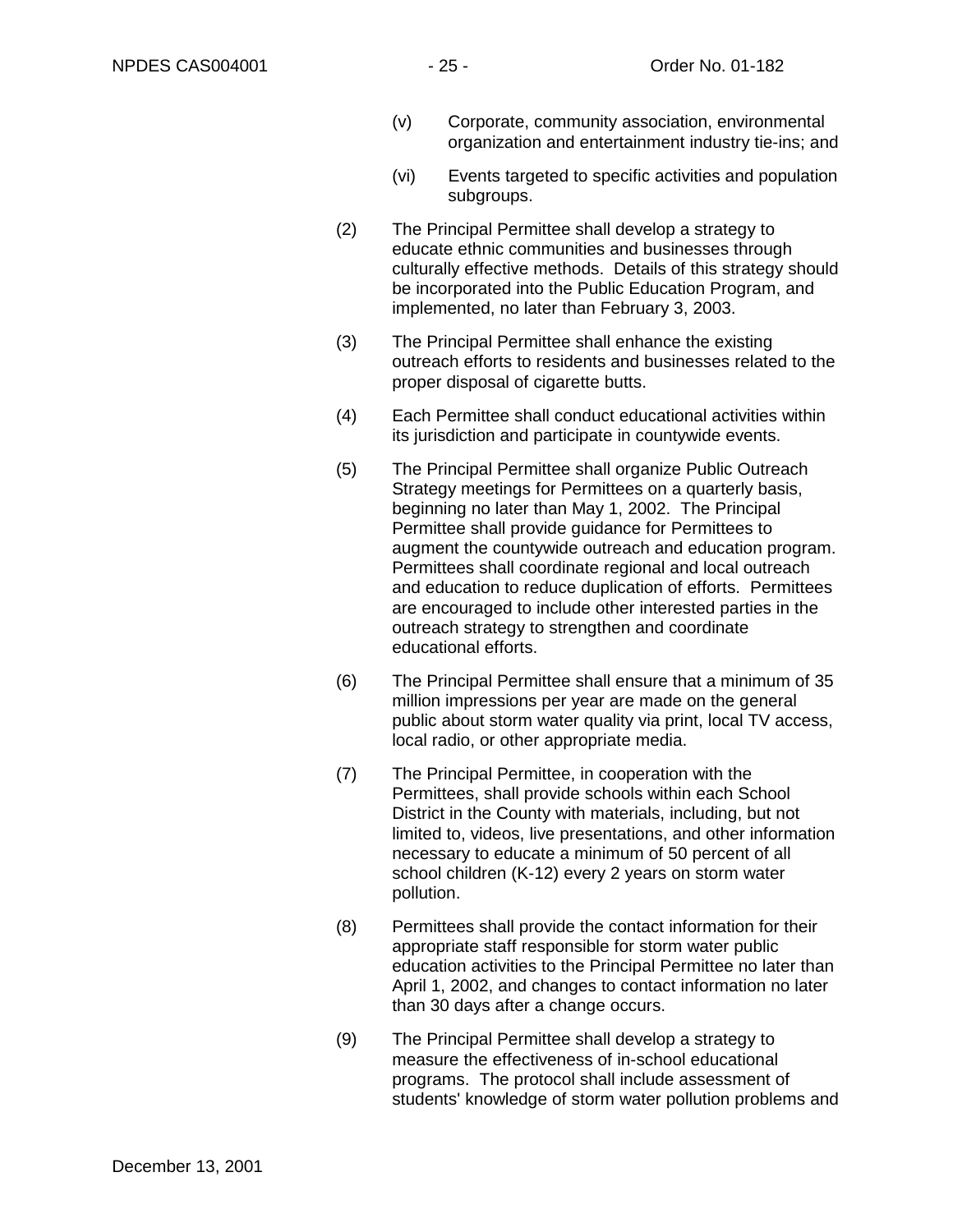(v) Corporate, community association, environmental organization and entertainment industry tie-ins; and

(vi) Events targeted to specific activities and population subgroups.

(2) The Principal Permittee shall develop a strategy to educate ethnic communities and businesses through culturally effective methods. Details of this strategy should be incorporated into the Public Education Program, and implemented, no later than February 3, 2003.

(3) The Principal Permittee shall enhance the existing outreach efforts to residents and businesses related to the proper disposal of cigarette butts.

(4) Each Permittee shall conduct educational activities within its jurisdiction and participate in countywide events.

(5) The Principal Permittee shall organize Public Outreach Strategy meetings for Permittees on a quarterly basis, beginning no later than May 1, 2002. The Principal Permittee shall provide guidance for Permittees to augment the countywide outreach and education program. Permittees shall coordinate regional and local outreach and education to reduce duplication of efforts. Permittees are encouraged to include other interested parties in the outreach strategy to strengthen and coordinate educational efforts.

(6) The Principal Permittee shall ensure that a minimum of 35 million impressions per year are made on the general public about storm water quality via print, local TV access, local radio, or other appropriate media.

(7) The Principal Permittee, in cooperation with the Permittees, shall provide schools within each School District in the County with materials, including, but not limited to, videos, live presentations, and other information necessary to educate a minimum of 50 percent of all school children (K-12) every 2 years on storm water pollution.

(8) Permittees shall provide the contact information for their appropriate staff responsible for storm water public education activities to the Principal Permittee no later than April 1, 2002, and changes to contact information no later than 30 days after a change occurs.

(9) The Principal Permittee shall develop a strategy to measure the effectiveness of in-school educational programs. The protocol shall include assessment of students' knowledge of storm water pollution problems and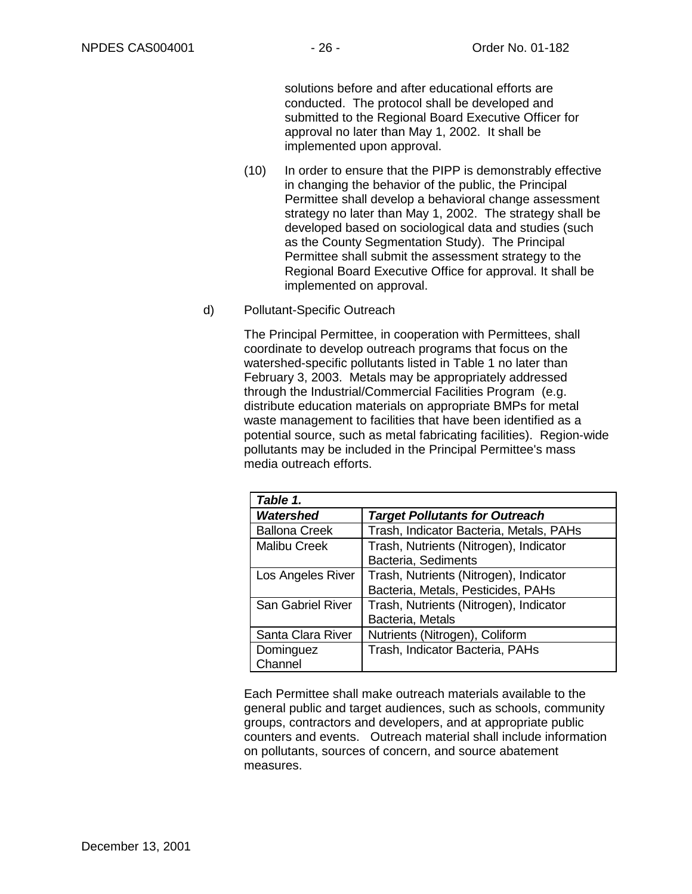solutions before and after educational efforts are conducted. The protocol shall be developed and submitted to the Regional Board Executive Officer for approval no later than May 1, 2002. It shall be implemented upon approval.

(10) In order to ensure that the PIPP is demonstrably effective in changing the behavior of the public, the Principal Permittee shall develop a behavioral change assessment strategy no later than May 1, 2002. The strategy shall be developed based on sociological data and studies (such as the County Segmentation Study). The Principal Permittee shall submit the assessment strategy to the Regional Board Executive Office for approval. It shall be implemented on approval.

d) Pollutant-Specific Outreach

The Principal Permittee, in cooperation with Permittees, shall coordinate to develop outreach programs that focus on the watershed-specific pollutants listed in Table 1 no later than February 3, 2003. Metals may be appropriately addressed through the Industrial/Commercial Facilities Program (e.g. distribute education materials on appropriate BMPs for metal waste management to facilities that have been identified as a potential source, such as metal fabricating facilities). Region-wide pollutants may be included in the Principal Permittee's mass media outreach efforts.

***Table 1.***

| ***Watershed*** | ***Target Pollutants for Outreach*** |
|---|---|
| Ballona Creek | Trash, Indicator Bacteria, Metals, PAHs |
| Malibu Creek | Trash, Nutrients (Nitrogen), Indicator Bacteria, Sediments |
| Los Angeles River | Trash, Nutrients (Nitrogen), Indicator Bacteria, Metals, Pesticides, PAHs |
| San Gabriel River | Trash, Nutrients (Nitrogen), Indicator Bacteria, Metals |
| Santa Clara River | Nutrients (Nitrogen), Coliform |
| Dominguez Channel | Trash, Indicator Bacteria, PAHs |

Each Permittee shall make outreach materials available to the general public and target audiences, such as schools, community groups, contractors and developers, and at appropriate public counters and events. Outreach material shall include information on pollutants, sources of concern, and source abatement measures.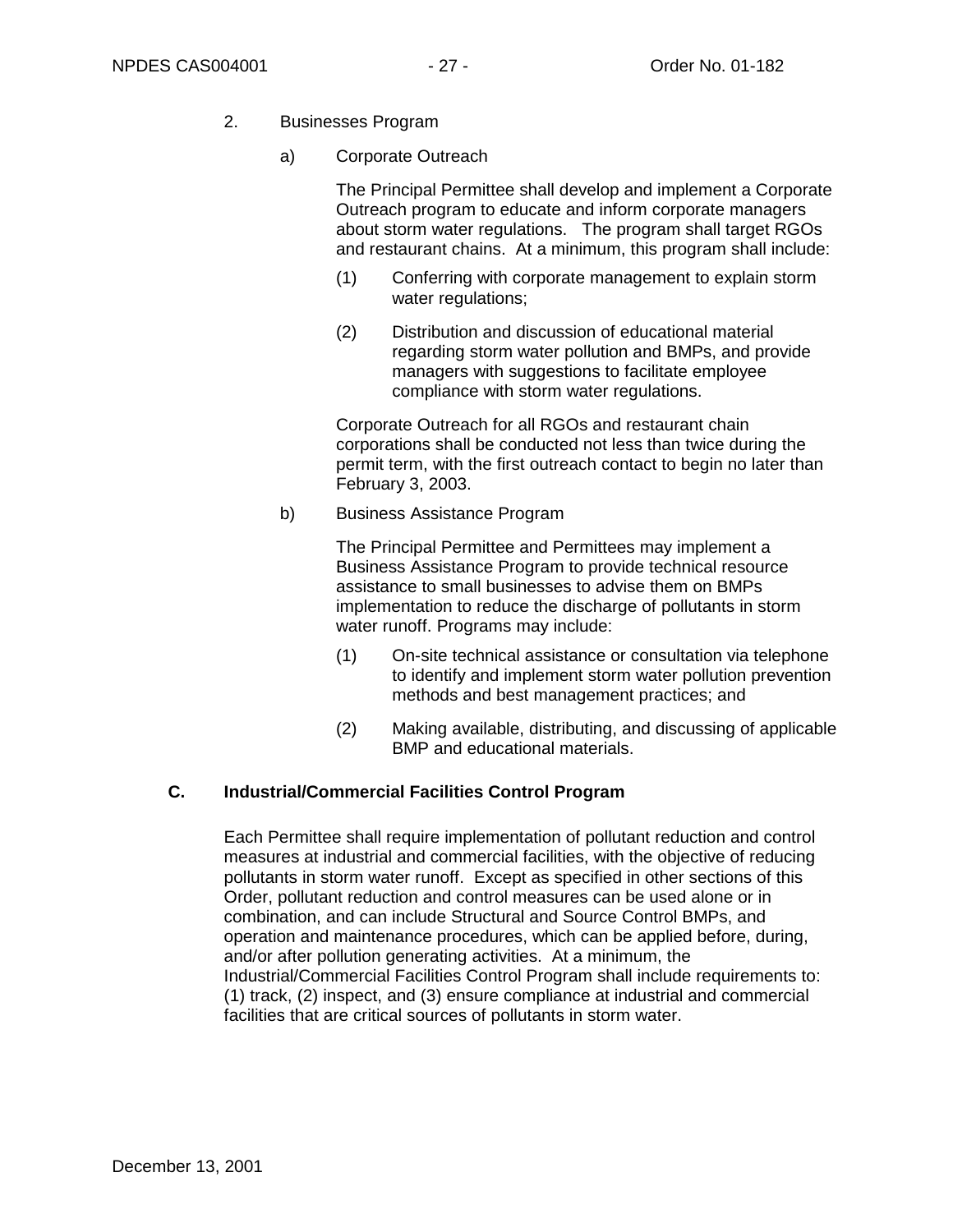2. Businesses Program

   a) Corporate Outreach

      The Principal Permittee shall develop and implement a Corporate Outreach program to educate and inform corporate managers about storm water regulations. The program shall target RGOs and restaurant chains. At a minimum, this program shall include:

      (1) Conferring with corporate management to explain storm water regulations;

      (2) Distribution and discussion of educational material regarding storm water pollution and BMPs, and provide managers with suggestions to facilitate employee compliance with storm water regulations.

      Corporate Outreach for all RGOs and restaurant chain corporations shall be conducted not less than twice during the permit term, with the first outreach contact to begin no later than February 3, 2003.

   b) Business Assistance Program

      The Principal Permittee and Permittees may implement a Business Assistance Program to provide technical resource assistance to small businesses to advise them on BMPs implementation to reduce the discharge of pollutants in storm water runoff. Programs may include:

      (1) On-site technical assistance or consultation via telephone to identify and implement storm water pollution prevention methods and best management practices; and

      (2) Making available, distributing, and discussing of applicable BMP and educational materials.

## C. Industrial/Commercial Facilities Control Program

Each Permittee shall require implementation of pollutant reduction and control measures at industrial and commercial facilities, with the objective of reducing pollutants in storm water runoff. Except as specified in other sections of this Order, pollutant reduction and control measures can be used alone or in combination, and can include Structural and Source Control BMPs, and operation and maintenance procedures, which can be applied before, during, and/or after pollution generating activities. At a minimum, the Industrial/Commercial Facilities Control Program shall include requirements to: (1) track, (2) inspect, and (3) ensure compliance at industrial and commercial facilities that are critical sources of pollutants in storm water.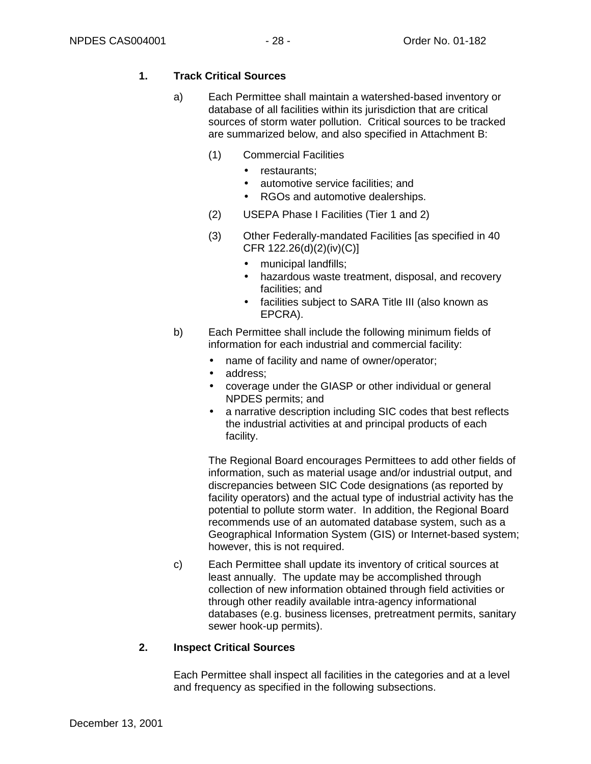**1. Track Critical Sources**

a) Each Permittee shall maintain a watershed-based inventory or database of all facilities within its jurisdiction that are critical sources of storm water pollution. Critical sources to be tracked are summarized below, and also specified in Attachment B:

   (1) Commercial Facilities

   - restaurants;
   - automotive service facilities; and
   - RGOs and automotive dealerships.

   (2) USEPA Phase I Facilities (Tier 1 and 2)

   (3) Other Federally-mandated Facilities [as specified in 40 CFR 122.26(d)(2)(iv)(C)]

   - municipal landfills;
   - hazardous waste treatment, disposal, and recovery facilities; and
   - facilities subject to SARA Title III (also known as EPCRA).

b) Each Permittee shall include the following minimum fields of information for each industrial and commercial facility:

   - name of facility and name of owner/operator;
   - address;
   - coverage under the GIASP or other individual or general NPDES permits; and
   - a narrative description including SIC codes that best reflects the industrial activities at and principal products of each facility.

   The Regional Board encourages Permittees to add other fields of information, such as material usage and/or industrial output, and discrepancies between SIC Code designations (as reported by facility operators) and the actual type of industrial activity has the potential to pollute storm water. In addition, the Regional Board recommends use of an automated database system, such as a Geographical Information System (GIS) or Internet-based system; however, this is not required.

c) Each Permittee shall update its inventory of critical sources at least annually. The update may be accomplished through collection of new information obtained through field activities or through other readily available intra-agency informational databases (e.g. business licenses, pretreatment permits, sanitary sewer hook-up permits).

**2. Inspect Critical Sources**

Each Permittee shall inspect all facilities in the categories and at a level and frequency as specified in the following subsections.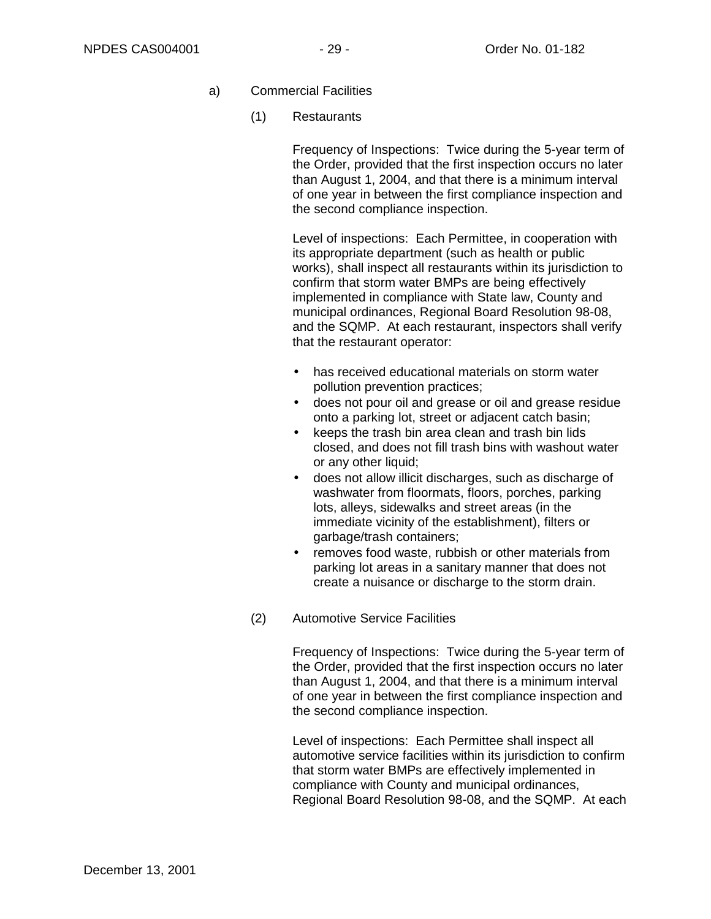a) Commercial Facilities

(1) Restaurants

Frequency of Inspections: Twice during the 5-year term of the Order, provided that the first inspection occurs no later than August 1, 2004, and that there is a minimum interval of one year in between the first compliance inspection and the second compliance inspection.

Level of inspections: Each Permittee, in cooperation with its appropriate department (such as health or public works), shall inspect all restaurants within its jurisdiction to confirm that storm water BMPs are being effectively implemented in compliance with State law, County and municipal ordinances, Regional Board Resolution 98-08, and the SQMP. At each restaurant, inspectors shall verify that the restaurant operator:

- has received educational materials on storm water pollution prevention practices;
- does not pour oil and grease or oil and grease residue onto a parking lot, street or adjacent catch basin;
- keeps the trash bin area clean and trash bin lids closed, and does not fill trash bins with washout water or any other liquid;
- does not allow illicit discharges, such as discharge of washwater from floormats, floors, porches, parking lots, alleys, sidewalks and street areas (in the immediate vicinity of the establishment), filters or garbage/trash containers;
- removes food waste, rubbish or other materials from parking lot areas in a sanitary manner that does not create a nuisance or discharge to the storm drain.

(2) Automotive Service Facilities

Frequency of Inspections: Twice during the 5-year term of the Order, provided that the first inspection occurs no later than August 1, 2004, and that there is a minimum interval of one year in between the first compliance inspection and the second compliance inspection.

Level of inspections: Each Permittee shall inspect all automotive service facilities within its jurisdiction to confirm that storm water BMPs are effectively implemented in compliance with County and municipal ordinances, Regional Board Resolution 98-08, and the SQMP. At each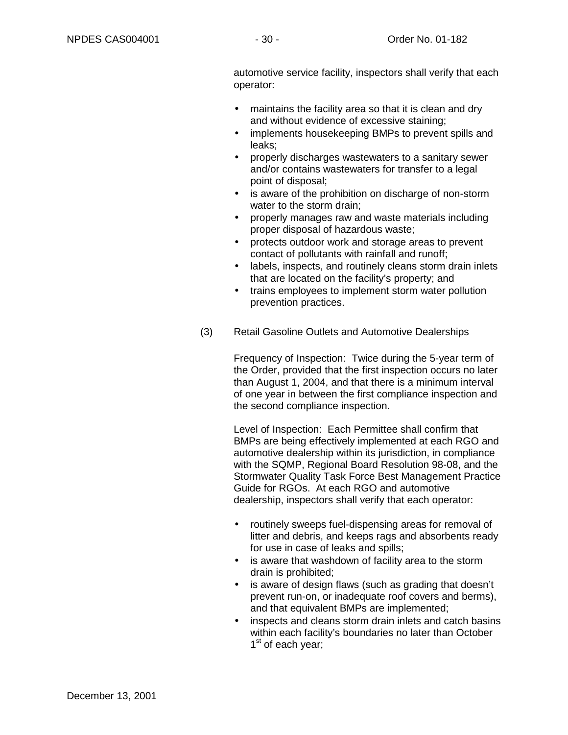automotive service facility, inspectors shall verify that each operator:

- maintains the facility area so that it is clean and dry and without evidence of excessive staining;
- implements housekeeping BMPs to prevent spills and leaks;
- properly discharges wastewaters to a sanitary sewer and/or contains wastewaters for transfer to a legal point of disposal;
- is aware of the prohibition on discharge of non-storm water to the storm drain;
- properly manages raw and waste materials including proper disposal of hazardous waste;
- protects outdoor work and storage areas to prevent contact of pollutants with rainfall and runoff;
- labels, inspects, and routinely cleans storm drain inlets that are located on the facility's property; and
- trains employees to implement storm water pollution prevention practices.

(3) Retail Gasoline Outlets and Automotive Dealerships

Frequency of Inspection: Twice during the 5-year term of the Order, provided that the first inspection occurs no later than August 1, 2004, and that there is a minimum interval of one year in between the first compliance inspection and the second compliance inspection.

Level of Inspection: Each Permittee shall confirm that BMPs are being effectively implemented at each RGO and automotive dealership within its jurisdiction, in compliance with the SQMP, Regional Board Resolution 98-08, and the Stormwater Quality Task Force Best Management Practice Guide for RGOs. At each RGO and automotive dealership, inspectors shall verify that each operator:

- routinely sweeps fuel-dispensing areas for removal of litter and debris, and keeps rags and absorbents ready for use in case of leaks and spills;
- is aware that washdown of facility area to the storm drain is prohibited;
- is aware of design flaws (such as grading that doesn't prevent run-on, or inadequate roof covers and berms), and that equivalent BMPs are implemented;
- inspects and cleans storm drain inlets and catch basins within each facility's boundaries no later than October 1st of each year;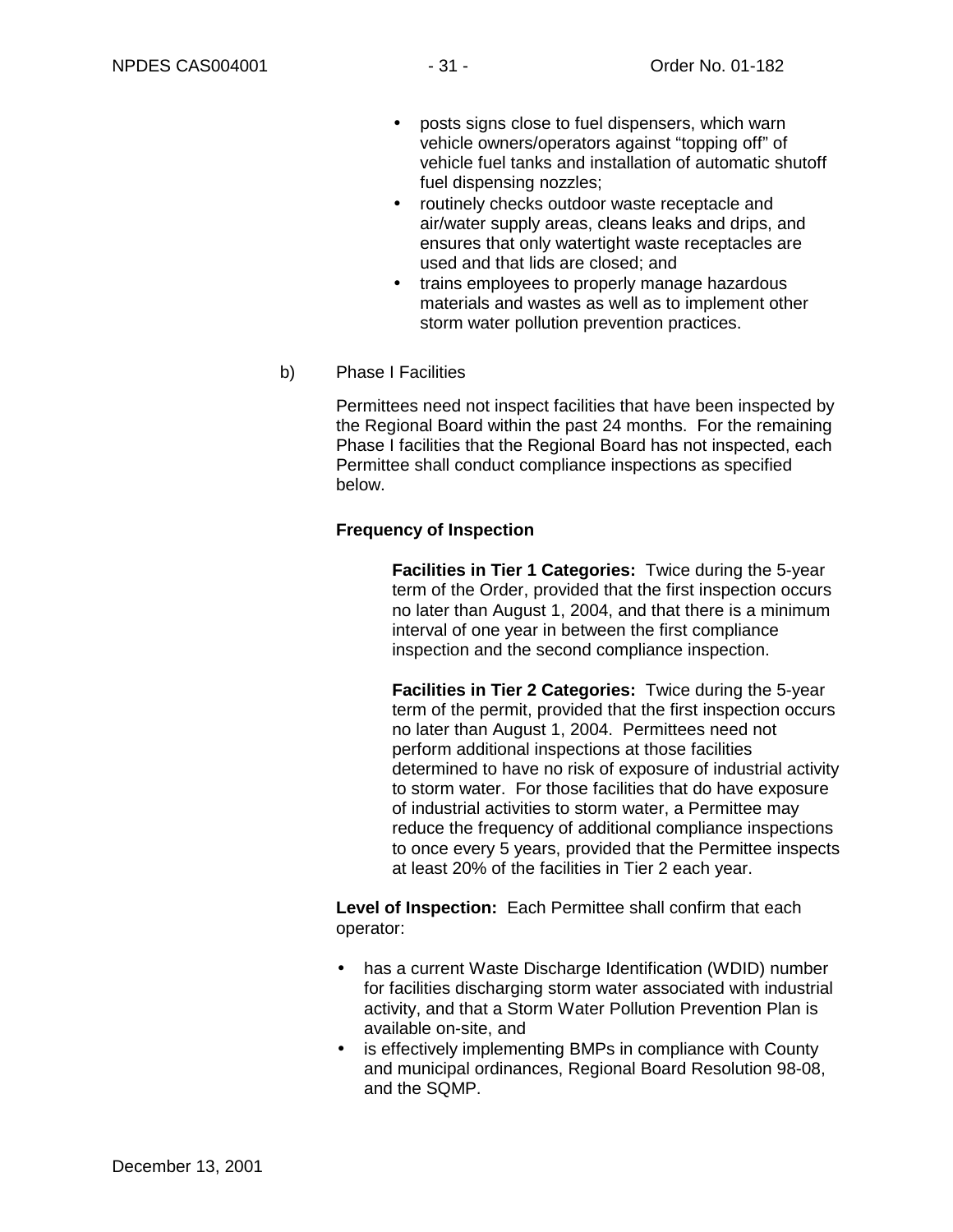- posts signs close to fuel dispensers, which warn vehicle owners/operators against "topping off" of vehicle fuel tanks and installation of automatic shutoff fuel dispensing nozzles;
- routinely checks outdoor waste receptacle and air/water supply areas, cleans leaks and drips, and ensures that only watertight waste receptacles are used and that lids are closed; and
- trains employees to properly manage hazardous materials and wastes as well as to implement other storm water pollution prevention practices.

b) Phase I Facilities

Permittees need not inspect facilities that have been inspected by the Regional Board within the past 24 months. For the remaining Phase I facilities that the Regional Board has not inspected, each Permittee shall conduct compliance inspections as specified below.

**Frequency of Inspection**

**Facilities in Tier 1 Categories:** Twice during the 5-year term of the Order, provided that the first inspection occurs no later than August 1, 2004, and that there is a minimum interval of one year in between the first compliance inspection and the second compliance inspection.

**Facilities in Tier 2 Categories:** Twice during the 5-year term of the permit, provided that the first inspection occurs no later than August 1, 2004. Permittees need not perform additional inspections at those facilities determined to have no risk of exposure of industrial activity to storm water. For those facilities that do have exposure of industrial activities to storm water, a Permittee may reduce the frequency of additional compliance inspections to once every 5 years, provided that the Permittee inspects at least 20% of the facilities in Tier 2 each year.

**Level of Inspection:** Each Permittee shall confirm that each operator:

- has a current Waste Discharge Identification (WDID) number for facilities discharging storm water associated with industrial activity, and that a Storm Water Pollution Prevention Plan is available on-site, and
- is effectively implementing BMPs in compliance with County and municipal ordinances, Regional Board Resolution 98-08, and the SQMP.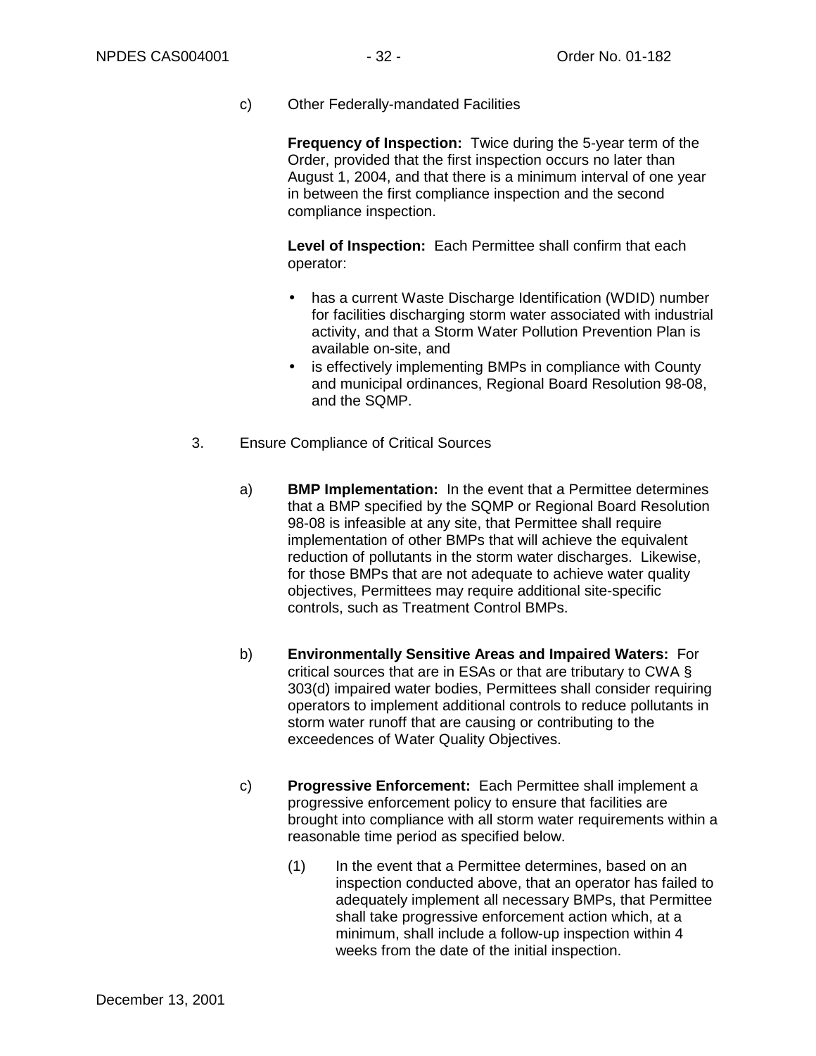c) Other Federally-mandated Facilities

**Frequency of Inspection:** Twice during the 5-year term of the Order, provided that the first inspection occurs no later than August 1, 2004, and that there is a minimum interval of one year in between the first compliance inspection and the second compliance inspection.

**Level of Inspection:** Each Permittee shall confirm that each operator:

- has a current Waste Discharge Identification (WDID) number for facilities discharging storm water associated with industrial activity, and that a Storm Water Pollution Prevention Plan is available on-site, and
- is effectively implementing BMPs in compliance with County and municipal ordinances, Regional Board Resolution 98-08, and the SQMP.

3. Ensure Compliance of Critical Sources

a) **BMP Implementation:** In the event that a Permittee determines that a BMP specified by the SQMP or Regional Board Resolution 98-08 is infeasible at any site, that Permittee shall require implementation of other BMPs that will achieve the equivalent reduction of pollutants in the storm water discharges. Likewise, for those BMPs that are not adequate to achieve water quality objectives, Permittees may require additional site-specific controls, such as Treatment Control BMPs.

b) **Environmentally Sensitive Areas and Impaired Waters:** For critical sources that are in ESAs or that are tributary to CWA § 303(d) impaired water bodies, Permittees shall consider requiring operators to implement additional controls to reduce pollutants in storm water runoff that are causing or contributing to the exceedences of Water Quality Objectives.

c) **Progressive Enforcement:** Each Permittee shall implement a progressive enforcement policy to ensure that facilities are brought into compliance with all storm water requirements within a reasonable time period as specified below.

(1) In the event that a Permittee determines, based on an inspection conducted above, that an operator has failed to adequately implement all necessary BMPs, that Permittee shall take progressive enforcement action which, at a minimum, shall include a follow-up inspection within 4 weeks from the date of the initial inspection.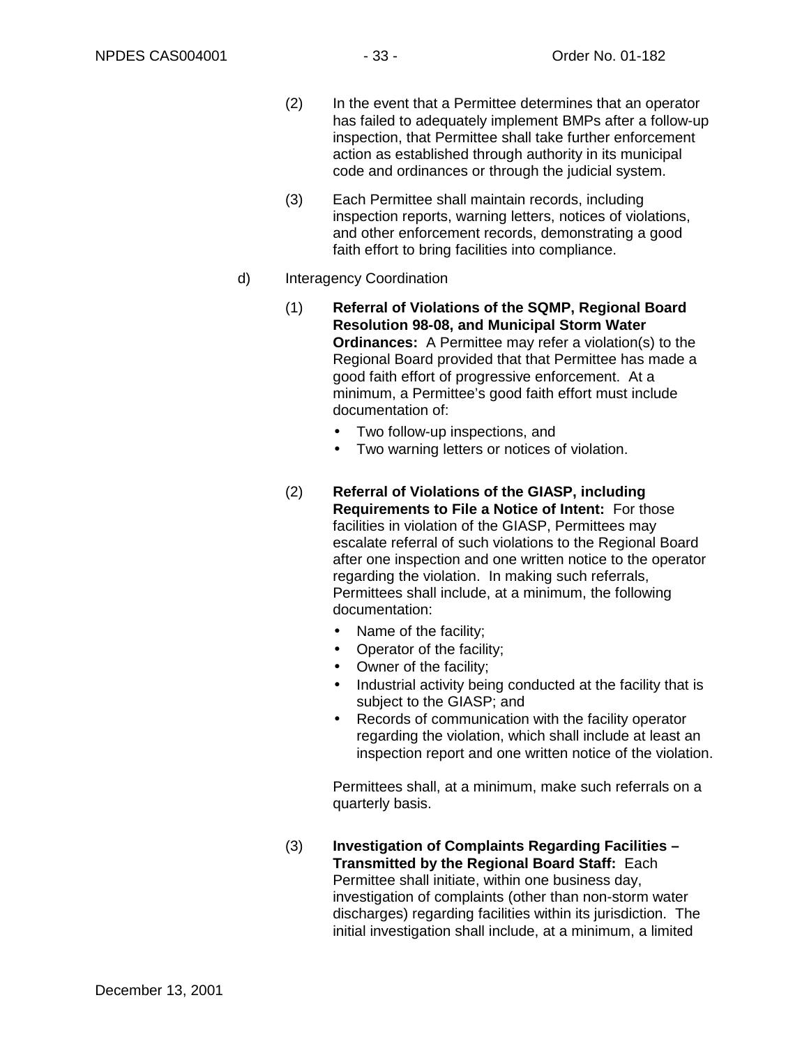(2) In the event that a Permittee determines that an operator has failed to adequately implement BMPs after a follow-up inspection, that Permittee shall take further enforcement action as established through authority in its municipal code and ordinances or through the judicial system.

(3) Each Permittee shall maintain records, including inspection reports, warning letters, notices of violations, and other enforcement records, demonstrating a good faith effort to bring facilities into compliance.

d) Interagency Coordination

(1) **Referral of Violations of the SQMP, Regional Board Resolution 98-08, and Municipal Storm Water Ordinances:** A Permittee may refer a violation(s) to the Regional Board provided that that Permittee has made a good faith effort of progressive enforcement. At a minimum, a Permittee's good faith effort must include documentation of:

- Two follow-up inspections, and
- Two warning letters or notices of violation.

(2) **Referral of Violations of the GIASP, including Requirements to File a Notice of Intent:** For those facilities in violation of the GIASP, Permittees may escalate referral of such violations to the Regional Board after one inspection and one written notice to the operator regarding the violation. In making such referrals, Permittees shall include, at a minimum, the following documentation:

- Name of the facility;
- Operator of the facility;
- Owner of the facility;
- Industrial activity being conducted at the facility that is subject to the GIASP; and
- Records of communication with the facility operator regarding the violation, which shall include at least an inspection report and one written notice of the violation.

Permittees shall, at a minimum, make such referrals on a quarterly basis.

(3) **Investigation of Complaints Regarding Facilities – Transmitted by the Regional Board Staff:** Each Permittee shall initiate, within one business day, investigation of complaints (other than non-storm water discharges) regarding facilities within its jurisdiction. The initial investigation shall include, at a minimum, a limited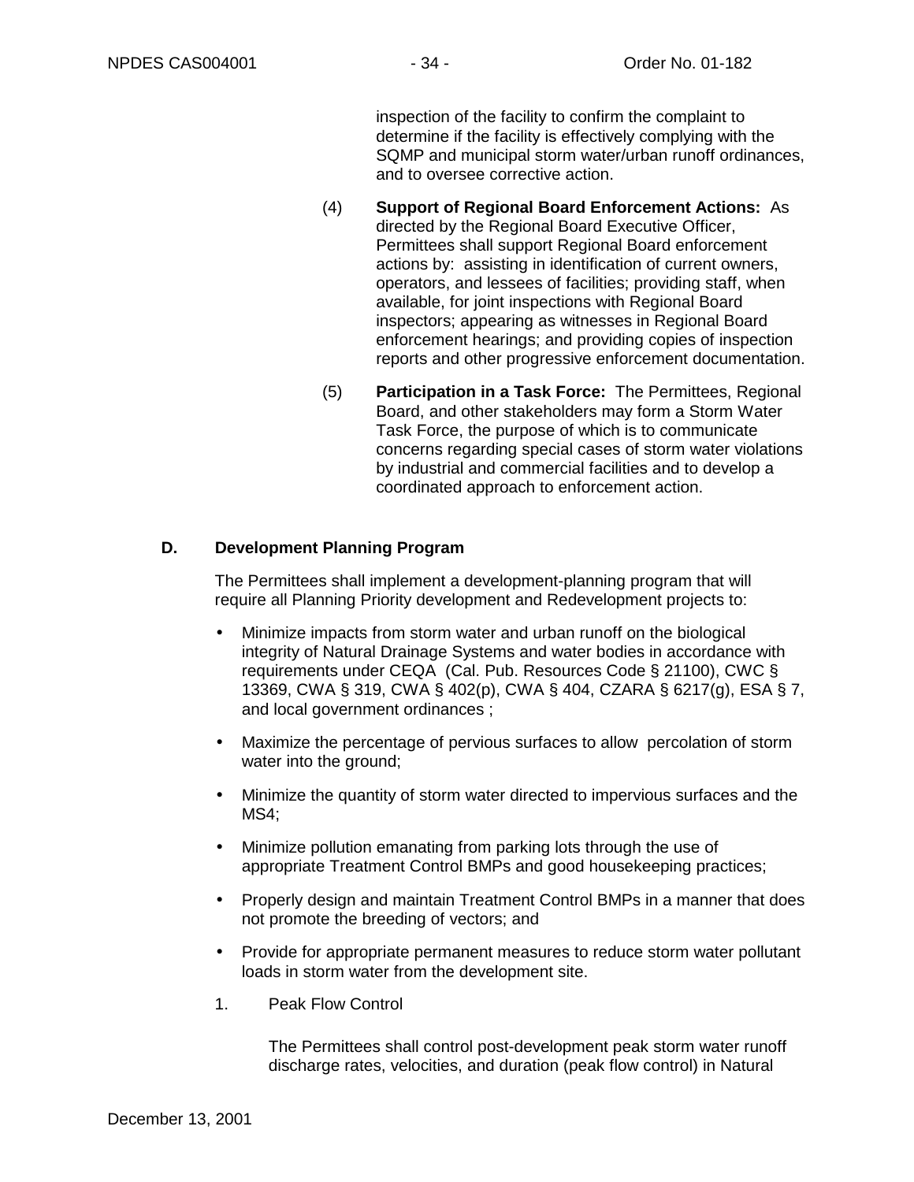inspection of the facility to confirm the complaint to determine if the facility is effectively complying with the SQMP and municipal storm water/urban runoff ordinances, and to oversee corrective action.

(4) **Support of Regional Board Enforcement Actions:** As directed by the Regional Board Executive Officer, Permittees shall support Regional Board enforcement actions by: assisting in identification of current owners, operators, and lessees of facilities; providing staff, when available, for joint inspections with Regional Board inspectors; appearing as witnesses in Regional Board enforcement hearings; and providing copies of inspection reports and other progressive enforcement documentation.

(5) **Participation in a Task Force:** The Permittees, Regional Board, and other stakeholders may form a Storm Water Task Force, the purpose of which is to communicate concerns regarding special cases of storm water violations by industrial and commercial facilities and to develop a coordinated approach to enforcement action.

## D. Development Planning Program

The Permittees shall implement a development-planning program that will require all Planning Priority development and Redevelopment projects to:

- Minimize impacts from storm water and urban runoff on the biological integrity of Natural Drainage Systems and water bodies in accordance with requirements under CEQA (Cal. Pub. Resources Code § 21100), CWC § 13369, CWA § 319, CWA § 402(p), CWA § 404, CZARA § 6217(g), ESA § 7, and local government ordinances ;
- Maximize the percentage of pervious surfaces to allow percolation of storm water into the ground;
- Minimize the quantity of storm water directed to impervious surfaces and the MS4;
- Minimize pollution emanating from parking lots through the use of appropriate Treatment Control BMPs and good housekeeping practices;
- Properly design and maintain Treatment Control BMPs in a manner that does not promote the breeding of vectors; and
- Provide for appropriate permanent measures to reduce storm water pollutant loads in storm water from the development site.

1. Peak Flow Control

The Permittees shall control post-development peak storm water runoff discharge rates, velocities, and duration (peak flow control) in Natural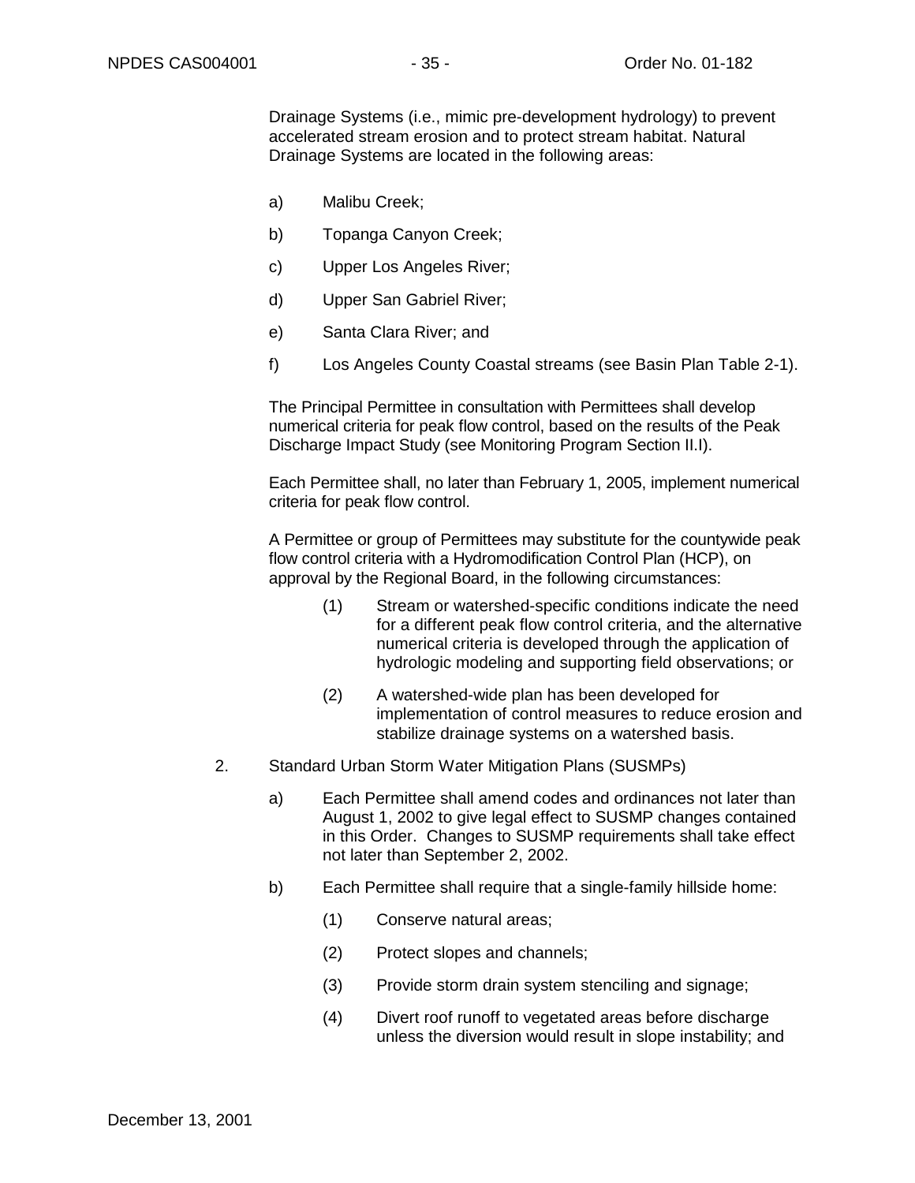Drainage Systems (i.e., mimic pre-development hydrology) to prevent accelerated stream erosion and to protect stream habitat. Natural Drainage Systems are located in the following areas:

a) Malibu Creek;

b) Topanga Canyon Creek;

c) Upper Los Angeles River;

d) Upper San Gabriel River;

e) Santa Clara River; and

f) Los Angeles County Coastal streams (see Basin Plan Table 2-1).

The Principal Permittee in consultation with Permittees shall develop numerical criteria for peak flow control, based on the results of the Peak Discharge Impact Study (see Monitoring Program Section II.I).

Each Permittee shall, no later than February 1, 2005, implement numerical criteria for peak flow control.

A Permittee or group of Permittees may substitute for the countywide peak flow control criteria with a Hydromodification Control Plan (HCP), on approval by the Regional Board, in the following circumstances:

(1) Stream or watershed-specific conditions indicate the need for a different peak flow control criteria, and the alternative numerical criteria is developed through the application of hydrologic modeling and supporting field observations; or

(2) A watershed-wide plan has been developed for implementation of control measures to reduce erosion and stabilize drainage systems on a watershed basis.

2. Standard Urban Storm Water Mitigation Plans (SUSMPs)

a) Each Permittee shall amend codes and ordinances not later than August 1, 2002 to give legal effect to SUSMP changes contained in this Order. Changes to SUSMP requirements shall take effect not later than September 2, 2002.

b) Each Permittee shall require that a single-family hillside home:

(1) Conserve natural areas;

(2) Protect slopes and channels;

(3) Provide storm drain system stenciling and signage;

(4) Divert roof runoff to vegetated areas before discharge unless the diversion would result in slope instability; and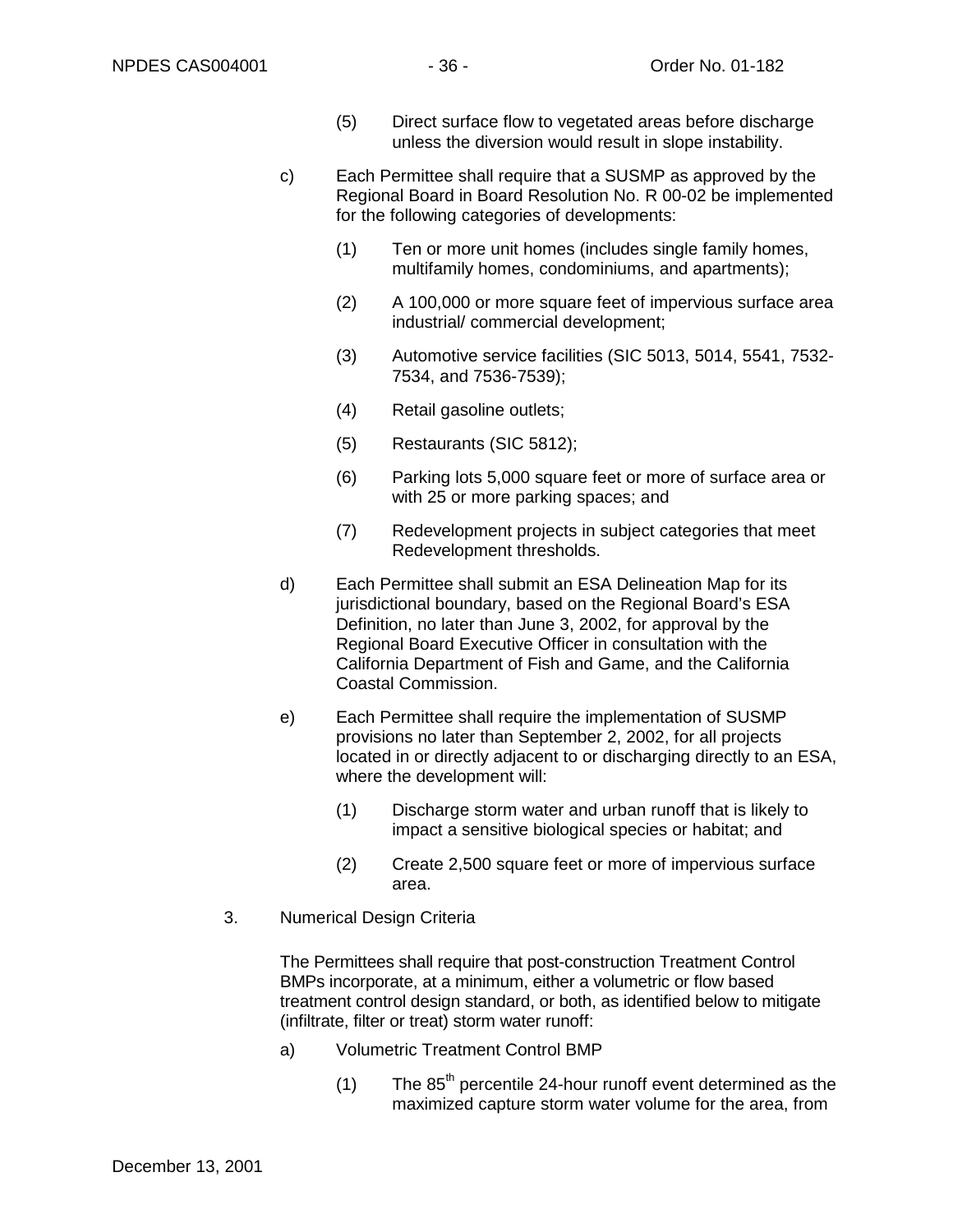(5) Direct surface flow to vegetated areas before discharge unless the diversion would result in slope instability.

c) Each Permittee shall require that a SUSMP as approved by the Regional Board in Board Resolution No. R 00-02 be implemented for the following categories of developments:

(1) Ten or more unit homes (includes single family homes, multifamily homes, condominiums, and apartments);

(2) A 100,000 or more square feet of impervious surface area industrial/ commercial development;

(3) Automotive service facilities (SIC 5013, 5014, 5541, 7532-7534, and 7536-7539);

(4) Retail gasoline outlets;

(5) Restaurants (SIC 5812);

(6) Parking lots 5,000 square feet or more of surface area or with 25 or more parking spaces; and

(7) Redevelopment projects in subject categories that meet Redevelopment thresholds.

d) Each Permittee shall submit an ESA Delineation Map for its jurisdictional boundary, based on the Regional Board's ESA Definition, no later than June 3, 2002, for approval by the Regional Board Executive Officer in consultation with the California Department of Fish and Game, and the California Coastal Commission.

e) Each Permittee shall require the implementation of SUSMP provisions no later than September 2, 2002, for all projects located in or directly adjacent to or discharging directly to an ESA, where the development will:

(1) Discharge storm water and urban runoff that is likely to impact a sensitive biological species or habitat; and

(2) Create 2,500 square feet or more of impervious surface area.

3. Numerical Design Criteria

The Permittees shall require that post-construction Treatment Control BMPs incorporate, at a minimum, either a volumetric or flow based treatment control design standard, or both, as identified below to mitigate (infiltrate, filter or treat) storm water runoff:

a) Volumetric Treatment Control BMP

(1) The 85$^{th}$ percentile 24-hour runoff event determined as the maximized capture storm water volume for the area, from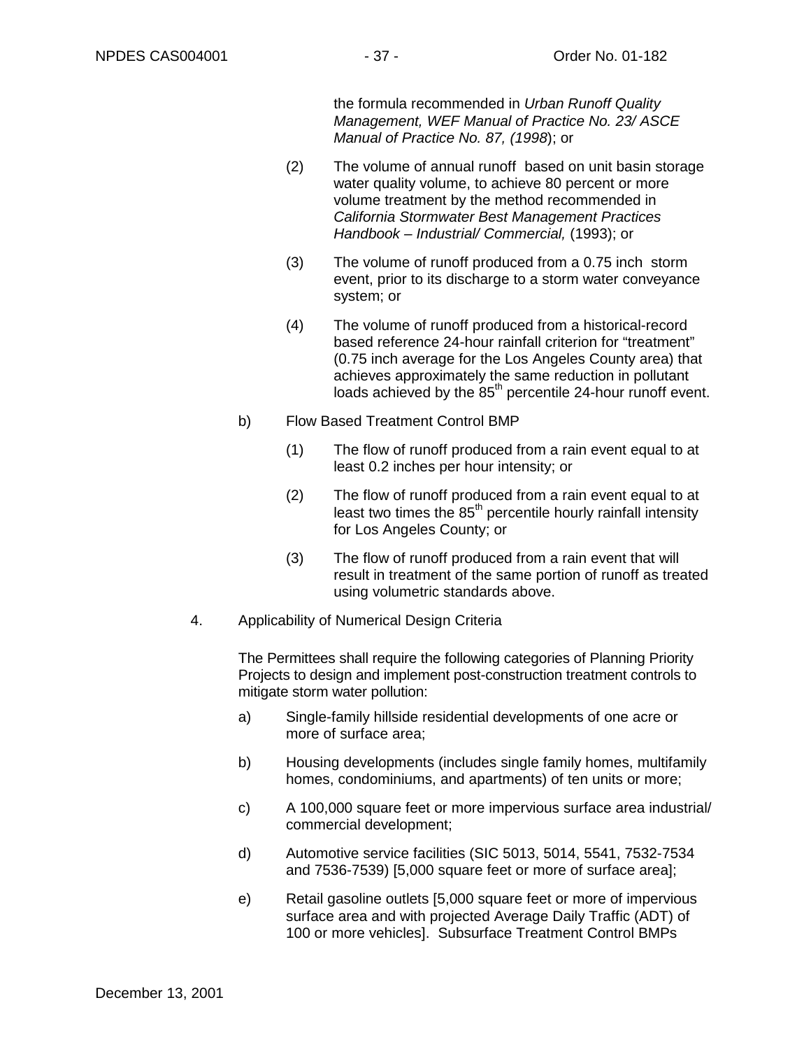the formula recommended in *Urban Runoff Quality Management, WEF Manual of Practice No. 23/ ASCE Manual of Practice No. 87, (1998*); or

(2) The volume of annual runoff based on unit basin storage water quality volume, to achieve 80 percent or more volume treatment by the method recommended in *California Stormwater Best Management Practices Handbook – Industrial/ Commercial,* (1993); or

(3) The volume of runoff produced from a 0.75 inch storm event, prior to its discharge to a storm water conveyance system; or

(4) The volume of runoff produced from a historical-record based reference 24-hour rainfall criterion for "treatment" (0.75 inch average for the Los Angeles County area) that achieves approximately the same reduction in pollutant loads achieved by the 85th percentile 24-hour runoff event.

b) Flow Based Treatment Control BMP

(1) The flow of runoff produced from a rain event equal to at least 0.2 inches per hour intensity; or

(2) The flow of runoff produced from a rain event equal to at least two times the 85th percentile hourly rainfall intensity for Los Angeles County; or

(3) The flow of runoff produced from a rain event that will result in treatment of the same portion of runoff as treated using volumetric standards above.

4. Applicability of Numerical Design Criteria

The Permittees shall require the following categories of Planning Priority Projects to design and implement post-construction treatment controls to mitigate storm water pollution:

a) Single-family hillside residential developments of one acre or more of surface area;

b) Housing developments (includes single family homes, multifamily homes, condominiums, and apartments) of ten units or more;

c) A 100,000 square feet or more impervious surface area industrial/ commercial development;

d) Automotive service facilities (SIC 5013, 5014, 5541, 7532-7534 and 7536-7539) [5,000 square feet or more of surface area];

e) Retail gasoline outlets [5,000 square feet or more of impervious surface area and with projected Average Daily Traffic (ADT) of 100 or more vehicles]. Subsurface Treatment Control BMPs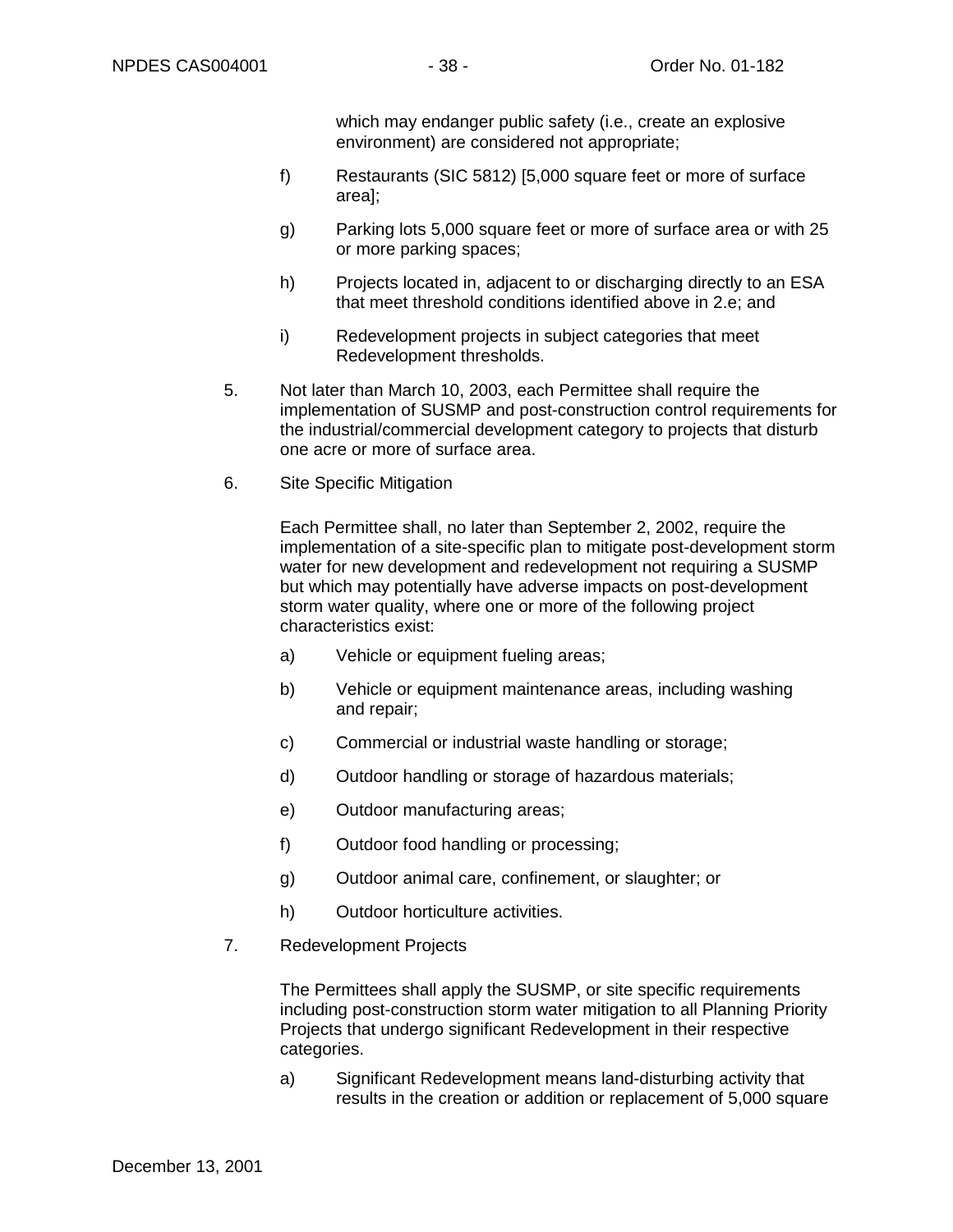which may endanger public safety (i.e., create an explosive environment) are considered not appropriate;

f) Restaurants (SIC 5812) [5,000 square feet or more of surface area];

g) Parking lots 5,000 square feet or more of surface area or with 25 or more parking spaces;

h) Projects located in, adjacent to or discharging directly to an ESA that meet threshold conditions identified above in 2.e; and

i) Redevelopment projects in subject categories that meet Redevelopment thresholds.

5. Not later than March 10, 2003, each Permittee shall require the implementation of SUSMP and post-construction control requirements for the industrial/commercial development category to projects that disturb one acre or more of surface area.

6. Site Specific Mitigation

Each Permittee shall, no later than September 2, 2002, require the implementation of a site-specific plan to mitigate post-development storm water for new development and redevelopment not requiring a SUSMP but which may potentially have adverse impacts on post-development storm water quality, where one or more of the following project characteristics exist:

a) Vehicle or equipment fueling areas;

b) Vehicle or equipment maintenance areas, including washing and repair;

c) Commercial or industrial waste handling or storage;

d) Outdoor handling or storage of hazardous materials;

e) Outdoor manufacturing areas;

f) Outdoor food handling or processing;

g) Outdoor animal care, confinement, or slaughter; or

h) Outdoor horticulture activities.

7. Redevelopment Projects

The Permittees shall apply the SUSMP, or site specific requirements including post-construction storm water mitigation to all Planning Priority Projects that undergo significant Redevelopment in their respective categories.

a) Significant Redevelopment means land-disturbing activity that results in the creation or addition or replacement of 5,000 square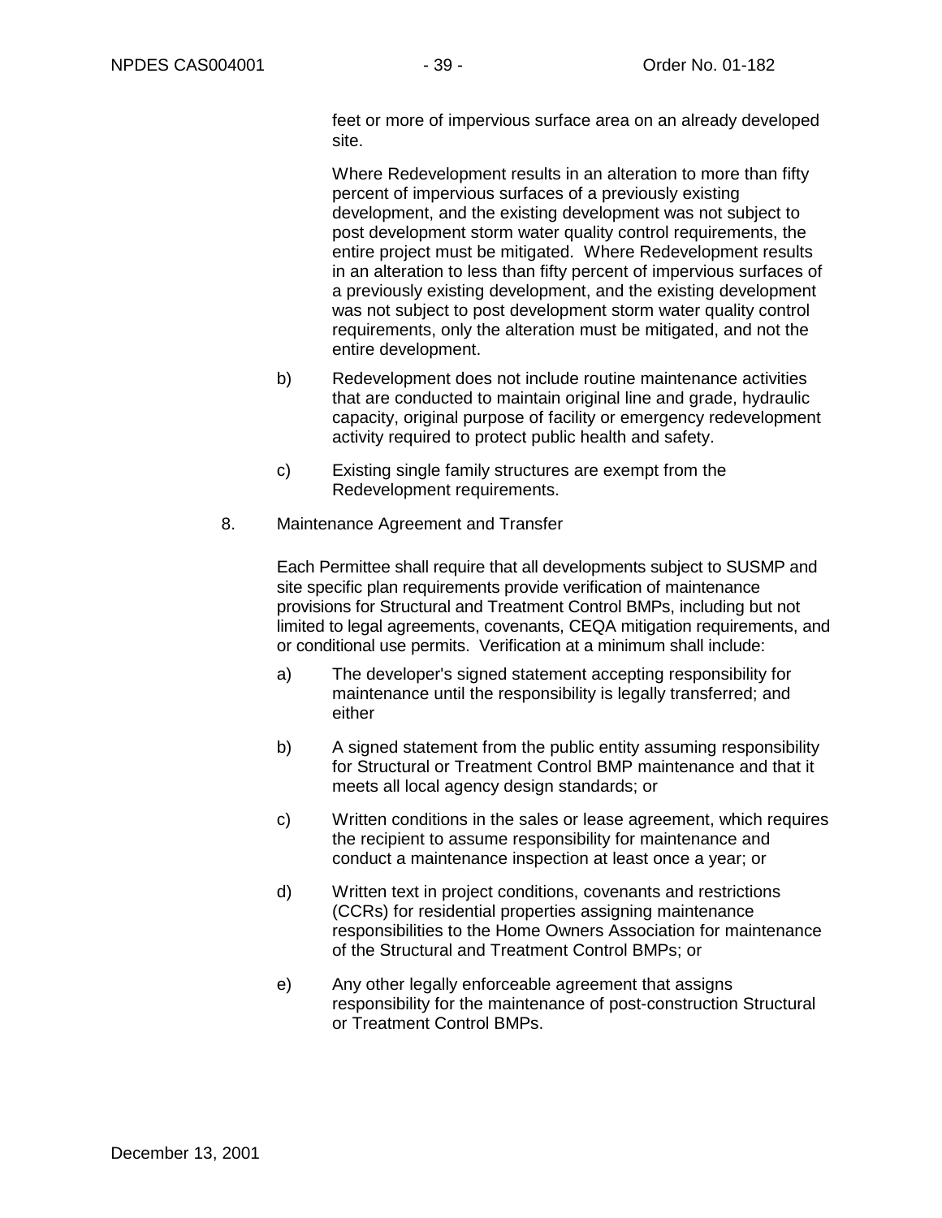feet or more of impervious surface area on an already developed site.

Where Redevelopment results in an alteration to more than fifty percent of impervious surfaces of a previously existing development, and the existing development was not subject to post development storm water quality control requirements, the entire project must be mitigated. Where Redevelopment results in an alteration to less than fifty percent of impervious surfaces of a previously existing development, and the existing development was not subject to post development storm water quality control requirements, only the alteration must be mitigated, and not the entire development.

b) Redevelopment does not include routine maintenance activities that are conducted to maintain original line and grade, hydraulic capacity, original purpose of facility or emergency redevelopment activity required to protect public health and safety.

c) Existing single family structures are exempt from the Redevelopment requirements.

8. Maintenance Agreement and Transfer

Each Permittee shall require that all developments subject to SUSMP and site specific plan requirements provide verification of maintenance provisions for Structural and Treatment Control BMPs, including but not limited to legal agreements, covenants, CEQA mitigation requirements, and or conditional use permits. Verification at a minimum shall include:

a) The developer's signed statement accepting responsibility for maintenance until the responsibility is legally transferred; and either

b) A signed statement from the public entity assuming responsibility for Structural or Treatment Control BMP maintenance and that it meets all local agency design standards; or

c) Written conditions in the sales or lease agreement, which requires the recipient to assume responsibility for maintenance and conduct a maintenance inspection at least once a year; or

d) Written text in project conditions, covenants and restrictions (CCRs) for residential properties assigning maintenance responsibilities to the Home Owners Association for maintenance of the Structural and Treatment Control BMPs; or

e) Any other legally enforceable agreement that assigns responsibility for the maintenance of post-construction Structural or Treatment Control BMPs.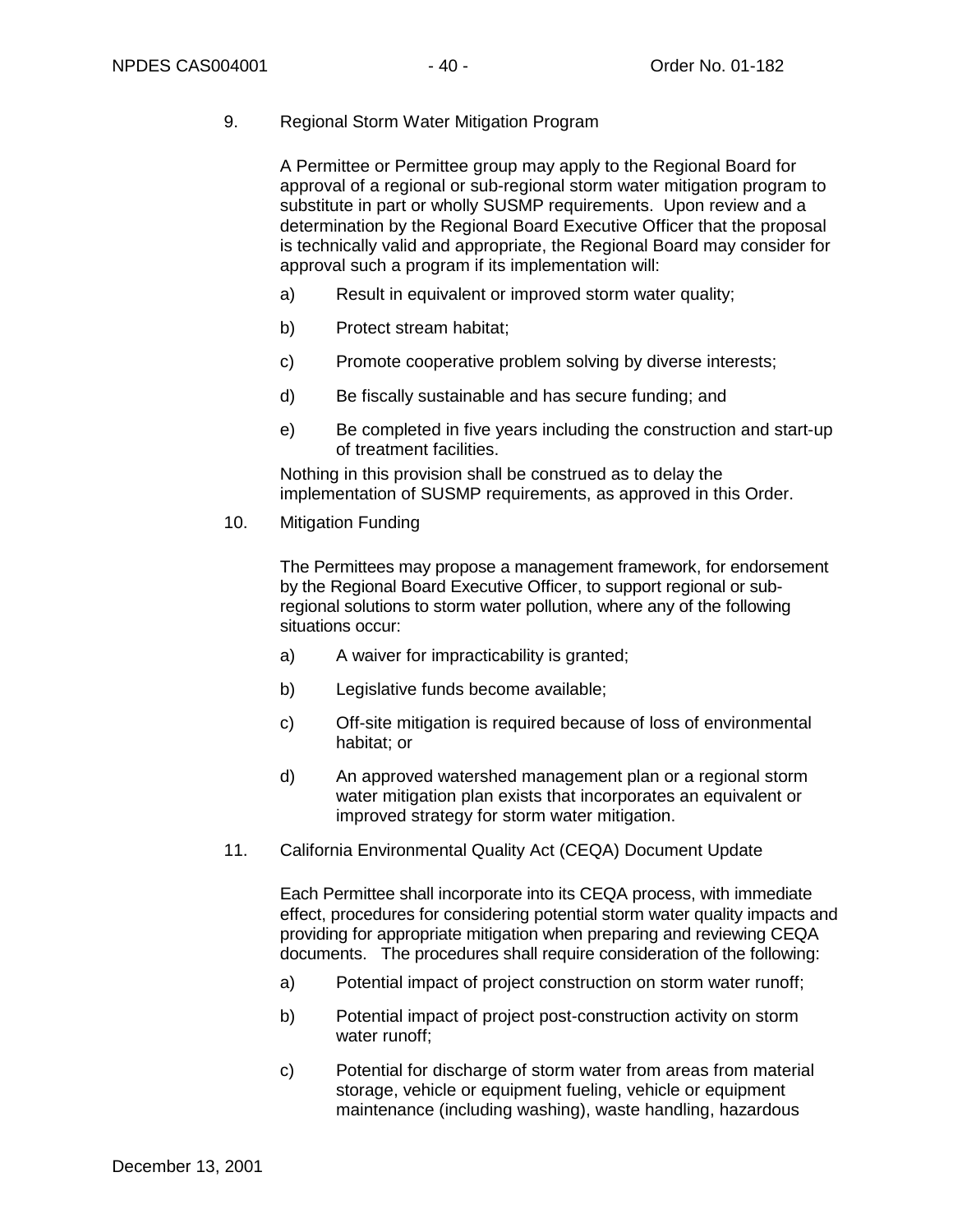9. Regional Storm Water Mitigation Program

   A Permittee or Permittee group may apply to the Regional Board for approval of a regional or sub-regional storm water mitigation program to substitute in part or wholly SUSMP requirements. Upon review and a determination by the Regional Board Executive Officer that the proposal is technically valid and appropriate, the Regional Board may consider for approval such a program if its implementation will:

   a) Result in equivalent or improved storm water quality;

   b) Protect stream habitat;

   c) Promote cooperative problem solving by diverse interests;

   d) Be fiscally sustainable and has secure funding; and

   e) Be completed in five years including the construction and start-up of treatment facilities.

   Nothing in this provision shall be construed as to delay the implementation of SUSMP requirements, as approved in this Order.

10. Mitigation Funding

    The Permittees may propose a management framework, for endorsement by the Regional Board Executive Officer, to support regional or sub-regional solutions to storm water pollution, where any of the following situations occur:

    a) A waiver for impracticability is granted;

    b) Legislative funds become available;

    c) Off-site mitigation is required because of loss of environmental habitat; or

    d) An approved watershed management plan or a regional storm water mitigation plan exists that incorporates an equivalent or improved strategy for storm water mitigation.

11. California Environmental Quality Act (CEQA) Document Update

    Each Permittee shall incorporate into its CEQA process, with immediate effect, procedures for considering potential storm water quality impacts and providing for appropriate mitigation when preparing and reviewing CEQA documents. The procedures shall require consideration of the following:

    a) Potential impact of project construction on storm water runoff;

    b) Potential impact of project post-construction activity on storm water runoff;

    c) Potential for discharge of storm water from areas from material storage, vehicle or equipment fueling, vehicle or equipment maintenance (including washing), waste handling, hazardous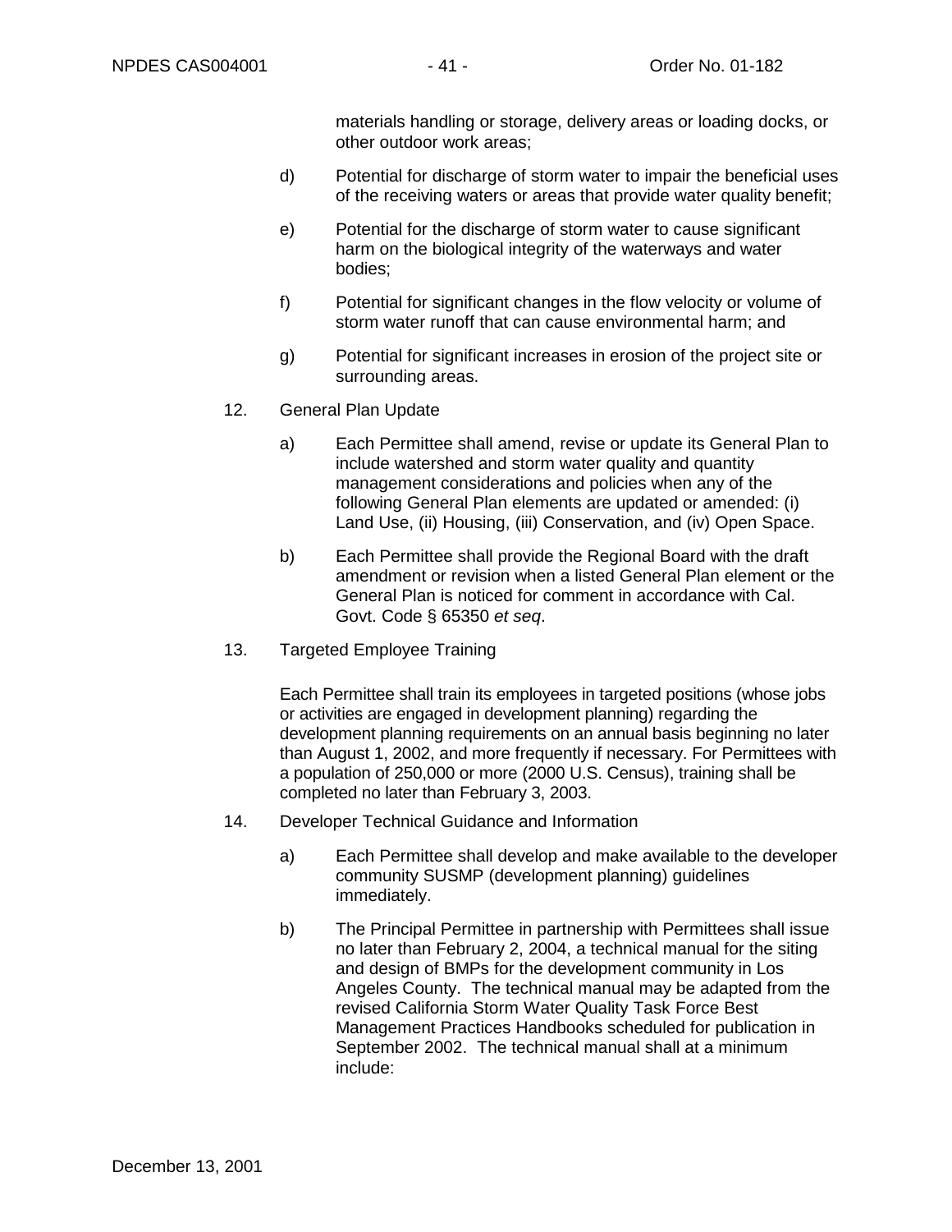materials handling or storage, delivery areas or loading docks, or other outdoor work areas;

d) Potential for discharge of storm water to impair the beneficial uses of the receiving waters or areas that provide water quality benefit;

e) Potential for the discharge of storm water to cause significant harm on the biological integrity of the waterways and water bodies;

f) Potential for significant changes in the flow velocity or volume of storm water runoff that can cause environmental harm; and

g) Potential for significant increases in erosion of the project site or surrounding areas.

12. General Plan Update

a) Each Permittee shall amend, revise or update its General Plan to include watershed and storm water quality and quantity management considerations and policies when any of the following General Plan elements are updated or amended: (i) Land Use, (ii) Housing, (iii) Conservation, and (iv) Open Space.

b) Each Permittee shall provide the Regional Board with the draft amendment or revision when a listed General Plan element or the General Plan is noticed for comment in accordance with Cal. Govt. Code § 65350 *et seq*.

13. Targeted Employee Training

Each Permittee shall train its employees in targeted positions (whose jobs or activities are engaged in development planning) regarding the development planning requirements on an annual basis beginning no later than August 1, 2002, and more frequently if necessary. For Permittees with a population of 250,000 or more (2000 U.S. Census), training shall be completed no later than February 3, 2003.

14. Developer Technical Guidance and Information

a) Each Permittee shall develop and make available to the developer community SUSMP (development planning) guidelines immediately.

b) The Principal Permittee in partnership with Permittees shall issue no later than February 2, 2004, a technical manual for the siting and design of BMPs for the development community in Los Angeles County. The technical manual may be adapted from the revised California Storm Water Quality Task Force Best Management Practices Handbooks scheduled for publication in September 2002. The technical manual shall at a minimum include: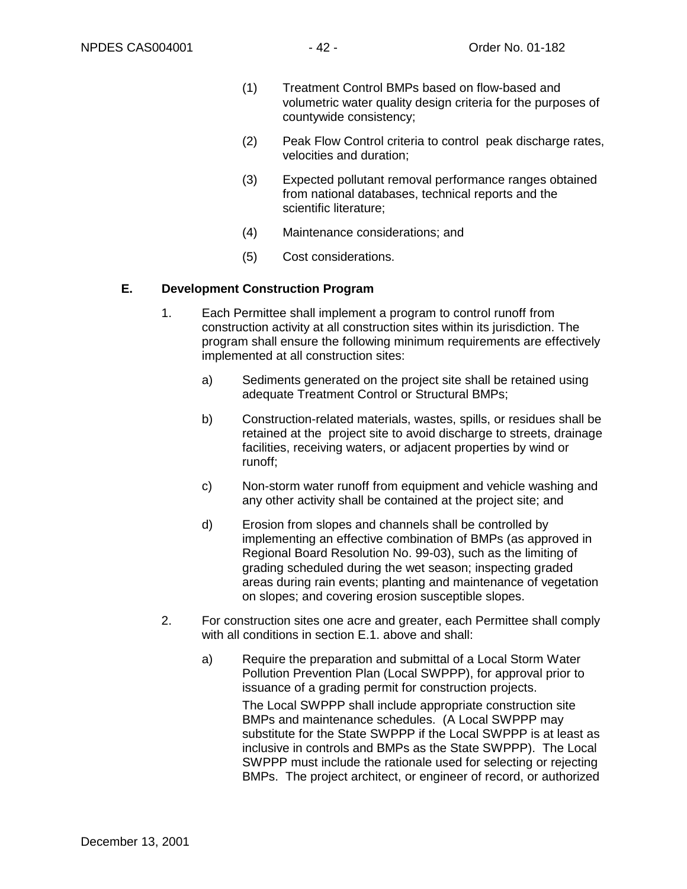(1) Treatment Control BMPs based on flow-based and volumetric water quality design criteria for the purposes of countywide consistency;

(2) Peak Flow Control criteria to control peak discharge rates, velocities and duration;

(3) Expected pollutant removal performance ranges obtained from national databases, technical reports and the scientific literature;

(4) Maintenance considerations; and

(5) Cost considerations.

## E. Development Construction Program

1. Each Permittee shall implement a program to control runoff from construction activity at all construction sites within its jurisdiction. The program shall ensure the following minimum requirements are effectively implemented at all construction sites:

   a) Sediments generated on the project site shall be retained using adequate Treatment Control or Structural BMPs;

   b) Construction-related materials, wastes, spills, or residues shall be retained at the project site to avoid discharge to streets, drainage facilities, receiving waters, or adjacent properties by wind or runoff;

   c) Non-storm water runoff from equipment and vehicle washing and any other activity shall be contained at the project site; and

   d) Erosion from slopes and channels shall be controlled by implementing an effective combination of BMPs (as approved in Regional Board Resolution No. 99-03), such as the limiting of grading scheduled during the wet season; inspecting graded areas during rain events; planting and maintenance of vegetation on slopes; and covering erosion susceptible slopes.

2. For construction sites one acre and greater, each Permittee shall comply with all conditions in section E.1. above and shall:

   a) Require the preparation and submittal of a Local Storm Water Pollution Prevention Plan (Local SWPPP), for approval prior to issuance of a grading permit for construction projects.

      The Local SWPPP shall include appropriate construction site BMPs and maintenance schedules. (A Local SWPPP may substitute for the State SWPPP if the Local SWPPP is at least as inclusive in controls and BMPs as the State SWPPP). The Local SWPPP must include the rationale used for selecting or rejecting BMPs. The project architect, or engineer of record, or authorized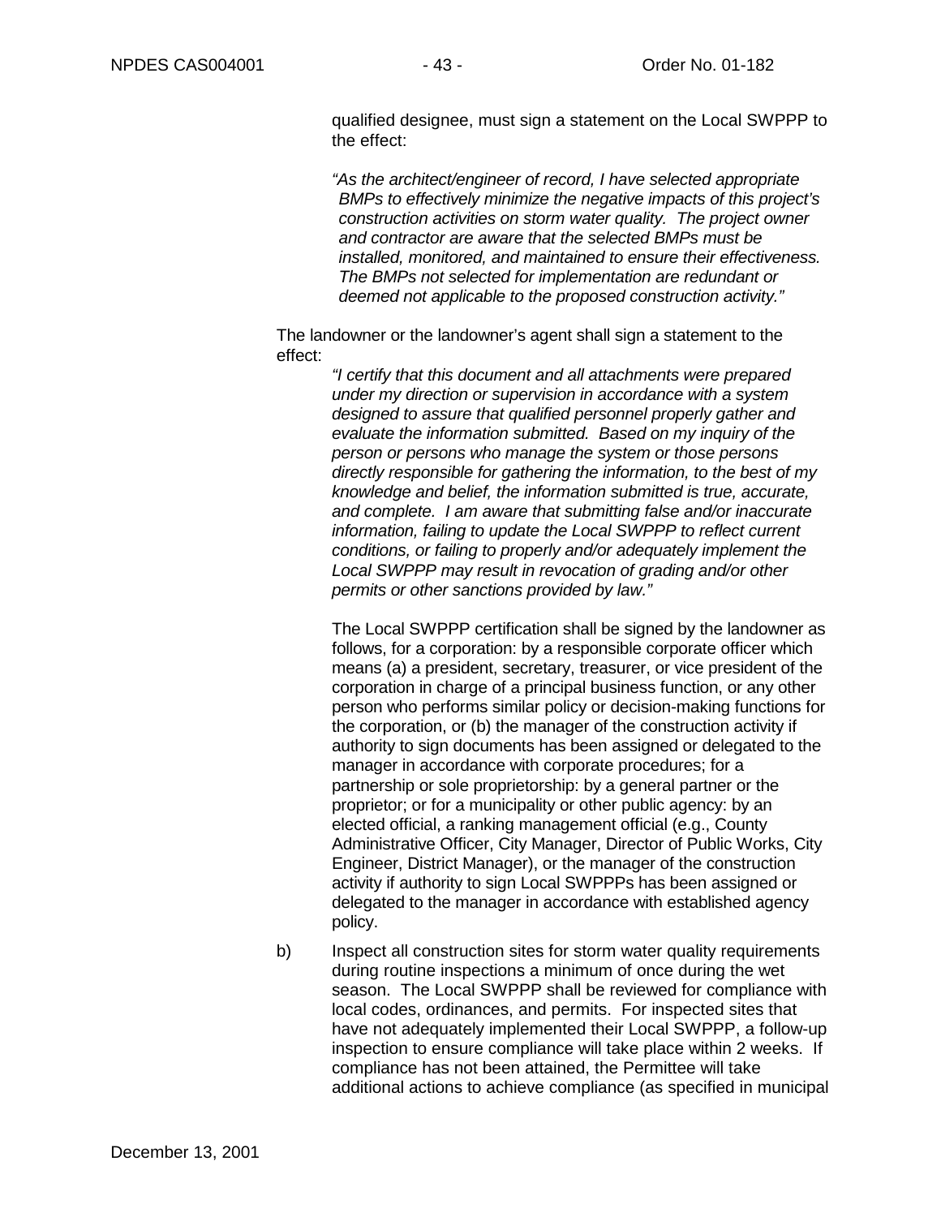qualified designee, must sign a statement on the Local SWPPP to the effect:

*"As the architect/engineer of record, I have selected appropriate BMPs to effectively minimize the negative impacts of this project's construction activities on storm water quality. The project owner and contractor are aware that the selected BMPs must be installed, monitored, and maintained to ensure their effectiveness. The BMPs not selected for implementation are redundant or deemed not applicable to the proposed construction activity."*

The landowner or the landowner's agent shall sign a statement to the effect:

*"I certify that this document and all attachments were prepared under my direction or supervision in accordance with a system designed to assure that qualified personnel properly gather and evaluate the information submitted. Based on my inquiry of the person or persons who manage the system or those persons directly responsible for gathering the information, to the best of my knowledge and belief, the information submitted is true, accurate, and complete. I am aware that submitting false and/or inaccurate information, failing to update the Local SWPPP to reflect current conditions, or failing to properly and/or adequately implement the Local SWPPP may result in revocation of grading and/or other permits or other sanctions provided by law."*

The Local SWPPP certification shall be signed by the landowner as follows, for a corporation: by a responsible corporate officer which means (a) a president, secretary, treasurer, or vice president of the corporation in charge of a principal business function, or any other person who performs similar policy or decision-making functions for the corporation, or (b) the manager of the construction activity if authority to sign documents has been assigned or delegated to the manager in accordance with corporate procedures; for a partnership or sole proprietorship: by a general partner or the proprietor; or for a municipality or other public agency: by an elected official, a ranking management official (e.g., County Administrative Officer, City Manager, Director of Public Works, City Engineer, District Manager), or the manager of the construction activity if authority to sign Local SWPPPs has been assigned or delegated to the manager in accordance with established agency policy.

b) Inspect all construction sites for storm water quality requirements during routine inspections a minimum of once during the wet season. The Local SWPPP shall be reviewed for compliance with local codes, ordinances, and permits. For inspected sites that have not adequately implemented their Local SWPPP, a follow-up inspection to ensure compliance will take place within 2 weeks. If compliance has not been attained, the Permittee will take additional actions to achieve compliance (as specified in municipal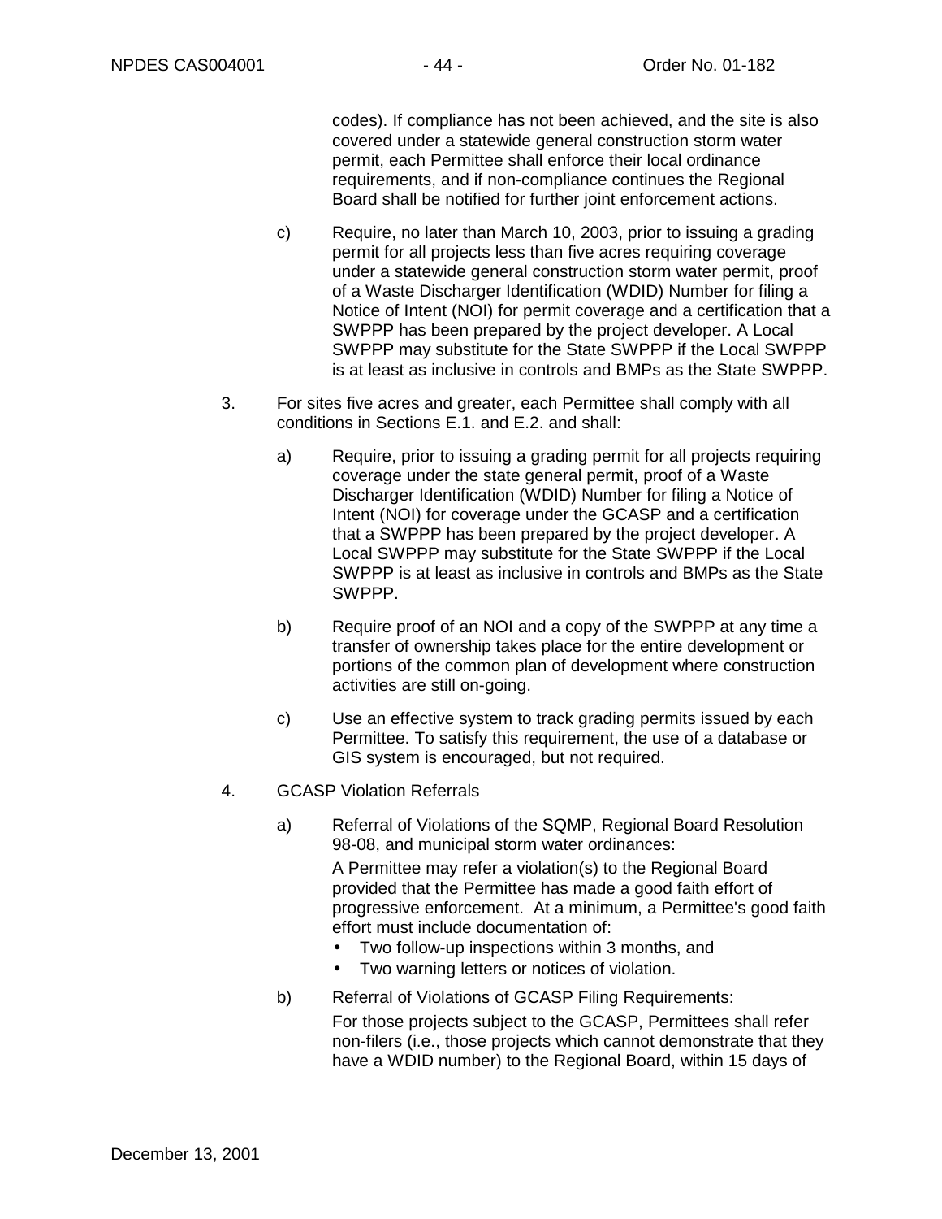codes). If compliance has not been achieved, and the site is also covered under a statewide general construction storm water permit, each Permittee shall enforce their local ordinance requirements, and if non-compliance continues the Regional Board shall be notified for further joint enforcement actions.

c) Require, no later than March 10, 2003, prior to issuing a grading permit for all projects less than five acres requiring coverage under a statewide general construction storm water permit, proof of a Waste Discharger Identification (WDID) Number for filing a Notice of Intent (NOI) for permit coverage and a certification that a SWPPP has been prepared by the project developer. A Local SWPPP may substitute for the State SWPPP if the Local SWPPP is at least as inclusive in controls and BMPs as the State SWPPP.

3. For sites five acres and greater, each Permittee shall comply with all conditions in Sections E.1. and E.2. and shall:

   a) Require, prior to issuing a grading permit for all projects requiring coverage under the state general permit, proof of a Waste Discharger Identification (WDID) Number for filing a Notice of Intent (NOI) for coverage under the GCASP and a certification that a SWPPP has been prepared by the project developer. A Local SWPPP may substitute for the State SWPPP if the Local SWPPP is at least as inclusive in controls and BMPs as the State SWPPP.

   b) Require proof of an NOI and a copy of the SWPPP at any time a transfer of ownership takes place for the entire development or portions of the common plan of development where construction activities are still on-going.

   c) Use an effective system to track grading permits issued by each Permittee. To satisfy this requirement, the use of a database or GIS system is encouraged, but not required.

4. GCASP Violation Referrals

   a) Referral of Violations of the SQMP, Regional Board Resolution 98-08, and municipal storm water ordinances:

      A Permittee may refer a violation(s) to the Regional Board provided that the Permittee has made a good faith effort of progressive enforcement. At a minimum, a Permittee's good faith effort must include documentation of:

      - Two follow-up inspections within 3 months, and
      - Two warning letters or notices of violation.

   b) Referral of Violations of GCASP Filing Requirements:

      For those projects subject to the GCASP, Permittees shall refer non-filers (i.e., those projects which cannot demonstrate that they have a WDID number) to the Regional Board, within 15 days of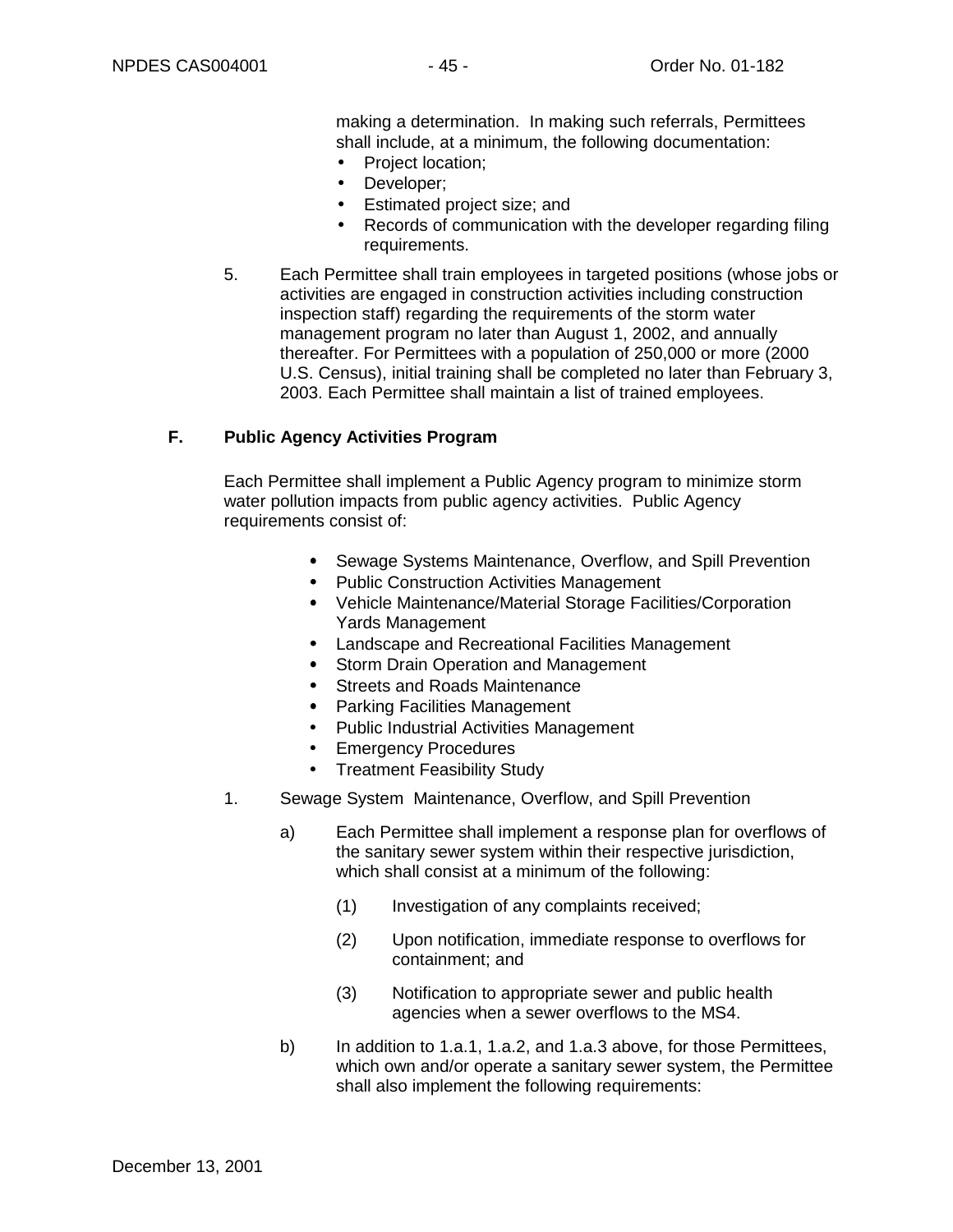making a determination. In making such referrals, Permittees shall include, at a minimum, the following documentation:

- Project location;
- Developer;
- Estimated project size; and
- Records of communication with the developer regarding filing requirements.

5. Each Permittee shall train employees in targeted positions (whose jobs or activities are engaged in construction activities including construction inspection staff) regarding the requirements of the storm water management program no later than August 1, 2002, and annually thereafter. For Permittees with a population of 250,000 or more (2000 U.S. Census), initial training shall be completed no later than February 3, 2003. Each Permittee shall maintain a list of trained employees.

**F. Public Agency Activities Program**

Each Permittee shall implement a Public Agency program to minimize storm water pollution impacts from public agency activities. Public Agency requirements consist of:

- Sewage Systems Maintenance, Overflow, and Spill Prevention
- Public Construction Activities Management
- Vehicle Maintenance/Material Storage Facilities/Corporation Yards Management
- Landscape and Recreational Facilities Management
- Storm Drain Operation and Management
- Streets and Roads Maintenance
- Parking Facilities Management
- Public Industrial Activities Management
- Emergency Procedures
- Treatment Feasibility Study

1. Sewage System Maintenance, Overflow, and Spill Prevention

   a) Each Permittee shall implement a response plan for overflows of the sanitary sewer system within their respective jurisdiction, which shall consist at a minimum of the following:

      (1) Investigation of any complaints received;

      (2) Upon notification, immediate response to overflows for containment; and

      (3) Notification to appropriate sewer and public health agencies when a sewer overflows to the MS4.

   b) In addition to 1.a.1, 1.a.2, and 1.a.3 above, for those Permittees, which own and/or operate a sanitary sewer system, the Permittee shall also implement the following requirements: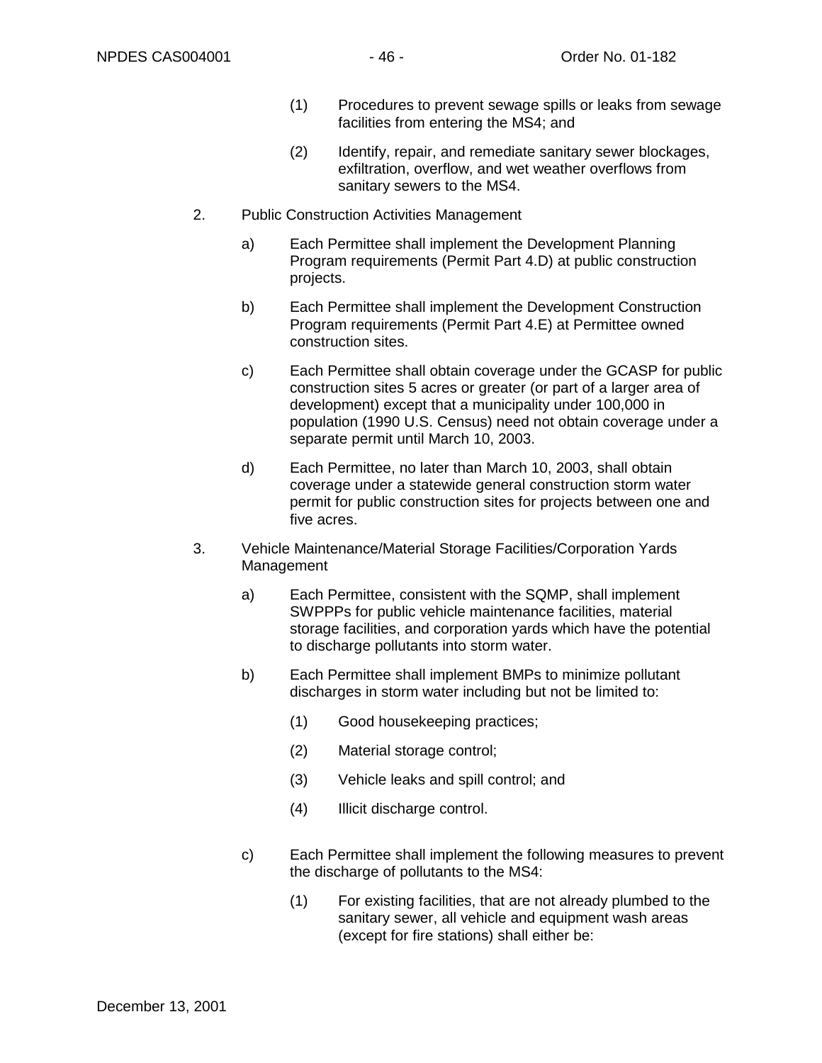(1) Procedures to prevent sewage spills or leaks from sewage facilities from entering the MS4; and

(2) Identify, repair, and remediate sanitary sewer blockages, exfiltration, overflow, and wet weather overflows from sanitary sewers to the MS4.

2. Public Construction Activities Management

a) Each Permittee shall implement the Development Planning Program requirements (Permit Part 4.D) at public construction projects.

b) Each Permittee shall implement the Development Construction Program requirements (Permit Part 4.E) at Permittee owned construction sites.

c) Each Permittee shall obtain coverage under the GCASP for public construction sites 5 acres or greater (or part of a larger area of development) except that a municipality under 100,000 in population (1990 U.S. Census) need not obtain coverage under a separate permit until March 10, 2003.

d) Each Permittee, no later than March 10, 2003, shall obtain coverage under a statewide general construction storm water permit for public construction sites for projects between one and five acres.

3. Vehicle Maintenance/Material Storage Facilities/Corporation Yards Management

a) Each Permittee, consistent with the SQMP, shall implement SWPPPs for public vehicle maintenance facilities, material storage facilities, and corporation yards which have the potential to discharge pollutants into storm water.

b) Each Permittee shall implement BMPs to minimize pollutant discharges in storm water including but not be limited to:

(1) Good housekeeping practices;

(2) Material storage control;

(3) Vehicle leaks and spill control; and

(4) Illicit discharge control.

c) Each Permittee shall implement the following measures to prevent the discharge of pollutants to the MS4:

(1) For existing facilities, that are not already plumbed to the sanitary sewer, all vehicle and equipment wash areas (except for fire stations) shall either be: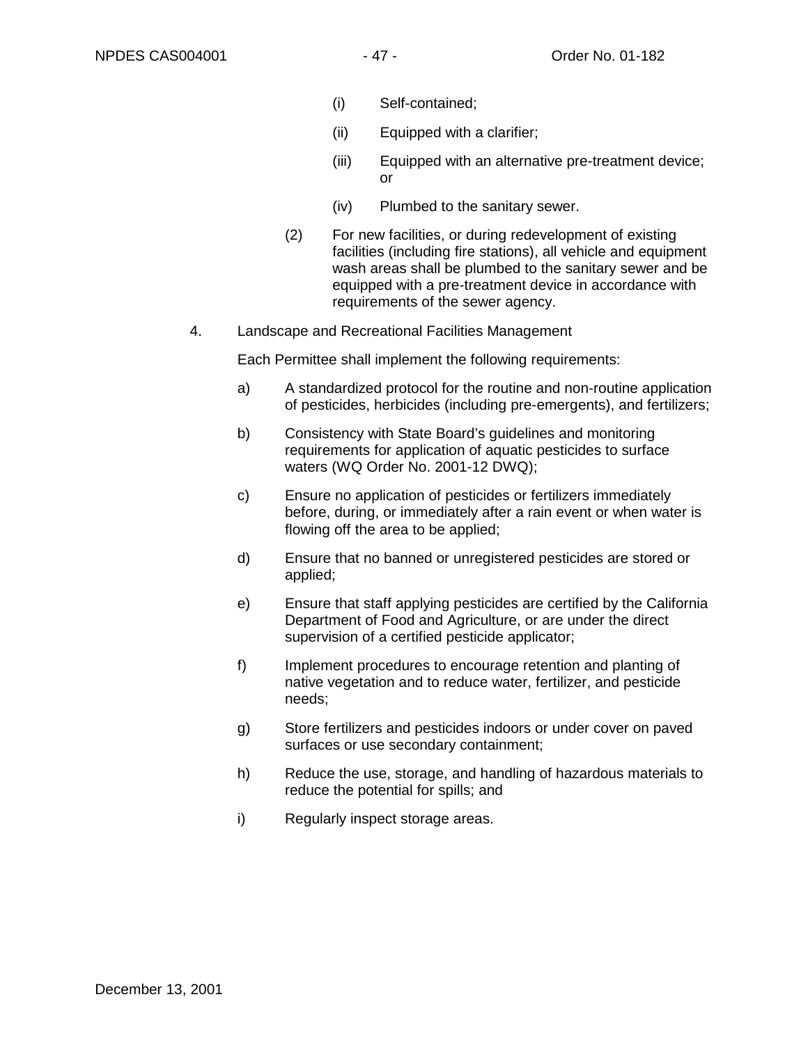(i) Self-contained;

(ii) Equipped with a clarifier;

(iii) Equipped with an alternative pre-treatment device; or

(iv) Plumbed to the sanitary sewer.

(2) For new facilities, or during redevelopment of existing facilities (including fire stations), all vehicle and equipment wash areas shall be plumbed to the sanitary sewer and be equipped with a pre-treatment device in accordance with requirements of the sewer agency.

4. Landscape and Recreational Facilities Management

Each Permittee shall implement the following requirements:

a) A standardized protocol for the routine and non-routine application of pesticides, herbicides (including pre-emergents), and fertilizers;

b) Consistency with State Board's guidelines and monitoring requirements for application of aquatic pesticides to surface waters (WQ Order No. 2001-12 DWQ);

c) Ensure no application of pesticides or fertilizers immediately before, during, or immediately after a rain event or when water is flowing off the area to be applied;

d) Ensure that no banned or unregistered pesticides are stored or applied;

e) Ensure that staff applying pesticides are certified by the California Department of Food and Agriculture, or are under the direct supervision of a certified pesticide applicator;

f) Implement procedures to encourage retention and planting of native vegetation and to reduce water, fertilizer, and pesticide needs;

g) Store fertilizers and pesticides indoors or under cover on paved surfaces or use secondary containment;

h) Reduce the use, storage, and handling of hazardous materials to reduce the potential for spills; and

i) Regularly inspect storage areas.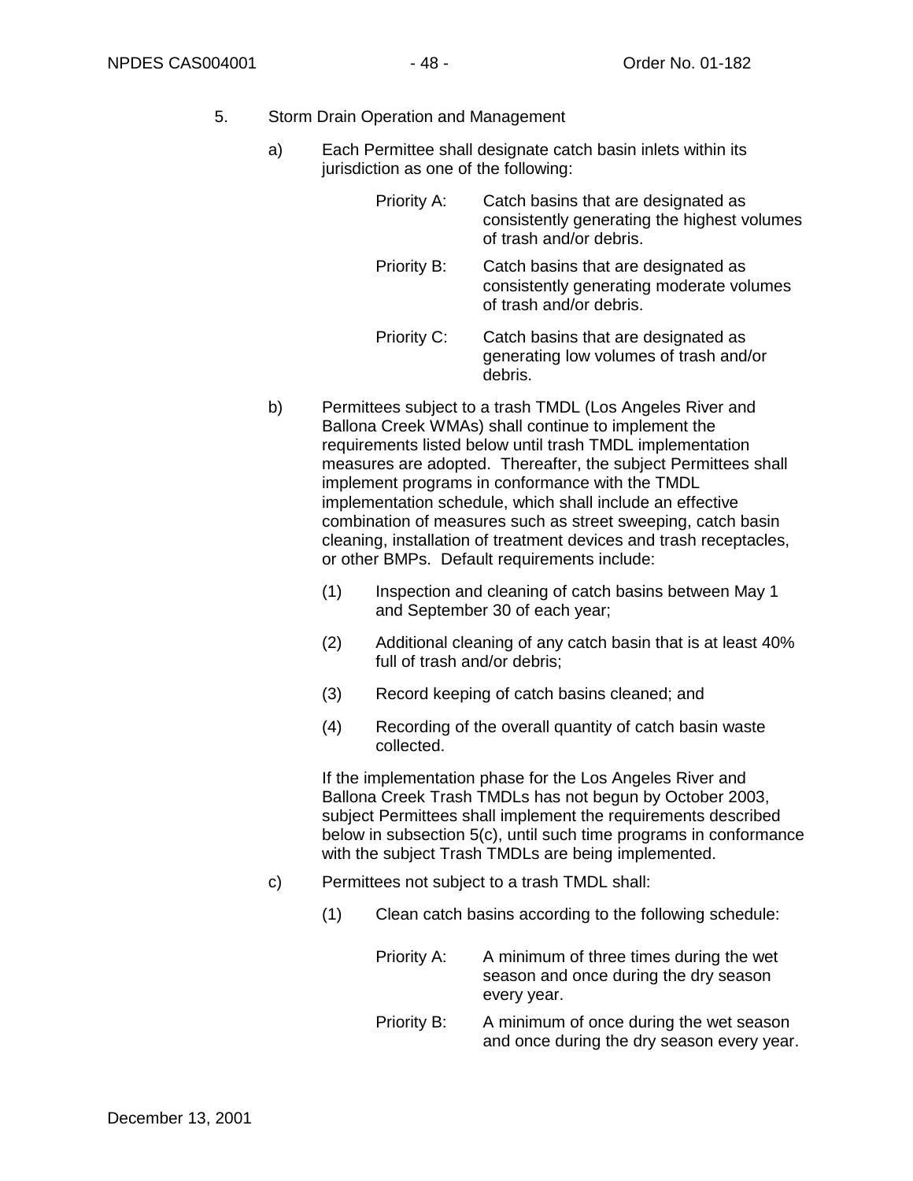5. Storm Drain Operation and Management

a) Each Permittee shall designate catch basin inlets within its jurisdiction as one of the following:

| | |
|---|---|
| Priority A: | Catch basins that are designated as consistently generating the highest volumes of trash and/or debris. |
| Priority B: | Catch basins that are designated as consistently generating moderate volumes of trash and/or debris. |
| Priority C: | Catch basins that are designated as generating low volumes of trash and/or debris. |

b) Permittees subject to a trash TMDL (Los Angeles River and Ballona Creek WMAs) shall continue to implement the requirements listed below until trash TMDL implementation measures are adopted. Thereafter, the subject Permittees shall implement programs in conformance with the TMDL implementation schedule, which shall include an effective combination of measures such as street sweeping, catch basin cleaning, installation of treatment devices and trash receptacles, or other BMPs. Default requirements include:

(1) Inspection and cleaning of catch basins between May 1 and September 30 of each year;

(2) Additional cleaning of any catch basin that is at least 40% full of trash and/or debris;

(3) Record keeping of catch basins cleaned; and

(4) Recording of the overall quantity of catch basin waste collected.

If the implementation phase for the Los Angeles River and Ballona Creek Trash TMDLs has not begun by October 2003, subject Permittees shall implement the requirements described below in subsection 5(c), until such time programs in conformance with the subject Trash TMDLs are being implemented.

c) Permittees not subject to a trash TMDL shall:

(1) Clean catch basins according to the following schedule:

| | |
|---|---|
| Priority A: | A minimum of three times during the wet season and once during the dry season every year. |
| Priority B: | A minimum of once during the wet season and once during the dry season every year. |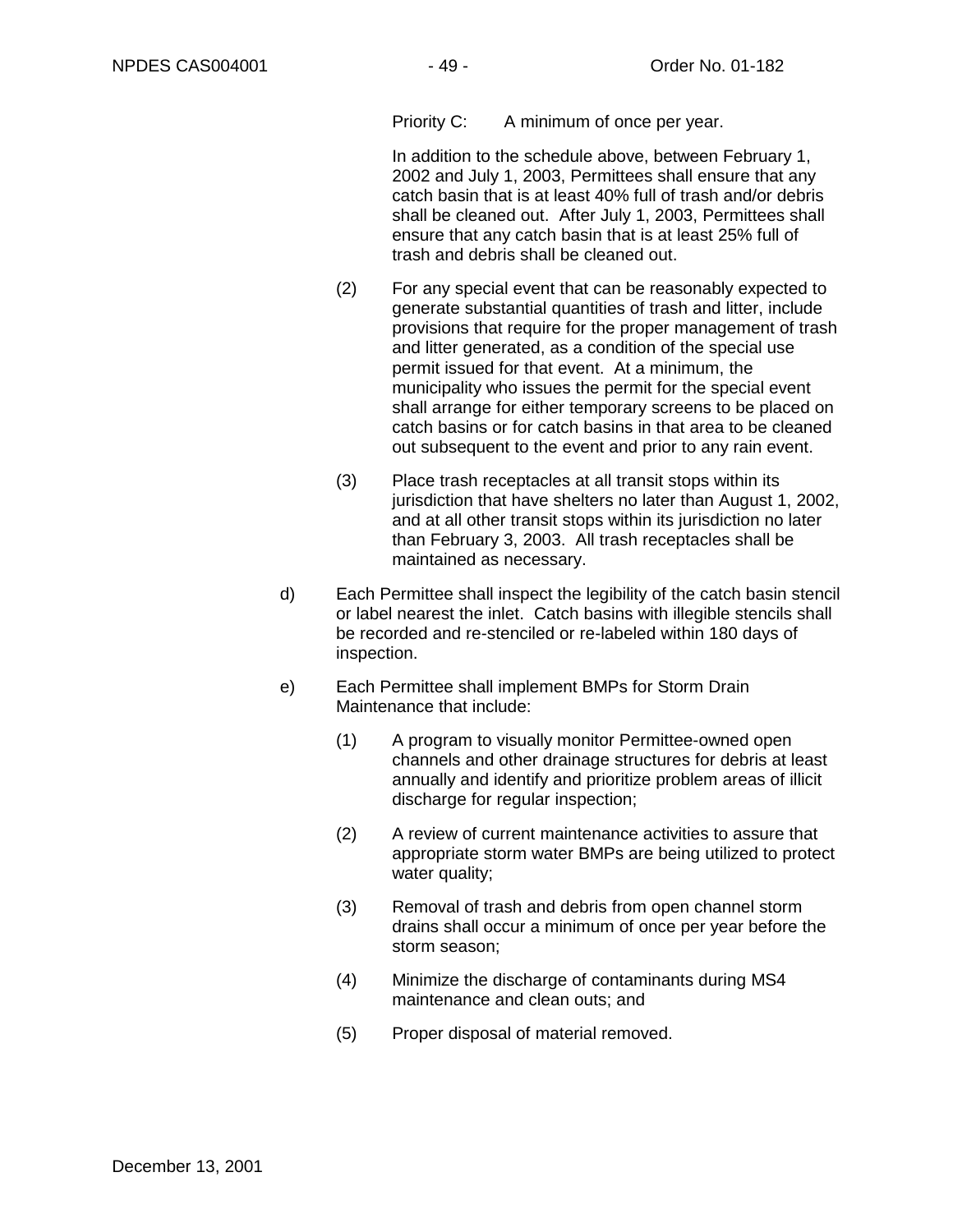Priority C: A minimum of once per year.

In addition to the schedule above, between February 1, 2002 and July 1, 2003, Permittees shall ensure that any catch basin that is at least 40% full of trash and/or debris shall be cleaned out. After July 1, 2003, Permittees shall ensure that any catch basin that is at least 25% full of trash and debris shall be cleaned out.

(2) For any special event that can be reasonably expected to generate substantial quantities of trash and litter, include provisions that require for the proper management of trash and litter generated, as a condition of the special use permit issued for that event. At a minimum, the municipality who issues the permit for the special event shall arrange for either temporary screens to be placed on catch basins or for catch basins in that area to be cleaned out subsequent to the event and prior to any rain event.

(3) Place trash receptacles at all transit stops within its jurisdiction that have shelters no later than August 1, 2002, and at all other transit stops within its jurisdiction no later than February 3, 2003. All trash receptacles shall be maintained as necessary.

d) Each Permittee shall inspect the legibility of the catch basin stencil or label nearest the inlet. Catch basins with illegible stencils shall be recorded and re-stenciled or re-labeled within 180 days of inspection.

e) Each Permittee shall implement BMPs for Storm Drain Maintenance that include:

(1) A program to visually monitor Permittee-owned open channels and other drainage structures for debris at least annually and identify and prioritize problem areas of illicit discharge for regular inspection;

(2) A review of current maintenance activities to assure that appropriate storm water BMPs are being utilized to protect water quality;

(3) Removal of trash and debris from open channel storm drains shall occur a minimum of once per year before the storm season;

(4) Minimize the discharge of contaminants during MS4 maintenance and clean outs; and

(5) Proper disposal of material removed.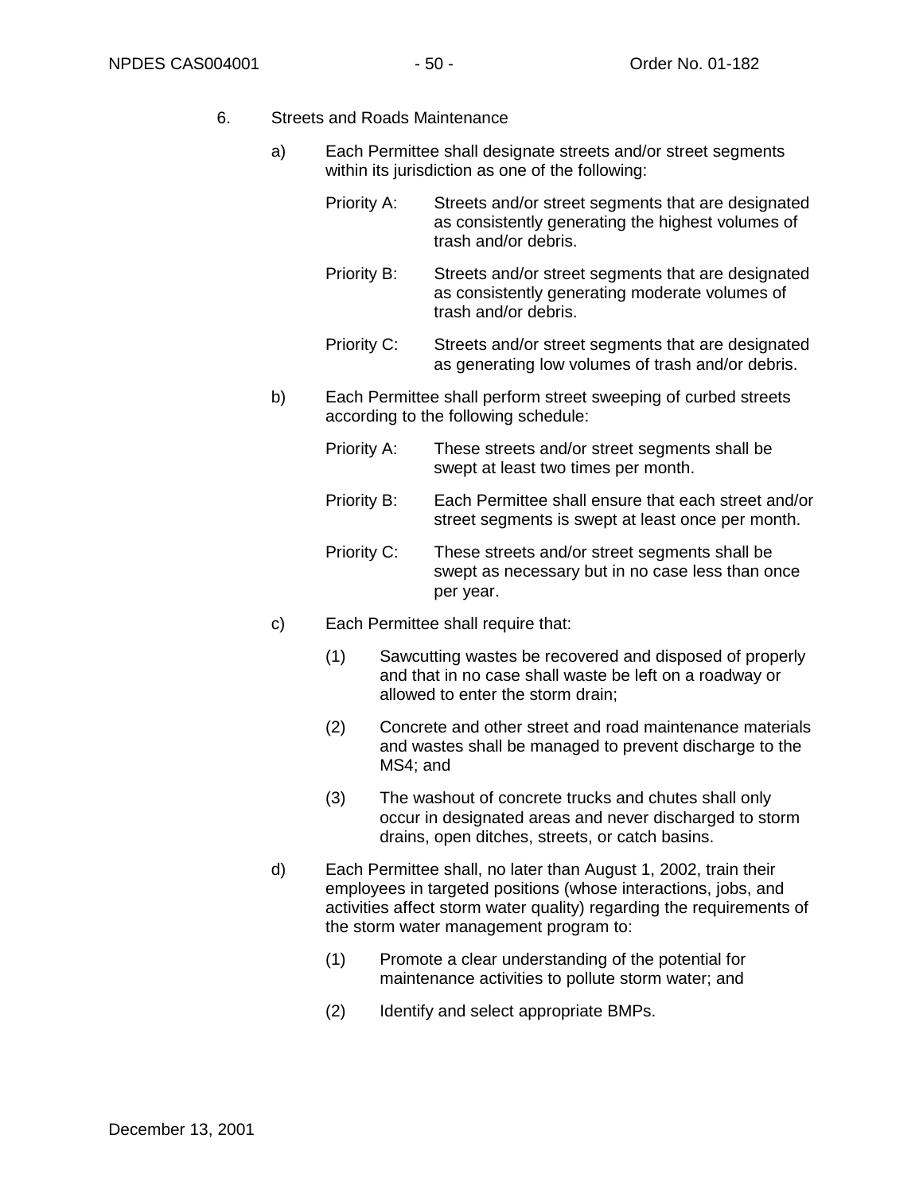6. Streets and Roads Maintenance

   a) Each Permittee shall designate streets and/or street segments within its jurisdiction as one of the following:

      Priority A: Streets and/or street segments that are designated as consistently generating the highest volumes of trash and/or debris.

      Priority B: Streets and/or street segments that are designated as consistently generating moderate volumes of trash and/or debris.

      Priority C: Streets and/or street segments that are designated as generating low volumes of trash and/or debris.

   b) Each Permittee shall perform street sweeping of curbed streets according to the following schedule:

      Priority A: These streets and/or street segments shall be swept at least two times per month.

      Priority B: Each Permittee shall ensure that each street and/or street segments is swept at least once per month.

      Priority C: These streets and/or street segments shall be swept as necessary but in no case less than once per year.

   c) Each Permittee shall require that:

      (1) Sawcutting wastes be recovered and disposed of properly and that in no case shall waste be left on a roadway or allowed to enter the storm drain;

      (2) Concrete and other street and road maintenance materials and wastes shall be managed to prevent discharge to the MS4; and

      (3) The washout of concrete trucks and chutes shall only occur in designated areas and never discharged to storm drains, open ditches, streets, or catch basins.

   d) Each Permittee shall, no later than August 1, 2002, train their employees in targeted positions (whose interactions, jobs, and activities affect storm water quality) regarding the requirements of the storm water management program to:

      (1) Promote a clear understanding of the potential for maintenance activities to pollute storm water; and

      (2) Identify and select appropriate BMPs.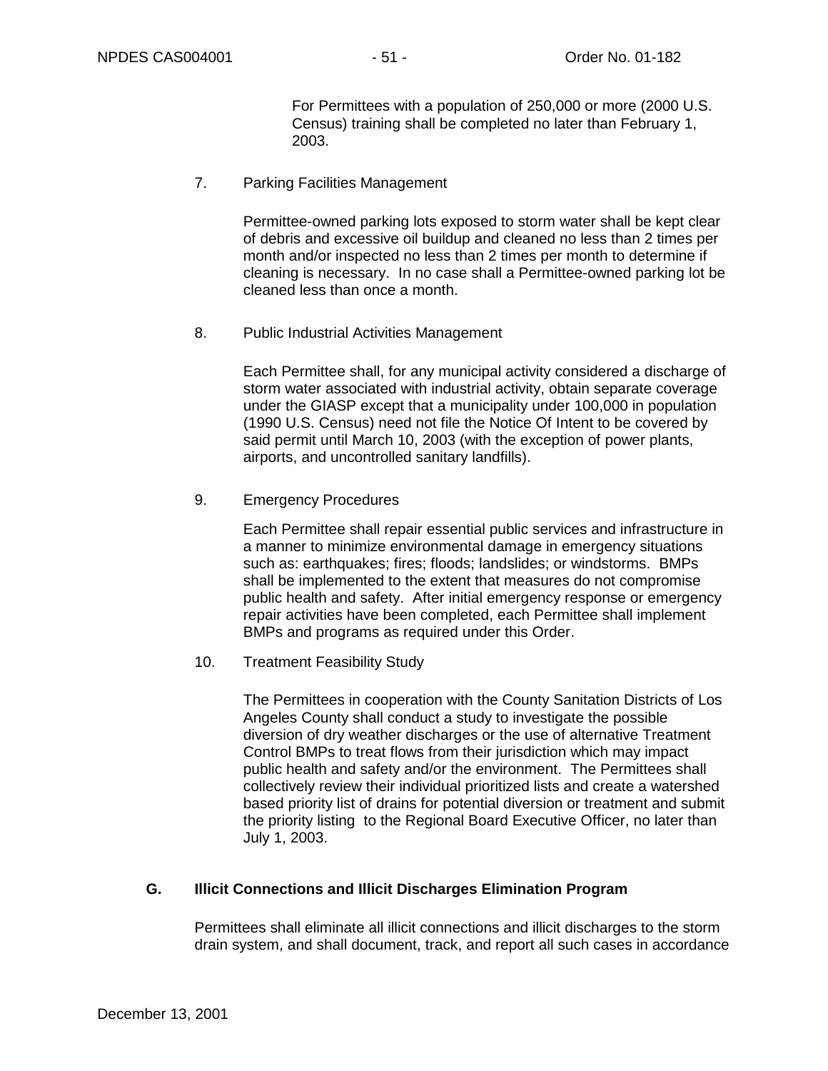For Permittees with a population of 250,000 or more (2000 U.S. Census) training shall be completed no later than February 1, 2003.

7. Parking Facilities Management

   Permittee-owned parking lots exposed to storm water shall be kept clear of debris and excessive oil buildup and cleaned no less than 2 times per month and/or inspected no less than 2 times per month to determine if cleaning is necessary. In no case shall a Permittee-owned parking lot be cleaned less than once a month.

8. Public Industrial Activities Management

   Each Permittee shall, for any municipal activity considered a discharge of storm water associated with industrial activity, obtain separate coverage under the GIASP except that a municipality under 100,000 in population (1990 U.S. Census) need not file the Notice Of Intent to be covered by said permit until March 10, 2003 (with the exception of power plants, airports, and uncontrolled sanitary landfills).

9. Emergency Procedures

   Each Permittee shall repair essential public services and infrastructure in a manner to minimize environmental damage in emergency situations such as: earthquakes; fires; floods; landslides; or windstorms. BMPs shall be implemented to the extent that measures do not compromise public health and safety. After initial emergency response or emergency repair activities have been completed, each Permittee shall implement BMPs and programs as required under this Order.

10. Treatment Feasibility Study

    The Permittees in cooperation with the County Sanitation Districts of Los Angeles County shall conduct a study to investigate the possible diversion of dry weather discharges or the use of alternative Treatment Control BMPs to treat flows from their jurisdiction which may impact public health and safety and/or the environment. The Permittees shall collectively review their individual prioritized lists and create a watershed based priority list of drains for potential diversion or treatment and submit the priority listing to the Regional Board Executive Officer, no later than July 1, 2003.

## G. Illicit Connections and Illicit Discharges Elimination Program

Permittees shall eliminate all illicit connections and illicit discharges to the storm drain system, and shall document, track, and report all such cases in accordance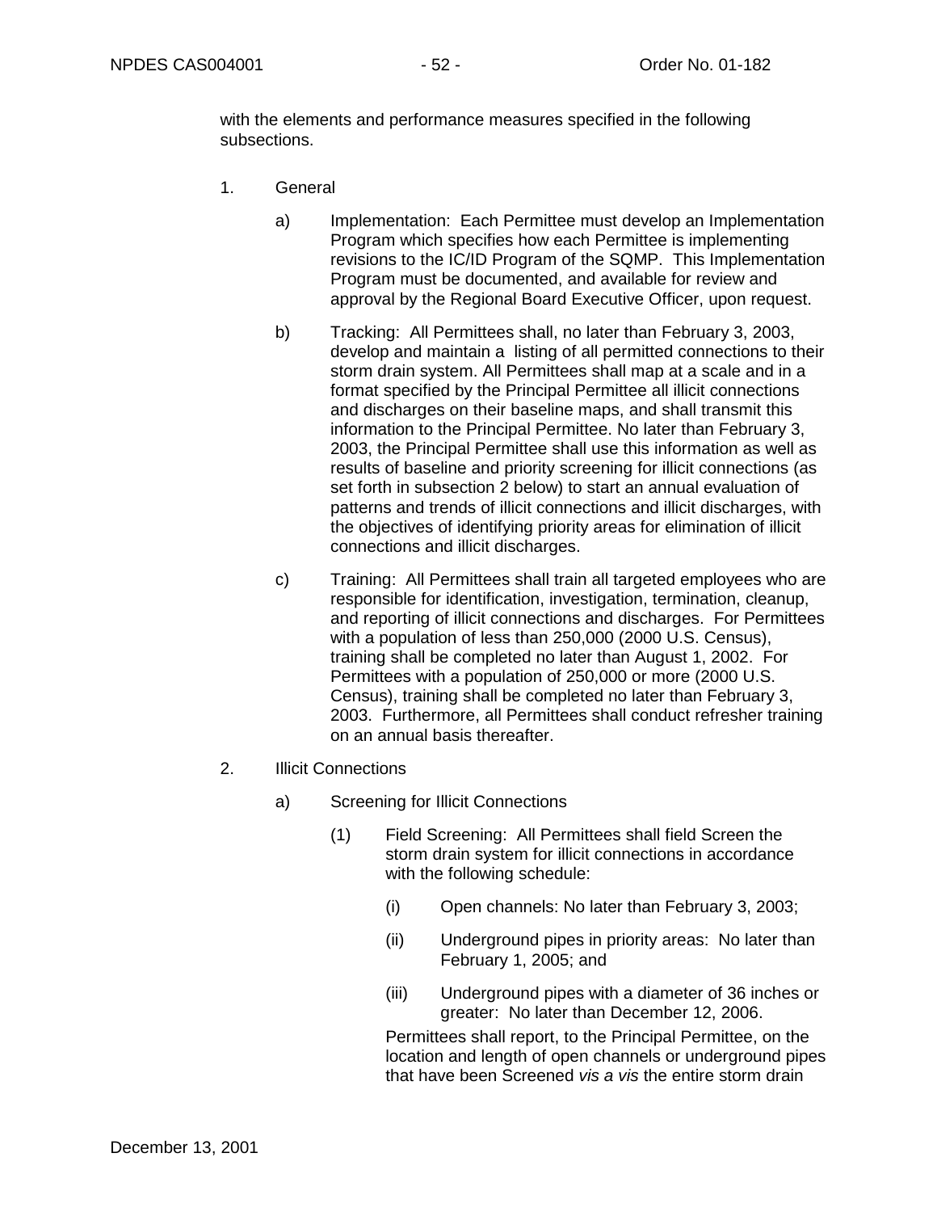with the elements and performance measures specified in the following subsections.

1. General

   a) Implementation: Each Permittee must develop an Implementation Program which specifies how each Permittee is implementing revisions to the IC/ID Program of the SQMP. This Implementation Program must be documented, and available for review and approval by the Regional Board Executive Officer, upon request.

   b) Tracking: All Permittees shall, no later than February 3, 2003, develop and maintain a listing of all permitted connections to their storm drain system. All Permittees shall map at a scale and in a format specified by the Principal Permittee all illicit connections and discharges on their baseline maps, and shall transmit this information to the Principal Permittee. No later than February 3, 2003, the Principal Permittee shall use this information as well as results of baseline and priority screening for illicit connections (as set forth in subsection 2 below) to start an annual evaluation of patterns and trends of illicit connections and illicit discharges, with the objectives of identifying priority areas for elimination of illicit connections and illicit discharges.

   c) Training: All Permittees shall train all targeted employees who are responsible for identification, investigation, termination, cleanup, and reporting of illicit connections and discharges. For Permittees with a population of less than 250,000 (2000 U.S. Census), training shall be completed no later than August 1, 2002. For Permittees with a population of 250,000 or more (2000 U.S. Census), training shall be completed no later than February 3, 2003. Furthermore, all Permittees shall conduct refresher training on an annual basis thereafter.

2. Illicit Connections

   a) Screening for Illicit Connections

      (1) Field Screening: All Permittees shall field Screen the storm drain system for illicit connections in accordance with the following schedule:

         (i) Open channels: No later than February 3, 2003;

         (ii) Underground pipes in priority areas: No later than February 1, 2005; and

         (iii) Underground pipes with a diameter of 36 inches or greater: No later than December 12, 2006.

      Permittees shall report, to the Principal Permittee, on the location and length of open channels or underground pipes that have been Screened *vis a vis* the entire storm drain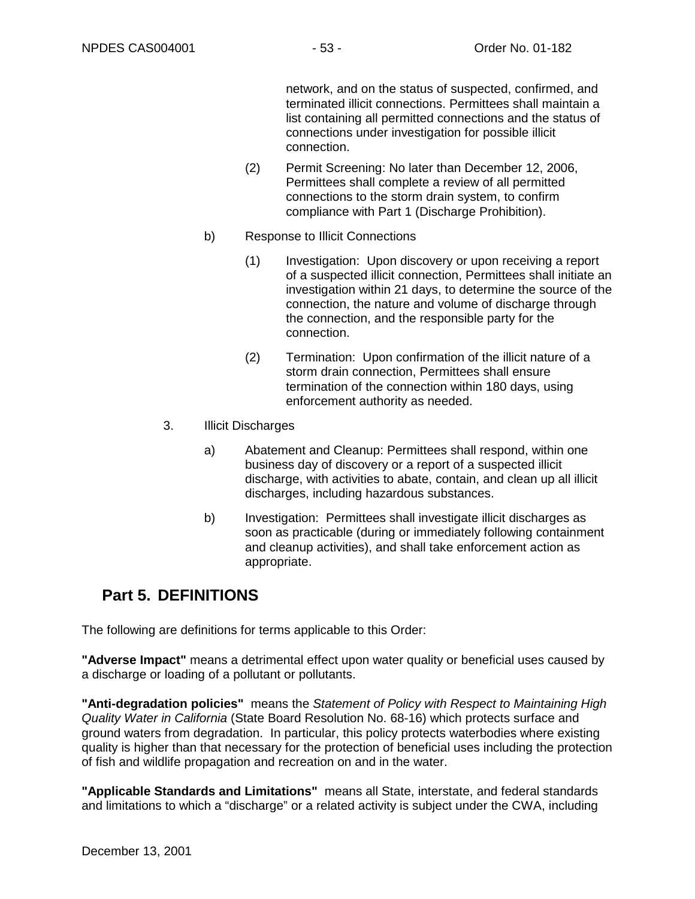network, and on the status of suspected, confirmed, and terminated illicit connections. Permittees shall maintain a list containing all permitted connections and the status of connections under investigation for possible illicit connection.

(2) Permit Screening: No later than December 12, 2006, Permittees shall complete a review of all permitted connections to the storm drain system, to confirm compliance with Part 1 (Discharge Prohibition).

b) Response to Illicit Connections

(1) Investigation: Upon discovery or upon receiving a report of a suspected illicit connection, Permittees shall initiate an investigation within 21 days, to determine the source of the connection, the nature and volume of discharge through the connection, and the responsible party for the connection.

(2) Termination: Upon confirmation of the illicit nature of a storm drain connection, Permittees shall ensure termination of the connection within 180 days, using enforcement authority as needed.

3. Illicit Discharges

a) Abatement and Cleanup: Permittees shall respond, within one business day of discovery or a report of a suspected illicit discharge, with activities to abate, contain, and clean up all illicit discharges, including hazardous substances.

b) Investigation: Permittees shall investigate illicit discharges as soon as practicable (during or immediately following containment and cleanup activities), and shall take enforcement action as appropriate.

## Part 5. DEFINITIONS

The following are definitions for terms applicable to this Order:

**"Adverse Impact"** means a detrimental effect upon water quality or beneficial uses caused by a discharge or loading of a pollutant or pollutants.

**"Anti-degradation policies"** means the *Statement of Policy with Respect to Maintaining High Quality Water in California* (State Board Resolution No. 68-16) which protects surface and ground waters from degradation. In particular, this policy protects waterbodies where existing quality is higher than that necessary for the protection of beneficial uses including the protection of fish and wildlife propagation and recreation on and in the water.

**"Applicable Standards and Limitations"** means all State, interstate, and federal standards and limitations to which a "discharge" or a related activity is subject under the CWA, including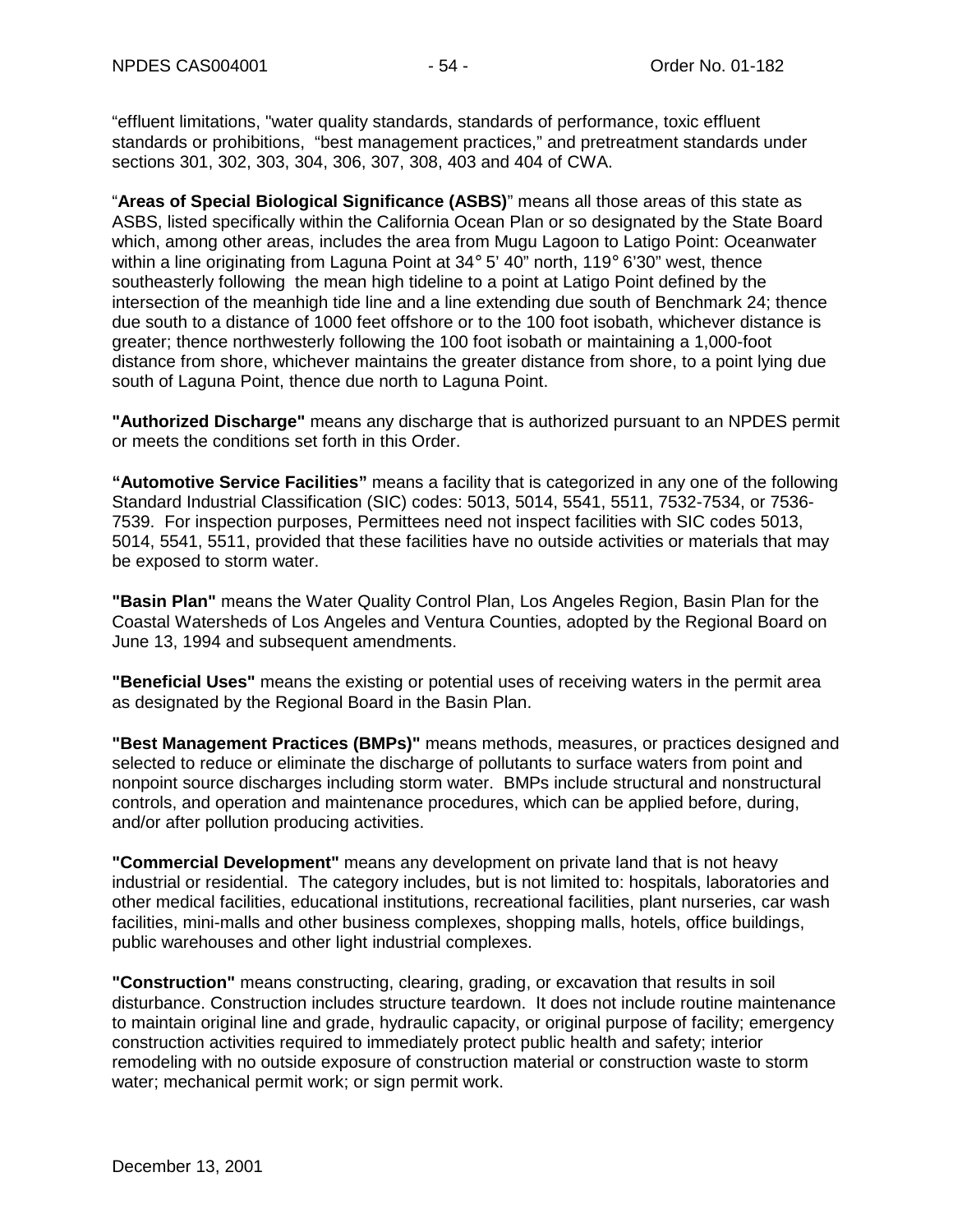“effluent limitations, "water quality standards, standards of performance, toxic effluent standards or prohibitions, “best management practices,” and pretreatment standards under sections 301, 302, 303, 304, 306, 307, 308, 403 and 404 of CWA.

“**Areas of Special Biological Significance (ASBS)**” means all those areas of this state as ASBS, listed specifically within the California Ocean Plan or so designated by the State Board which, among other areas, includes the area from Mugu Lagoon to Latigo Point: Oceanwater within a line originating from Laguna Point at 34° 5’ 40” north, 119° 6’30” west, thence southeasterly following the mean high tideline to a point at Latigo Point defined by the intersection of the meanhigh tide line and a line extending due south of Benchmark 24; thence due south to a distance of 1000 feet offshore or to the 100 foot isobath, whichever distance is greater; thence northwesterly following the 100 foot isobath or maintaining a 1,000-foot distance from shore, whichever maintains the greater distance from shore, to a point lying due south of Laguna Point, thence due north to Laguna Point.

**"Authorized Discharge"** means any discharge that is authorized pursuant to an NPDES permit or meets the conditions set forth in this Order.

**“Automotive Service Facilities”** means a facility that is categorized in any one of the following Standard Industrial Classification (SIC) codes: 5013, 5014, 5541, 5511, 7532-7534, or 7536-7539. For inspection purposes, Permittees need not inspect facilities with SIC codes 5013, 5014, 5541, 5511, provided that these facilities have no outside activities or materials that may be exposed to storm water.

**"Basin Plan"** means the Water Quality Control Plan, Los Angeles Region, Basin Plan for the Coastal Watersheds of Los Angeles and Ventura Counties, adopted by the Regional Board on June 13, 1994 and subsequent amendments.

**"Beneficial Uses"** means the existing or potential uses of receiving waters in the permit area as designated by the Regional Board in the Basin Plan.

**"Best Management Practices (BMPs)"** means methods, measures, or practices designed and selected to reduce or eliminate the discharge of pollutants to surface waters from point and nonpoint source discharges including storm water. BMPs include structural and nonstructural controls, and operation and maintenance procedures, which can be applied before, during, and/or after pollution producing activities.

**"Commercial Development"** means any development on private land that is not heavy industrial or residential. The category includes, but is not limited to: hospitals, laboratories and other medical facilities, educational institutions, recreational facilities, plant nurseries, car wash facilities, mini-malls and other business complexes, shopping malls, hotels, office buildings, public warehouses and other light industrial complexes.

**"Construction"** means constructing, clearing, grading, or excavation that results in soil disturbance. Construction includes structure teardown. It does not include routine maintenance to maintain original line and grade, hydraulic capacity, or original purpose of facility; emergency construction activities required to immediately protect public health and safety; interior remodeling with no outside exposure of construction material or construction waste to storm water; mechanical permit work; or sign permit work.

December 13, 2001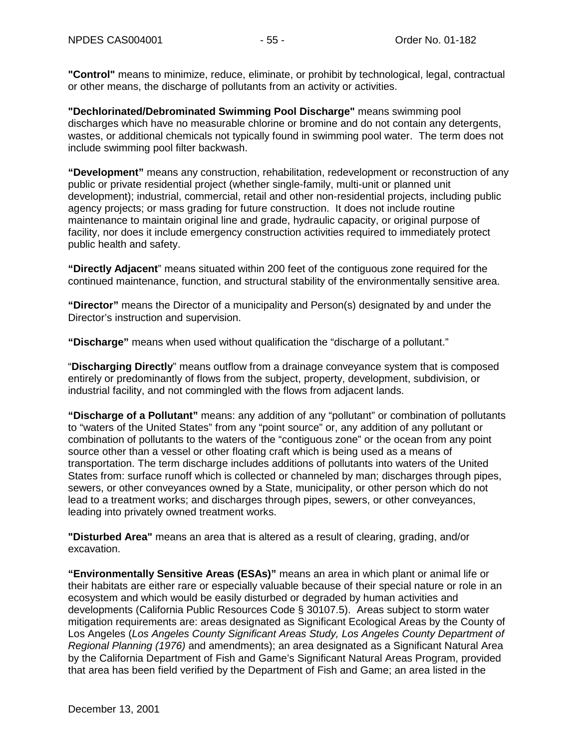**"Control"** means to minimize, reduce, eliminate, or prohibit by technological, legal, contractual or other means, the discharge of pollutants from an activity or activities.

**"Dechlorinated/Debrominated Swimming Pool Discharge"** means swimming pool discharges which have no measurable chlorine or bromine and do not contain any detergents, wastes, or additional chemicals not typically found in swimming pool water. The term does not include swimming pool filter backwash.

**"Development"** means any construction, rehabilitation, redevelopment or reconstruction of any public or private residential project (whether single-family, multi-unit or planned unit development); industrial, commercial, retail and other non-residential projects, including public agency projects; or mass grading for future construction. It does not include routine maintenance to maintain original line and grade, hydraulic capacity, or original purpose of facility, nor does it include emergency construction activities required to immediately protect public health and safety.

**"Directly Adjacent"** means situated within 200 feet of the contiguous zone required for the continued maintenance, function, and structural stability of the environmentally sensitive area.

**"Director"** means the Director of a municipality and Person(s) designated by and under the Director's instruction and supervision.

**"Discharge"** means when used without qualification the "discharge of a pollutant."

"**Discharging Directly**" means outflow from a drainage conveyance system that is composed entirely or predominantly of flows from the subject, property, development, subdivision, or industrial facility, and not commingled with the flows from adjacent lands.

**"Discharge of a Pollutant"** means: any addition of any "pollutant" or combination of pollutants to "waters of the United States" from any "point source" or, any addition of any pollutant or combination of pollutants to the waters of the "contiguous zone" or the ocean from any point source other than a vessel or other floating craft which is being used as a means of transportation. The term discharge includes additions of pollutants into waters of the United States from: surface runoff which is collected or channeled by man; discharges through pipes, sewers, or other conveyances owned by a State, municipality, or other person which do not lead to a treatment works; and discharges through pipes, sewers, or other conveyances, leading into privately owned treatment works.

**"Disturbed Area"** means an area that is altered as a result of clearing, grading, and/or excavation.

**"Environmentally Sensitive Areas (ESAs)"** means an area in which plant or animal life or their habitats are either rare or especially valuable because of their special nature or role in an ecosystem and which would be easily disturbed or degraded by human activities and developments (California Public Resources Code § 30107.5). Areas subject to storm water mitigation requirements are: areas designated as Significant Ecological Areas by the County of Los Angeles (*Los Angeles County Significant Areas Study, Los Angeles County Department of Regional Planning (1976)* and amendments); an area designated as a Significant Natural Area by the California Department of Fish and Game's Significant Natural Areas Program, provided that area has been field verified by the Department of Fish and Game; an area listed in the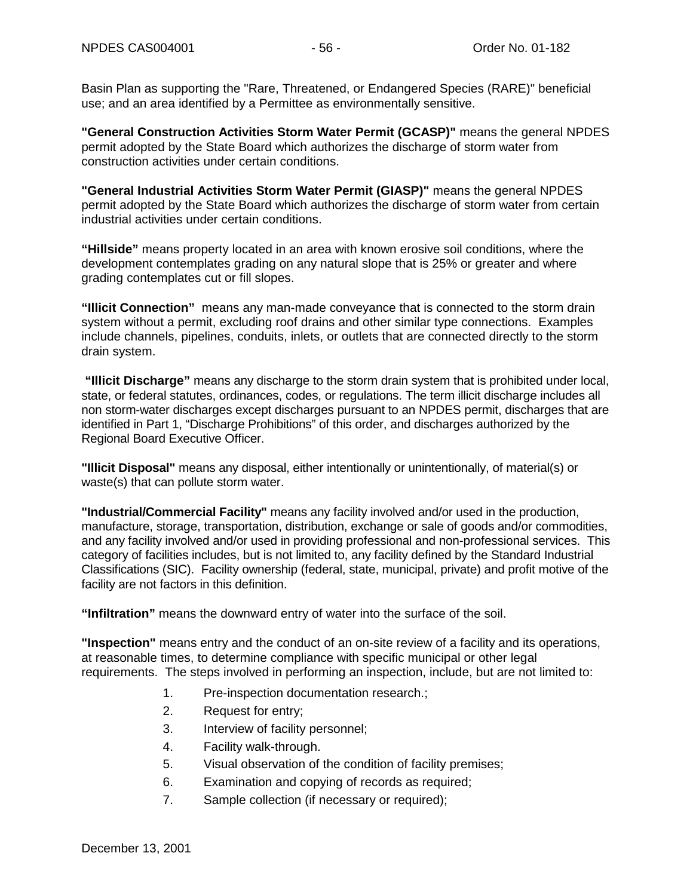Basin Plan as supporting the "Rare, Threatened, or Endangered Species (RARE)" beneficial use; and an area identified by a Permittee as environmentally sensitive.

**"General Construction Activities Storm Water Permit (GCASP)"** means the general NPDES permit adopted by the State Board which authorizes the discharge of storm water from construction activities under certain conditions.

**"General Industrial Activities Storm Water Permit (GIASP)"** means the general NPDES permit adopted by the State Board which authorizes the discharge of storm water from certain industrial activities under certain conditions.

**"Hillside"** means property located in an area with known erosive soil conditions, where the development contemplates grading on any natural slope that is 25% or greater and where grading contemplates cut or fill slopes.

**"Illicit Connection"** means any man-made conveyance that is connected to the storm drain system without a permit, excluding roof drains and other similar type connections. Examples include channels, pipelines, conduits, inlets, or outlets that are connected directly to the storm drain system.

**"Illicit Discharge"** means any discharge to the storm drain system that is prohibited under local, state, or federal statutes, ordinances, codes, or regulations. The term illicit discharge includes all non storm-water discharges except discharges pursuant to an NPDES permit, discharges that are identified in Part 1, "Discharge Prohibitions" of this order, and discharges authorized by the Regional Board Executive Officer.

**"Illicit Disposal"** means any disposal, either intentionally or unintentionally, of material(s) or waste(s) that can pollute storm water.

**"Industrial/Commercial Facility"** means any facility involved and/or used in the production, manufacture, storage, transportation, distribution, exchange or sale of goods and/or commodities, and any facility involved and/or used in providing professional and non-professional services. This category of facilities includes, but is not limited to, any facility defined by the Standard Industrial Classifications (SIC). Facility ownership (federal, state, municipal, private) and profit motive of the facility are not factors in this definition.

**"Infiltration"** means the downward entry of water into the surface of the soil.

**"Inspection"** means entry and the conduct of an on-site review of a facility and its operations, at reasonable times, to determine compliance with specific municipal or other legal requirements. The steps involved in performing an inspection, include, but are not limited to:

1. Pre-inspection documentation research.;
2. Request for entry;
3. Interview of facility personnel;
4. Facility walk-through.
5. Visual observation of the condition of facility premises;
6. Examination and copying of records as required;
7. Sample collection (if necessary or required);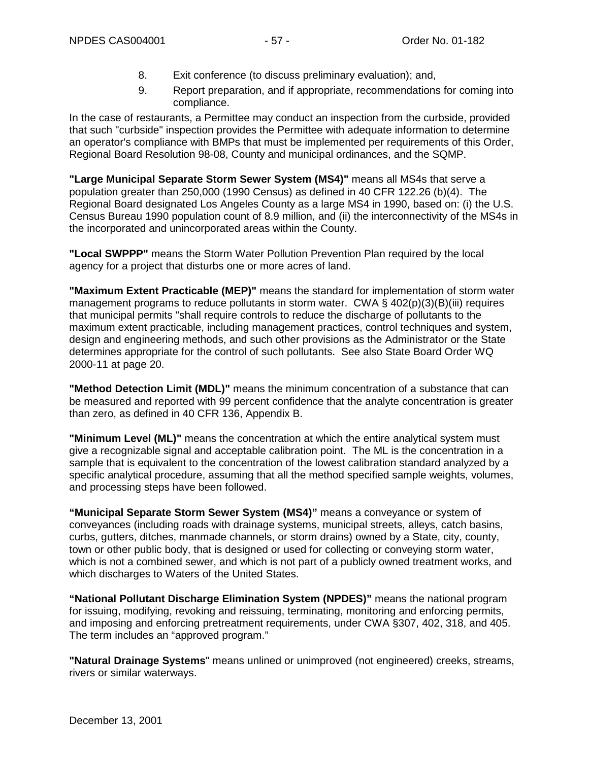8. Exit conference (to discuss preliminary evaluation); and,
9. Report preparation, and if appropriate, recommendations for coming into compliance.

In the case of restaurants, a Permittee may conduct an inspection from the curbside, provided that such "curbside" inspection provides the Permittee with adequate information to determine an operator's compliance with BMPs that must be implemented per requirements of this Order, Regional Board Resolution 98-08, County and municipal ordinances, and the SQMP.

**"Large Municipal Separate Storm Sewer System (MS4)"** means all MS4s that serve a population greater than 250,000 (1990 Census) as defined in 40 CFR 122.26 (b)(4). The Regional Board designated Los Angeles County as a large MS4 in 1990, based on: (i) the U.S. Census Bureau 1990 population count of 8.9 million, and (ii) the interconnectivity of the MS4s in the incorporated and unincorporated areas within the County.

**"Local SWPPP"** means the Storm Water Pollution Prevention Plan required by the local agency for a project that disturbs one or more acres of land.

**"Maximum Extent Practicable (MEP)"** means the standard for implementation of storm water management programs to reduce pollutants in storm water. CWA § 402(p)(3)(B)(iii) requires that municipal permits "shall require controls to reduce the discharge of pollutants to the maximum extent practicable, including management practices, control techniques and system, design and engineering methods, and such other provisions as the Administrator or the State determines appropriate for the control of such pollutants. See also State Board Order WQ 2000-11 at page 20.

**"Method Detection Limit (MDL)"** means the minimum concentration of a substance that can be measured and reported with 99 percent confidence that the analyte concentration is greater than zero, as defined in 40 CFR 136, Appendix B.

**"Minimum Level (ML)"** means the concentration at which the entire analytical system must give a recognizable signal and acceptable calibration point. The ML is the concentration in a sample that is equivalent to the concentration of the lowest calibration standard analyzed by a specific analytical procedure, assuming that all the method specified sample weights, volumes, and processing steps have been followed.

**"Municipal Separate Storm Sewer System (MS4)"** means a conveyance or system of conveyances (including roads with drainage systems, municipal streets, alleys, catch basins, curbs, gutters, ditches, manmade channels, or storm drains) owned by a State, city, county, town or other public body, that is designed or used for collecting or conveying storm water, which is not a combined sewer, and which is not part of a publicly owned treatment works, and which discharges to Waters of the United States.

**"National Pollutant Discharge Elimination System (NPDES)"** means the national program for issuing, modifying, revoking and reissuing, terminating, monitoring and enforcing permits, and imposing and enforcing pretreatment requirements, under CWA §307, 402, 318, and 405. The term includes an "approved program."

**"Natural Drainage Systems"** means unlined or unimproved (not engineered) creeks, streams, rivers or similar waterways.

December 13, 2001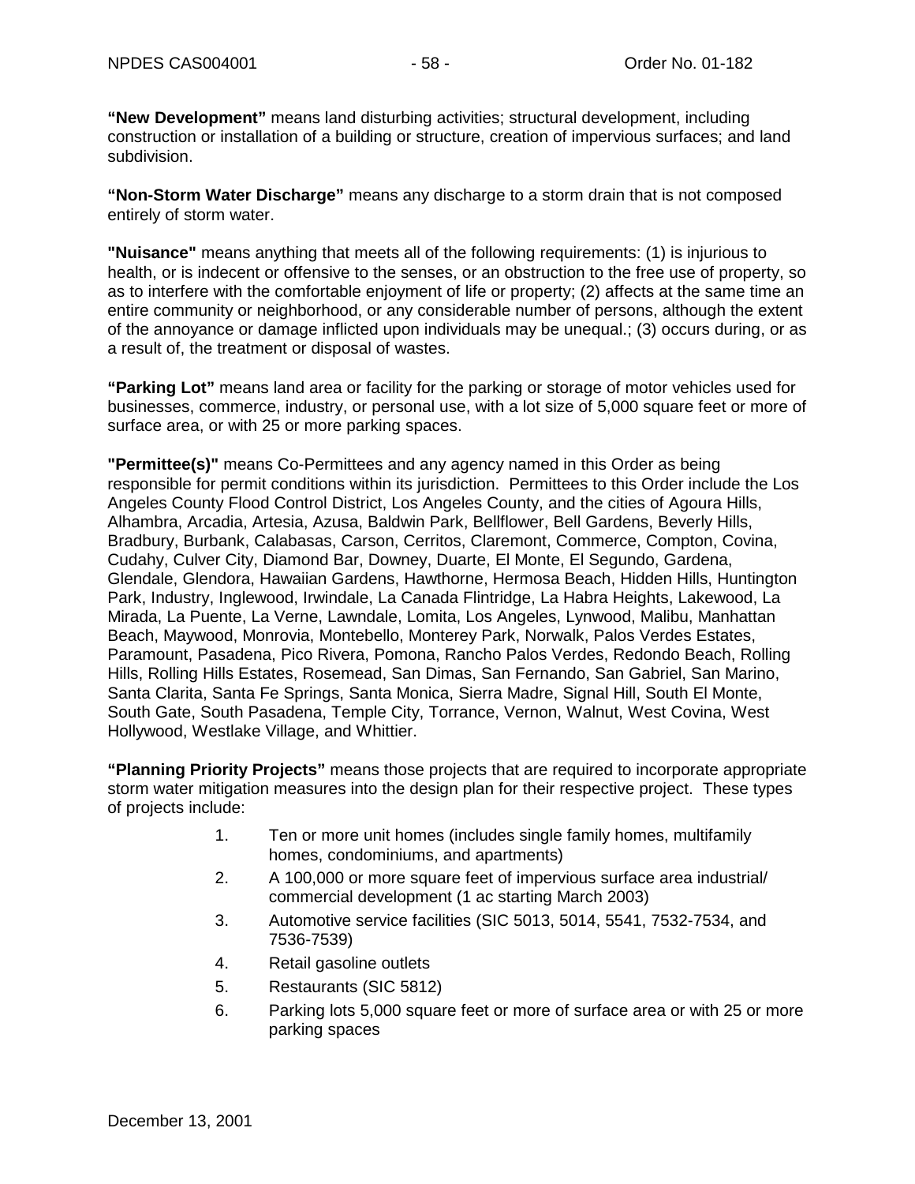**"New Development"** means land disturbing activities; structural development, including construction or installation of a building or structure, creation of impervious surfaces; and land subdivision.

**"Non-Storm Water Discharge"** means any discharge to a storm drain that is not composed entirely of storm water.

**"Nuisance"** means anything that meets all of the following requirements: (1) is injurious to health, or is indecent or offensive to the senses, or an obstruction to the free use of property, so as to interfere with the comfortable enjoyment of life or property; (2) affects at the same time an entire community or neighborhood, or any considerable number of persons, although the extent of the annoyance or damage inflicted upon individuals may be unequal.; (3) occurs during, or as a result of, the treatment or disposal of wastes.

**"Parking Lot"** means land area or facility for the parking or storage of motor vehicles used for businesses, commerce, industry, or personal use, with a lot size of 5,000 square feet or more of surface area, or with 25 or more parking spaces.

**"Permittee(s)"** means Co-Permittees and any agency named in this Order as being responsible for permit conditions within its jurisdiction. Permittees to this Order include the Los Angeles County Flood Control District, Los Angeles County, and the cities of Agoura Hills, Alhambra, Arcadia, Artesia, Azusa, Baldwin Park, Bellflower, Bell Gardens, Beverly Hills, Bradbury, Burbank, Calabasas, Carson, Cerritos, Claremont, Commerce, Compton, Covina, Cudahy, Culver City, Diamond Bar, Downey, Duarte, El Monte, El Segundo, Gardena, Glendale, Glendora, Hawaiian Gardens, Hawthorne, Hermosa Beach, Hidden Hills, Huntington Park, Industry, Inglewood, Irwindale, La Canada Flintridge, La Habra Heights, Lakewood, La Mirada, La Puente, La Verne, Lawndale, Lomita, Los Angeles, Lynwood, Malibu, Manhattan Beach, Maywood, Monrovia, Montebello, Monterey Park, Norwalk, Palos Verdes Estates, Paramount, Pasadena, Pico Rivera, Pomona, Rancho Palos Verdes, Redondo Beach, Rolling Hills, Rolling Hills Estates, Rosemead, San Dimas, San Fernando, San Gabriel, San Marino, Santa Clarita, Santa Fe Springs, Santa Monica, Sierra Madre, Signal Hill, South El Monte, South Gate, South Pasadena, Temple City, Torrance, Vernon, Walnut, West Covina, West Hollywood, Westlake Village, and Whittier.

**"Planning Priority Projects"** means those projects that are required to incorporate appropriate storm water mitigation measures into the design plan for their respective project. These types of projects include:

1. Ten or more unit homes (includes single family homes, multifamily homes, condominiums, and apartments)
2. A 100,000 or more square feet of impervious surface area industrial/ commercial development (1 ac starting March 2003)
3. Automotive service facilities (SIC 5013, 5014, 5541, 7532-7534, and 7536-7539)
4. Retail gasoline outlets
5. Restaurants (SIC 5812)
6. Parking lots 5,000 square feet or more of surface area or with 25 or more parking spaces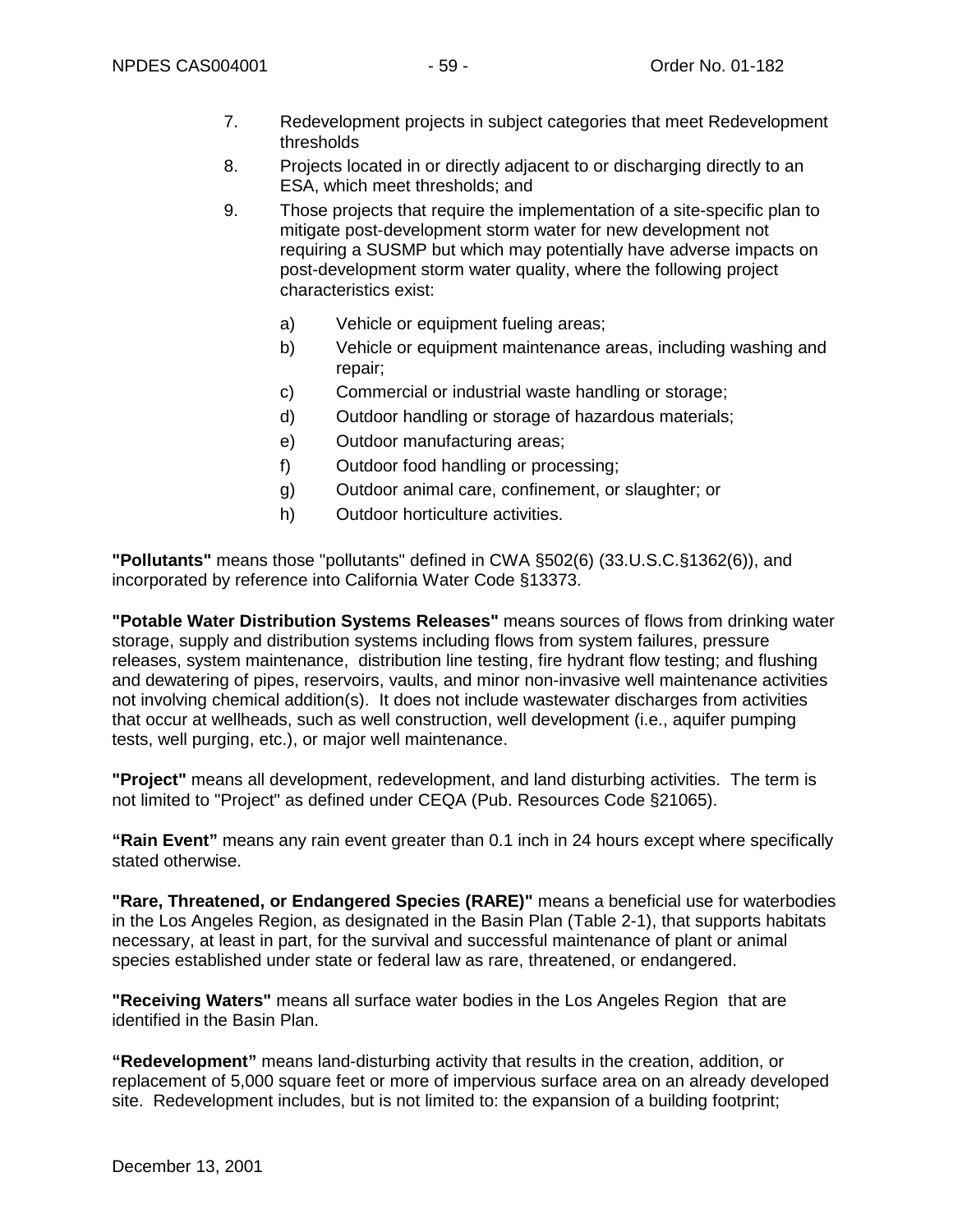7. Redevelopment projects in subject categories that meet Redevelopment thresholds
8. Projects located in or directly adjacent to or discharging directly to an ESA, which meet thresholds; and
9. Those projects that require the implementation of a site-specific plan to mitigate post-development storm water for new development not requiring a SUSMP but which may potentially have adverse impacts on post-development storm water quality, where the following project characteristics exist:

   a) Vehicle or equipment fueling areas;
   b) Vehicle or equipment maintenance areas, including washing and repair;
   c) Commercial or industrial waste handling or storage;
   d) Outdoor handling or storage of hazardous materials;
   e) Outdoor manufacturing areas;
   f) Outdoor food handling or processing;
   g) Outdoor animal care, confinement, or slaughter; or
   h) Outdoor horticulture activities.

**"Pollutants"** means those "pollutants" defined in CWA §502(6) (33.U.S.C.§1362(6)), and incorporated by reference into California Water Code §13373.

**"Potable Water Distribution Systems Releases"** means sources of flows from drinking water storage, supply and distribution systems including flows from system failures, pressure releases, system maintenance, distribution line testing, fire hydrant flow testing; and flushing and dewatering of pipes, reservoirs, vaults, and minor non-invasive well maintenance activities not involving chemical addition(s). It does not include wastewater discharges from activities that occur at wellheads, such as well construction, well development (i.e., aquifer pumping tests, well purging, etc.), or major well maintenance.

**"Project"** means all development, redevelopment, and land disturbing activities. The term is not limited to "Project" as defined under CEQA (Pub. Resources Code §21065).

**"Rain Event"** means any rain event greater than 0.1 inch in 24 hours except where specifically stated otherwise.

**"Rare, Threatened, or Endangered Species (RARE)"** means a beneficial use for waterbodies in the Los Angeles Region, as designated in the Basin Plan (Table 2-1), that supports habitats necessary, at least in part, for the survival and successful maintenance of plant or animal species established under state or federal law as rare, threatened, or endangered.

**"Receiving Waters"** means all surface water bodies in the Los Angeles Region that are identified in the Basin Plan.

**"Redevelopment"** means land-disturbing activity that results in the creation, addition, or replacement of 5,000 square feet or more of impervious surface area on an already developed site. Redevelopment includes, but is not limited to: the expansion of a building footprint;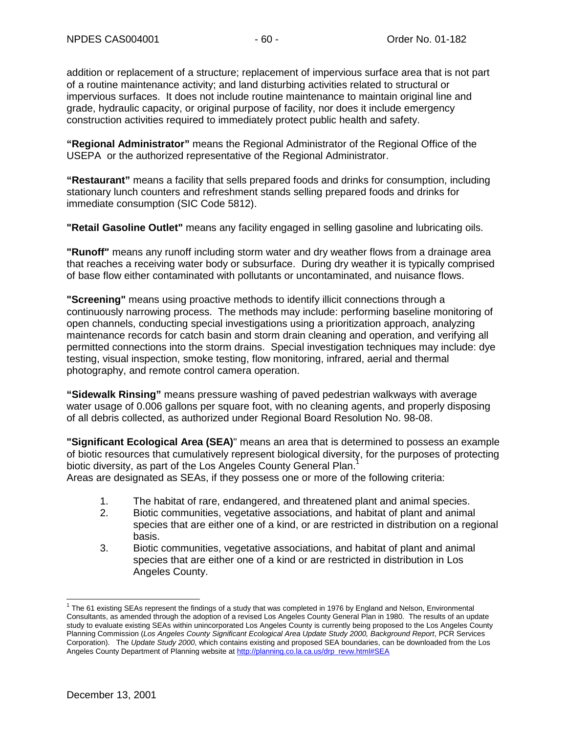addition or replacement of a structure; replacement of impervious surface area that is not part of a routine maintenance activity; and land disturbing activities related to structural or impervious surfaces. It does not include routine maintenance to maintain original line and grade, hydraulic capacity, or original purpose of facility, nor does it include emergency construction activities required to immediately protect public health and safety.

**"Regional Administrator"** means the Regional Administrator of the Regional Office of the USEPA or the authorized representative of the Regional Administrator.

**"Restaurant"** means a facility that sells prepared foods and drinks for consumption, including stationary lunch counters and refreshment stands selling prepared foods and drinks for immediate consumption (SIC Code 5812).

**"Retail Gasoline Outlet"** means any facility engaged in selling gasoline and lubricating oils.

**"Runoff"** means any runoff including storm water and dry weather flows from a drainage area that reaches a receiving water body or subsurface. During dry weather it is typically comprised of base flow either contaminated with pollutants or uncontaminated, and nuisance flows.

**"Screening"** means using proactive methods to identify illicit connections through a continuously narrowing process. The methods may include: performing baseline monitoring of open channels, conducting special investigations using a prioritization approach, analyzing maintenance records for catch basin and storm drain cleaning and operation, and verifying all permitted connections into the storm drains. Special investigation techniques may include: dye testing, visual inspection, smoke testing, flow monitoring, infrared, aerial and thermal photography, and remote control camera operation.

**"Sidewalk Rinsing"** means pressure washing of paved pedestrian walkways with average water usage of 0.006 gallons per square foot, with no cleaning agents, and properly disposing of all debris collected, as authorized under Regional Board Resolution No. 98-08.

**"Significant Ecological Area (SEA)"** means an area that is determined to possess an example of biotic resources that cumulatively represent biological diversity, for the purposes of protecting biotic diversity, as part of the Los Angeles County General Plan.[1]
Areas are designated as SEAs, if they possess one or more of the following criteria:

1. The habitat of rare, endangered, and threatened plant and animal species.
2. Biotic communities, vegetative associations, and habitat of plant and animal species that are either one of a kind, or are restricted in distribution on a regional basis.
3. Biotic communities, vegetative associations, and habitat of plant and animal species that are either one of a kind or are restricted in distribution in Los Angeles County.

---

[1] The 61 existing SEAs represent the findings of a study that was completed in 1976 by England and Nelson, Environmental Consultants, as amended through the adoption of a revised Los Angeles County General Plan in 1980. The results of an update study to evaluate existing SEAs within unincorporated Los Angeles County is currently being proposed to the Los Angeles County Planning Commission (*Los Angeles County Significant Ecological Area Update Study 2000, Background Report*, PCR Services Corporation). The *Update Study 2000*, which contains existing and proposed SEA boundaries, can be downloaded from the Los Angeles County Department of Planning website at http://planning.co.la.ca.us/drp_revw.html#SEA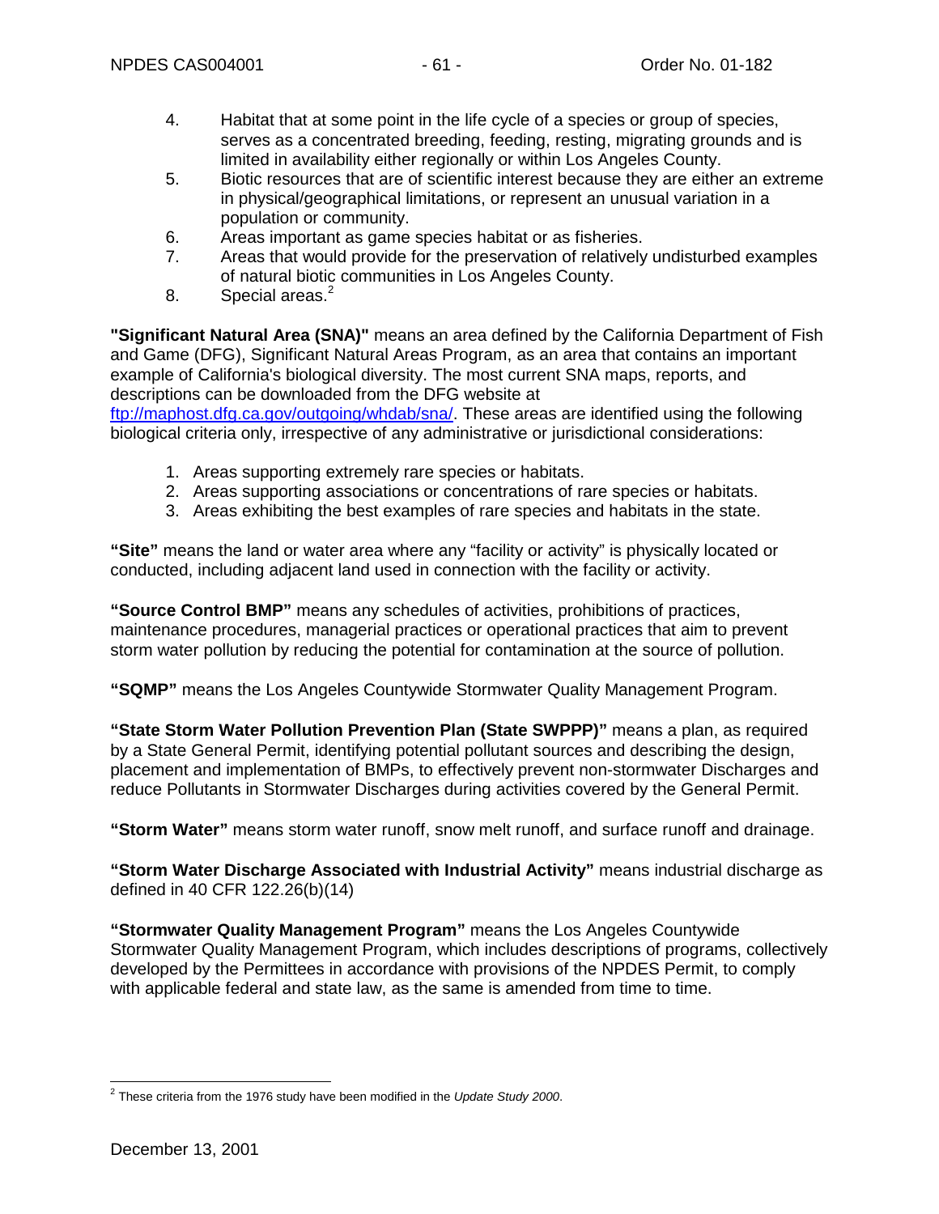4. Habitat that at some point in the life cycle of a species or group of species, serves as a concentrated breeding, feeding, resting, migrating grounds and is limited in availability either regionally or within Los Angeles County.
5. Biotic resources that are of scientific interest because they are either an extreme in physical/geographical limitations, or represent an unusual variation in a population or community.
6. Areas important as game species habitat or as fisheries.
7. Areas that would provide for the preservation of relatively undisturbed examples of natural biotic communities in Los Angeles County.
8. Special areas.[2]

**"Significant Natural Area (SNA)"** means an area defined by the California Department of Fish and Game (DFG), Significant Natural Areas Program, as an area that contains an important example of California's biological diversity. The most current SNA maps, reports, and descriptions can be downloaded from the DFG website at ftp://maphost.dfg.ca.gov/outgoing/whdab/sna/. These areas are identified using the following biological criteria only, irrespective of any administrative or jurisdictional considerations:

1. Areas supporting extremely rare species or habitats.
2. Areas supporting associations or concentrations of rare species or habitats.
3. Areas exhibiting the best examples of rare species and habitats in the state.

**"Site"** means the land or water area where any "facility or activity" is physically located or conducted, including adjacent land used in connection with the facility or activity.

**"Source Control BMP"** means any schedules of activities, prohibitions of practices, maintenance procedures, managerial practices or operational practices that aim to prevent storm water pollution by reducing the potential for contamination at the source of pollution.

**"SQMP"** means the Los Angeles Countywide Stormwater Quality Management Program.

**"State Storm Water Pollution Prevention Plan (State SWPPP)"** means a plan, as required by a State General Permit, identifying potential pollutant sources and describing the design, placement and implementation of BMPs, to effectively prevent non-stormwater Discharges and reduce Pollutants in Stormwater Discharges during activities covered by the General Permit.

**"Storm Water"** means storm water runoff, snow melt runoff, and surface runoff and drainage.

**"Storm Water Discharge Associated with Industrial Activity"** means industrial discharge as defined in 40 CFR 122.26(b)(14)

**"Stormwater Quality Management Program"** means the Los Angeles Countywide Stormwater Quality Management Program, which includes descriptions of programs, collectively developed by the Permittees in accordance with provisions of the NPDES Permit, to comply with applicable federal and state law, as the same is amended from time to time.

[2] These criteria from the 1976 study have been modified in the *Update Study 2000*.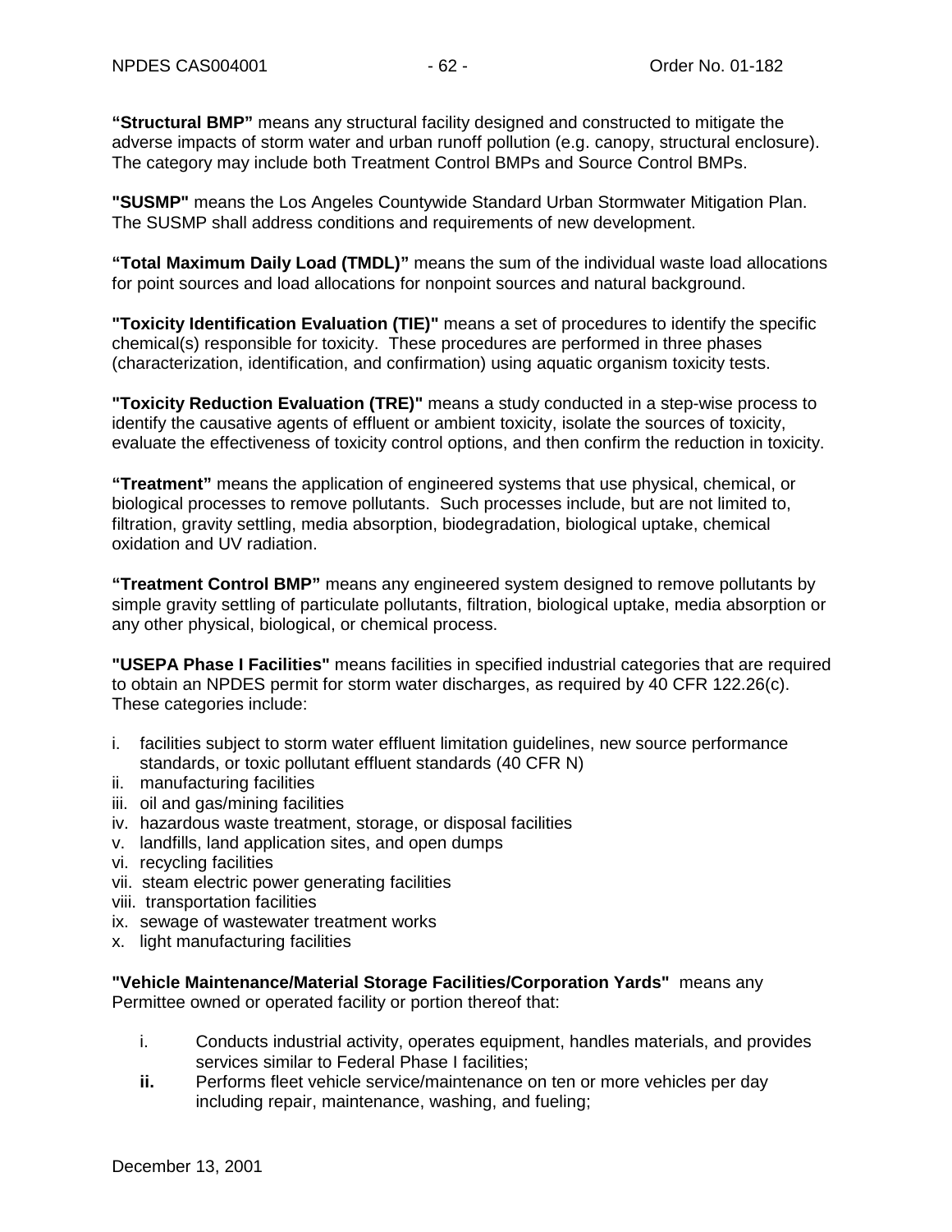**"Structural BMP"** means any structural facility designed and constructed to mitigate the adverse impacts of storm water and urban runoff pollution (e.g. canopy, structural enclosure). The category may include both Treatment Control BMPs and Source Control BMPs.

**"SUSMP"** means the Los Angeles Countywide Standard Urban Stormwater Mitigation Plan. The SUSMP shall address conditions and requirements of new development.

**"Total Maximum Daily Load (TMDL)"** means the sum of the individual waste load allocations for point sources and load allocations for nonpoint sources and natural background.

**"Toxicity Identification Evaluation (TIE)"** means a set of procedures to identify the specific chemical(s) responsible for toxicity. These procedures are performed in three phases (characterization, identification, and confirmation) using aquatic organism toxicity tests.

**"Toxicity Reduction Evaluation (TRE)"** means a study conducted in a step-wise process to identify the causative agents of effluent or ambient toxicity, isolate the sources of toxicity, evaluate the effectiveness of toxicity control options, and then confirm the reduction in toxicity.

**"Treatment"** means the application of engineered systems that use physical, chemical, or biological processes to remove pollutants. Such processes include, but are not limited to, filtration, gravity settling, media absorption, biodegradation, biological uptake, chemical oxidation and UV radiation.

**"Treatment Control BMP"** means any engineered system designed to remove pollutants by simple gravity settling of particulate pollutants, filtration, biological uptake, media absorption or any other physical, biological, or chemical process.

**"USEPA Phase I Facilities"** means facilities in specified industrial categories that are required to obtain an NPDES permit for storm water discharges, as required by 40 CFR 122.26(c). These categories include:

i. facilities subject to storm water effluent limitation guidelines, new source performance standards, or toxic pollutant effluent standards (40 CFR N)
ii. manufacturing facilities
iii. oil and gas/mining facilities
iv. hazardous waste treatment, storage, or disposal facilities
v. landfills, land application sites, and open dumps
vi. recycling facilities
vii. steam electric power generating facilities
viii. transportation facilities
ix. sewage of wastewater treatment works
x. light manufacturing facilities

**"Vehicle Maintenance/Material Storage Facilities/Corporation Yards"** means any Permittee owned or operated facility or portion thereof that:

i. Conducts industrial activity, operates equipment, handles materials, and provides services similar to Federal Phase I facilities;
**ii.** Performs fleet vehicle service/maintenance on ten or more vehicles per day including repair, maintenance, washing, and fueling;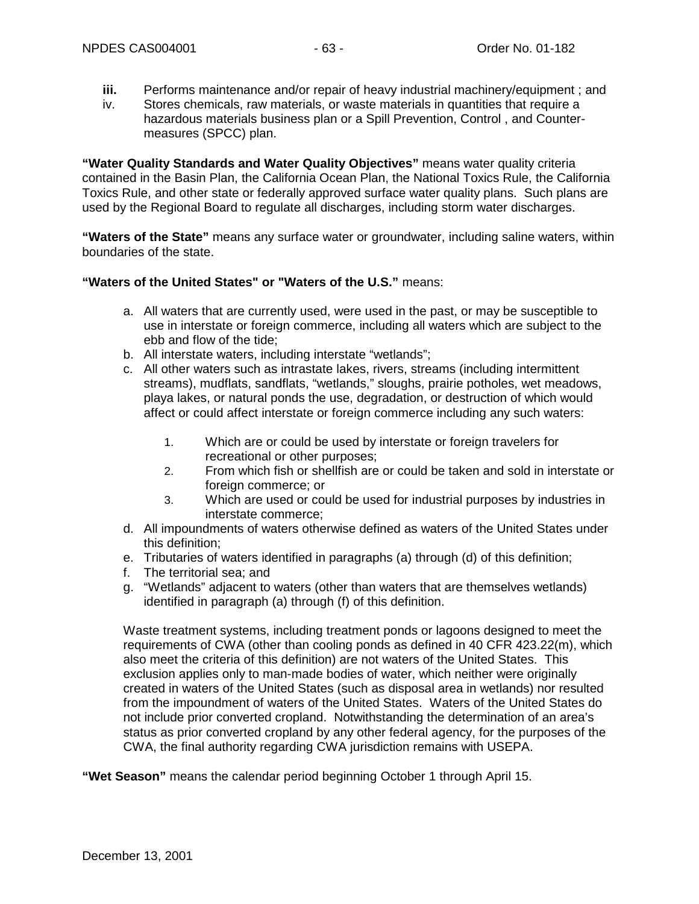**iii.** Performs maintenance and/or repair of heavy industrial machinery/equipment ; and

iv. Stores chemicals, raw materials, or waste materials in quantities that require a hazardous materials business plan or a Spill Prevention, Control , and Counter-measures (SPCC) plan.

**"Water Quality Standards and Water Quality Objectives"** means water quality criteria contained in the Basin Plan, the California Ocean Plan, the National Toxics Rule, the California Toxics Rule, and other state or federally approved surface water quality plans. Such plans are used by the Regional Board to regulate all discharges, including storm water discharges.

**"Waters of the State"** means any surface water or groundwater, including saline waters, within boundaries of the state.

**"Waters of the United States" or "Waters of the U.S."** means:

a. All waters that are currently used, were used in the past, or may be susceptible to use in interstate or foreign commerce, including all waters which are subject to the ebb and flow of the tide;
b. All interstate waters, including interstate "wetlands";
c. All other waters such as intrastate lakes, rivers, streams (including intermittent streams), mudflats, sandflats, "wetlands," sloughs, prairie potholes, wet meadows, playa lakes, or natural ponds the use, degradation, or destruction of which would affect or could affect interstate or foreign commerce including any such waters:
    1. Which are or could be used by interstate or foreign travelers for recreational or other purposes;
    2. From which fish or shellfish are or could be taken and sold in interstate or foreign commerce; or
    3. Which are used or could be used for industrial purposes by industries in interstate commerce;
d. All impoundments of waters otherwise defined as waters of the United States under this definition;
e. Tributaries of waters identified in paragraphs (a) through (d) of this definition;
f. The territorial sea; and
g. "Wetlands" adjacent to waters (other than waters that are themselves wetlands) identified in paragraph (a) through (f) of this definition.

Waste treatment systems, including treatment ponds or lagoons designed to meet the requirements of CWA (other than cooling ponds as defined in 40 CFR 423.22(m), which also meet the criteria of this definition) are not waters of the United States. This exclusion applies only to man-made bodies of water, which neither were originally created in waters of the United States (such as disposal area in wetlands) nor resulted from the impoundment of waters of the United States. Waters of the United States do not include prior converted cropland. Notwithstanding the determination of an area's status as prior converted cropland by any other federal agency, for the purposes of the CWA, the final authority regarding CWA jurisdiction remains with USEPA.

**"Wet Season"** means the calendar period beginning October 1 through April 15.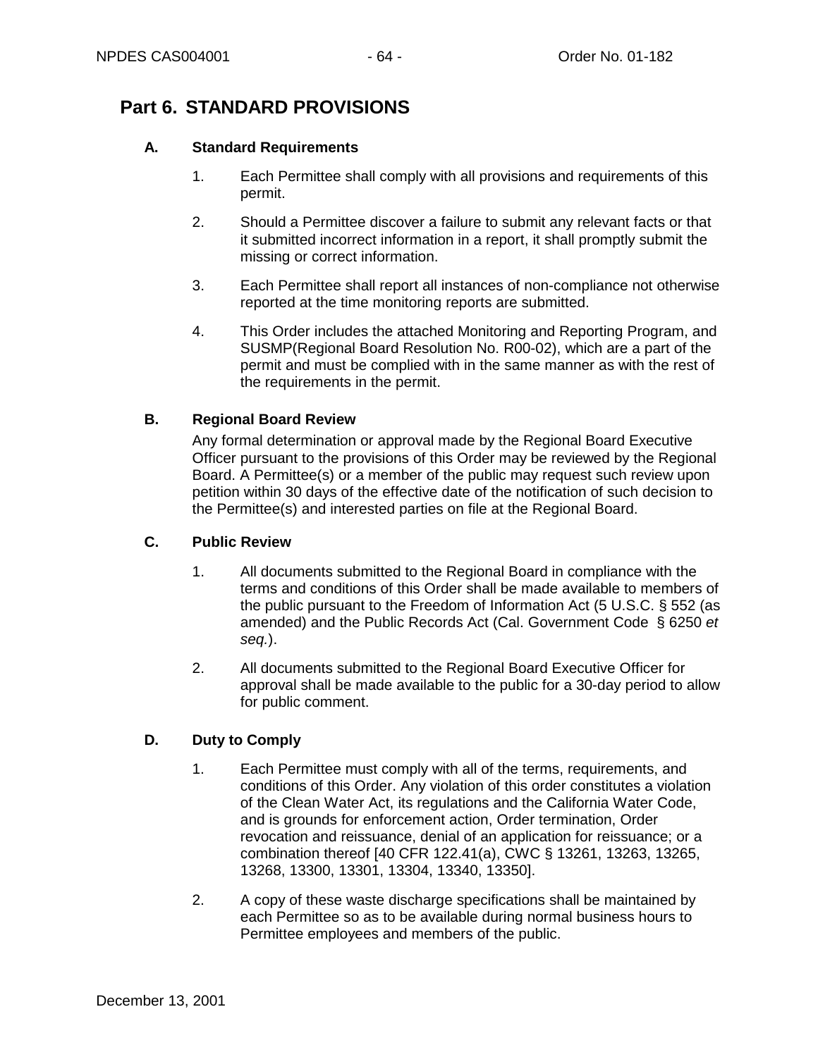# Part 6. STANDARD PROVISIONS

## A. Standard Requirements

1. Each Permittee shall comply with all provisions and requirements of this permit.

2. Should a Permittee discover a failure to submit any relevant facts or that it submitted incorrect information in a report, it shall promptly submit the missing or correct information.

3. Each Permittee shall report all instances of non-compliance not otherwise reported at the time monitoring reports are submitted.

4. This Order includes the attached Monitoring and Reporting Program, and SUSMP(Regional Board Resolution No. R00-02), which are a part of the permit and must be complied with in the same manner as with the rest of the requirements in the permit.

## B. Regional Board Review

Any formal determination or approval made by the Regional Board Executive Officer pursuant to the provisions of this Order may be reviewed by the Regional Board. A Permittee(s) or a member of the public may request such review upon petition within 30 days of the effective date of the notification of such decision to the Permittee(s) and interested parties on file at the Regional Board.

## C. Public Review

1. All documents submitted to the Regional Board in compliance with the terms and conditions of this Order shall be made available to members of the public pursuant to the Freedom of Information Act (5 U.S.C. § 552 (as amended) and the Public Records Act (Cal. Government Code § 6250 *et seq.*).

2. All documents submitted to the Regional Board Executive Officer for approval shall be made available to the public for a 30-day period to allow for public comment.

## D. Duty to Comply

1. Each Permittee must comply with all of the terms, requirements, and conditions of this Order. Any violation of this order constitutes a violation of the Clean Water Act, its regulations and the California Water Code, and is grounds for enforcement action, Order termination, Order revocation and reissuance, denial of an application for reissuance; or a combination thereof [40 CFR 122.41(a), CWC § 13261, 13263, 13265, 13268, 13300, 13301, 13304, 13340, 13350].

2. A copy of these waste discharge specifications shall be maintained by each Permittee so as to be available during normal business hours to Permittee employees and members of the public.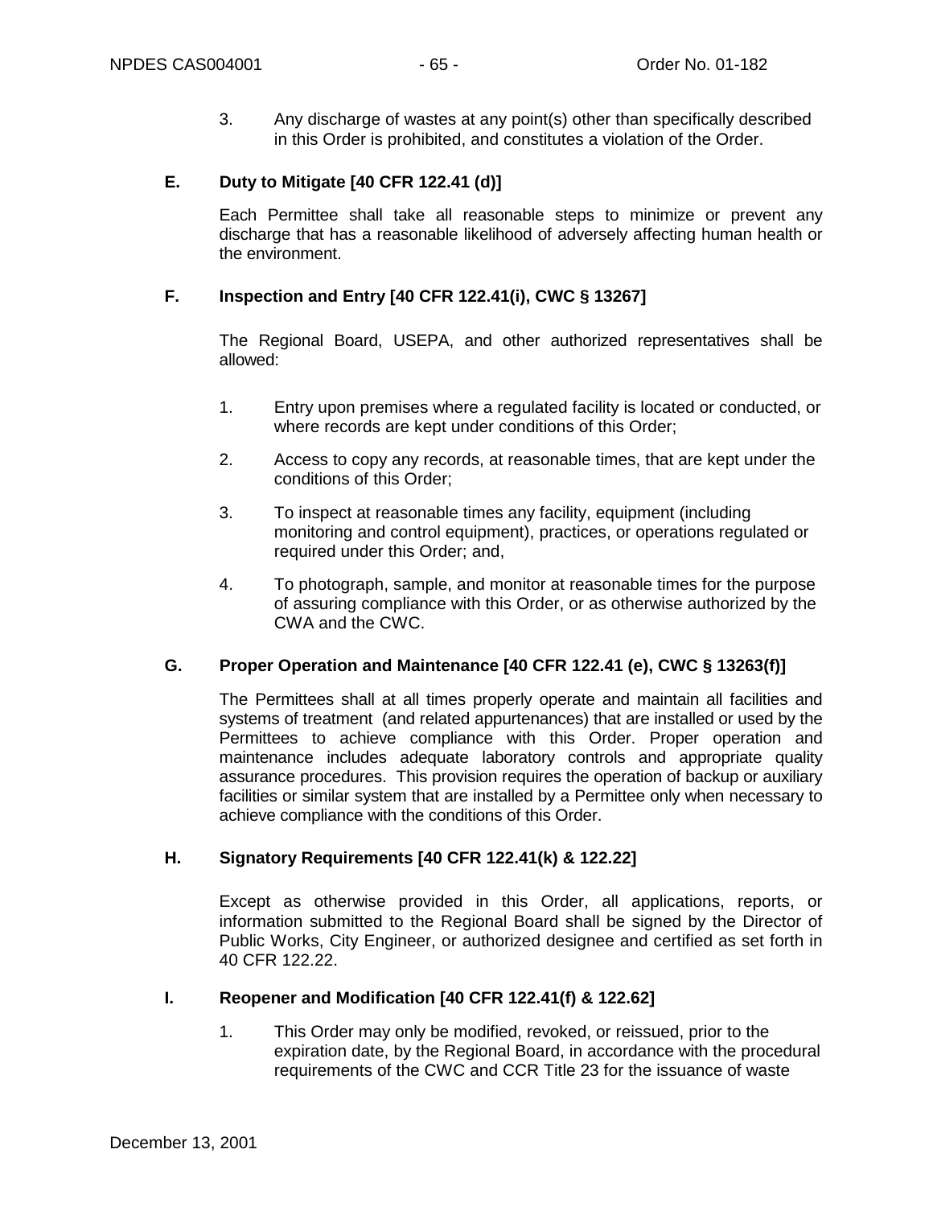3. Any discharge of wastes at any point(s) other than specifically described in this Order is prohibited, and constitutes a violation of the Order.

### E. Duty to Mitigate [40 CFR 122.41 (d)]

Each Permittee shall take all reasonable steps to minimize or prevent any discharge that has a reasonable likelihood of adversely affecting human health or the environment.

### F. Inspection and Entry [40 CFR 122.41(i), CWC § 13267]

The Regional Board, USEPA, and other authorized representatives shall be allowed:

1. Entry upon premises where a regulated facility is located or conducted, or where records are kept under conditions of this Order;
2. Access to copy any records, at reasonable times, that are kept under the conditions of this Order;
3. To inspect at reasonable times any facility, equipment (including monitoring and control equipment), practices, or operations regulated or required under this Order; and,
4. To photograph, sample, and monitor at reasonable times for the purpose of assuring compliance with this Order, or as otherwise authorized by the CWA and the CWC.

### G. Proper Operation and Maintenance [40 CFR 122.41 (e), CWC § 13263(f)]

The Permittees shall at all times properly operate and maintain all facilities and systems of treatment (and related appurtenances) that are installed or used by the Permittees to achieve compliance with this Order. Proper operation and maintenance includes adequate laboratory controls and appropriate quality assurance procedures. This provision requires the operation of backup or auxiliary facilities or similar system that are installed by a Permittee only when necessary to achieve compliance with the conditions of this Order.

### H. Signatory Requirements [40 CFR 122.41(k) & 122.22]

Except as otherwise provided in this Order, all applications, reports, or information submitted to the Regional Board shall be signed by the Director of Public Works, City Engineer, or authorized designee and certified as set forth in 40 CFR 122.22.

### I. Reopener and Modification [40 CFR 122.41(f) & 122.62]

1. This Order may only be modified, revoked, or reissued, prior to the expiration date, by the Regional Board, in accordance with the procedural requirements of the CWC and CCR Title 23 for the issuance of waste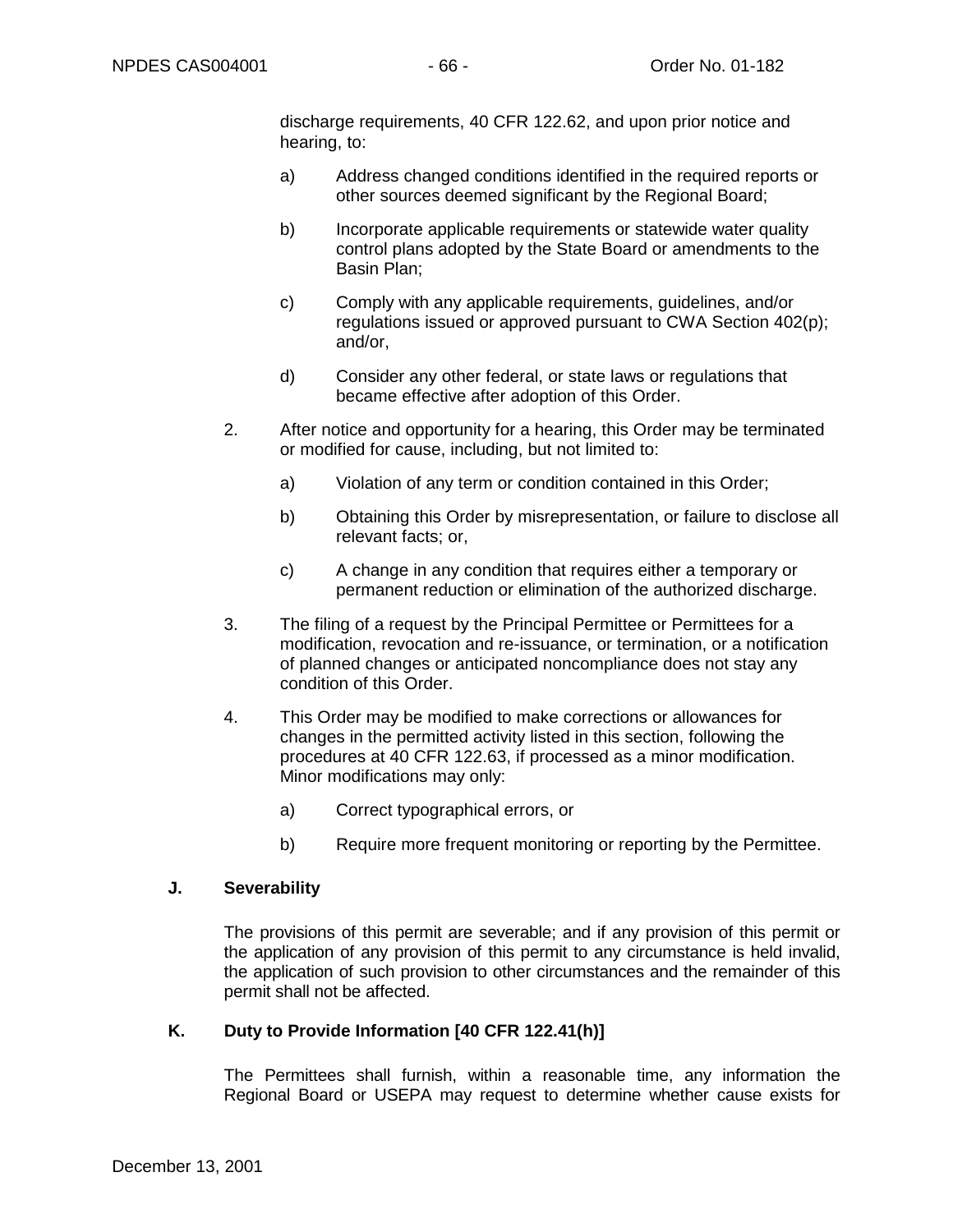discharge requirements, 40 CFR 122.62, and upon prior notice and hearing, to:

a) Address changed conditions identified in the required reports or other sources deemed significant by the Regional Board;

b) Incorporate applicable requirements or statewide water quality control plans adopted by the State Board or amendments to the Basin Plan;

c) Comply with any applicable requirements, guidelines, and/or regulations issued or approved pursuant to CWA Section 402(p); and/or,

d) Consider any other federal, or state laws or regulations that became effective after adoption of this Order.

2. After notice and opportunity for a hearing, this Order may be terminated or modified for cause, including, but not limited to:

a) Violation of any term or condition contained in this Order;

b) Obtaining this Order by misrepresentation, or failure to disclose all relevant facts; or,

c) A change in any condition that requires either a temporary or permanent reduction or elimination of the authorized discharge.

3. The filing of a request by the Principal Permittee or Permittees for a modification, revocation and re-issuance, or termination, or a notification of planned changes or anticipated noncompliance does not stay any condition of this Order.

4. This Order may be modified to make corrections or allowances for changes in the permitted activity listed in this section, following the procedures at 40 CFR 122.63, if processed as a minor modification. Minor modifications may only:

a) Correct typographical errors, or

b) Require more frequent monitoring or reporting by the Permittee.

**J. Severability**

The provisions of this permit are severable; and if any provision of this permit or the application of any provision of this permit to any circumstance is held invalid, the application of such provision to other circumstances and the remainder of this permit shall not be affected.

**K. Duty to Provide Information [40 CFR 122.41(h)]**

The Permittees shall furnish, within a reasonable time, any information the Regional Board or USEPA may request to determine whether cause exists for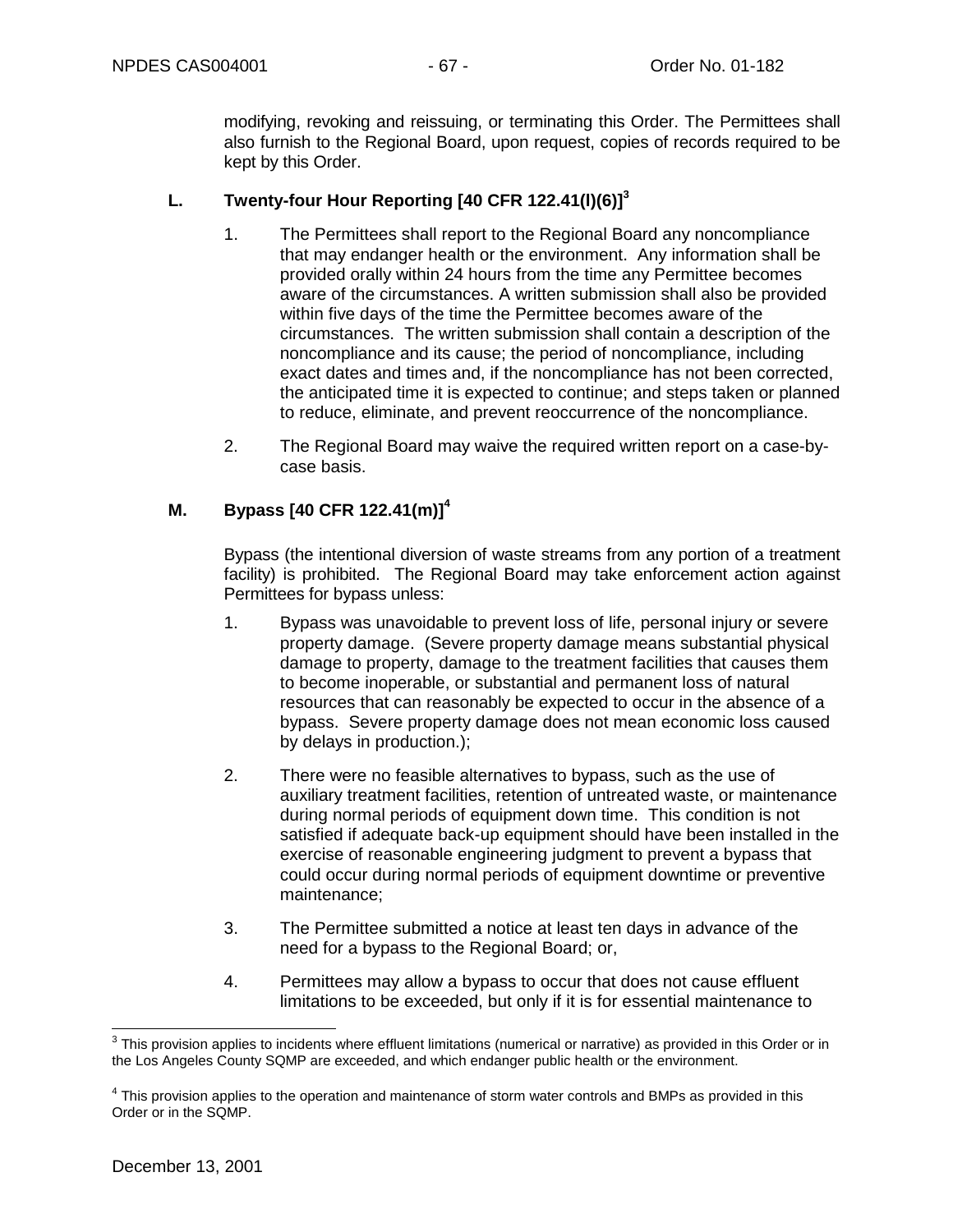modifying, revoking and reissuing, or terminating this Order. The Permittees shall also furnish to the Regional Board, upon request, copies of records required to be kept by this Order.

### L. Twenty-four Hour Reporting [40 CFR 122.41(l)(6)][3]

1. The Permittees shall report to the Regional Board any noncompliance that may endanger health or the environment. Any information shall be provided orally within 24 hours from the time any Permittee becomes aware of the circumstances. A written submission shall also be provided within five days of the time the Permittee becomes aware of the circumstances. The written submission shall contain a description of the noncompliance and its cause; the period of noncompliance, including exact dates and times and, if the noncompliance has not been corrected, the anticipated time it is expected to continue; and steps taken or planned to reduce, eliminate, and prevent reoccurrence of the noncompliance.

2. The Regional Board may waive the required written report on a case-by-case basis.

### M. Bypass [40 CFR 122.41(m)][4]

Bypass (the intentional diversion of waste streams from any portion of a treatment facility) is prohibited. The Regional Board may take enforcement action against Permittees for bypass unless:

1. Bypass was unavoidable to prevent loss of life, personal injury or severe property damage. (Severe property damage means substantial physical damage to property, damage to the treatment facilities that causes them to become inoperable, or substantial and permanent loss of natural resources that can reasonably be expected to occur in the absence of a bypass. Severe property damage does not mean economic loss caused by delays in production.);

2. There were no feasible alternatives to bypass, such as the use of auxiliary treatment facilities, retention of untreated waste, or maintenance during normal periods of equipment down time. This condition is not satisfied if adequate back-up equipment should have been installed in the exercise of reasonable engineering judgment to prevent a bypass that could occur during normal periods of equipment downtime or preventive maintenance;

3. The Permittee submitted a notice at least ten days in advance of the need for a bypass to the Regional Board; or,

4. Permittees may allow a bypass to occur that does not cause effluent limitations to be exceeded, but only if it is for essential maintenance to

---

[3] This provision applies to incidents where effluent limitations (numerical or narrative) as provided in this Order or in the Los Angeles County SQMP are exceeded, and which endanger public health or the environment.

[4] This provision applies to the operation and maintenance of storm water controls and BMPs as provided in this Order or in the SQMP.

December 13, 2001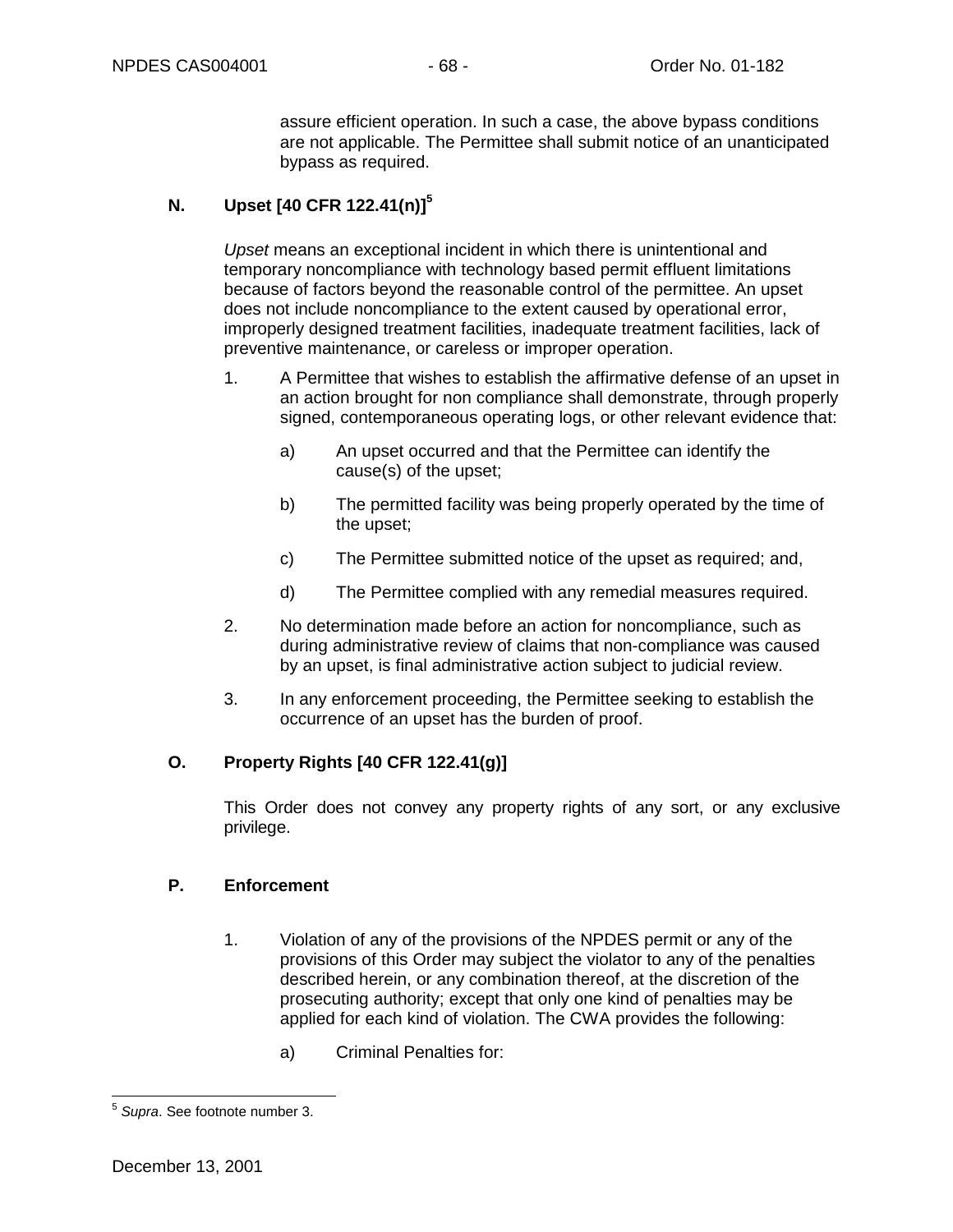assure efficient operation. In such a case, the above bypass conditions are not applicable. The Permittee shall submit notice of an unanticipated bypass as required.

**N. Upset [40 CFR 122.41(n)][5]**

*Upset* means an exceptional incident in which there is unintentional and temporary noncompliance with technology based permit effluent limitations because of factors beyond the reasonable control of the permittee. An upset does not include noncompliance to the extent caused by operational error, improperly designed treatment facilities, inadequate treatment facilities, lack of preventive maintenance, or careless or improper operation.

1. A Permittee that wishes to establish the affirmative defense of an upset in an action brought for non compliance shall demonstrate, through properly signed, contemporaneous operating logs, or other relevant evidence that:

   a) An upset occurred and that the Permittee can identify the cause(s) of the upset;

   b) The permitted facility was being properly operated by the time of the upset;

   c) The Permittee submitted notice of the upset as required; and,

   d) The Permittee complied with any remedial measures required.

2. No determination made before an action for noncompliance, such as during administrative review of claims that non-compliance was caused by an upset, is final administrative action subject to judicial review.

3. In any enforcement proceeding, the Permittee seeking to establish the occurrence of an upset has the burden of proof.

**O. Property Rights [40 CFR 122.41(g)]**

This Order does not convey any property rights of any sort, or any exclusive privilege.

**P. Enforcement**

1. Violation of any of the provisions of the NPDES permit or any of the provisions of this Order may subject the violator to any of the penalties described herein, or any combination thereof, at the discretion of the prosecuting authority; except that only one kind of penalties may be applied for each kind of violation. The CWA provides the following:

   a) Criminal Penalties for:

---

[5] *Supra*. See footnote number 3.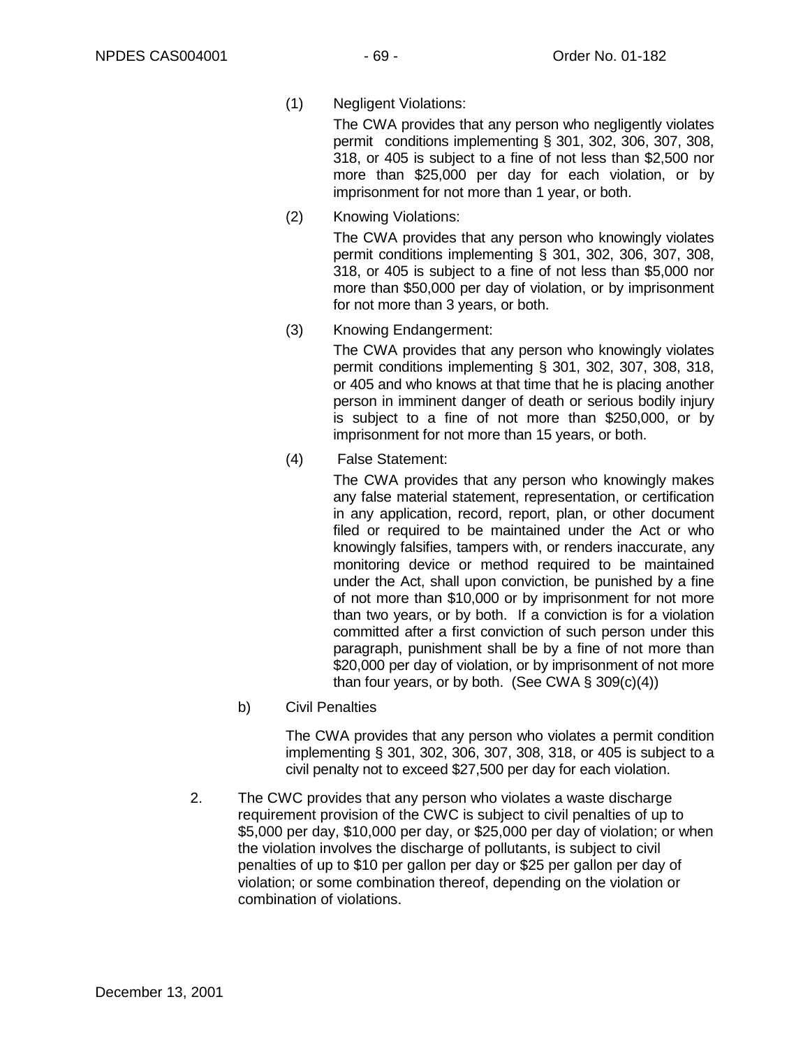(1) Negligent Violations:

The CWA provides that any person who negligently violates permit conditions implementing § 301, 302, 306, 307, 308, 318, or 405 is subject to a fine of not less than $2,500 nor more than $25,000 per day for each violation, or by imprisonment for not more than 1 year, or both.

(2) Knowing Violations:

The CWA provides that any person who knowingly violates permit conditions implementing § 301, 302, 306, 307, 308, 318, or 405 is subject to a fine of not less than $5,000 nor more than $50,000 per day of violation, or by imprisonment for not more than 3 years, or both.

(3) Knowing Endangerment:

The CWA provides that any person who knowingly violates permit conditions implementing § 301, 302, 307, 308, 318, or 405 and who knows at that time that he is placing another person in imminent danger of death or serious bodily injury is subject to a fine of not more than $250,000, or by imprisonment for not more than 15 years, or both.

(4) False Statement:

The CWA provides that any person who knowingly makes any false material statement, representation, or certification in any application, record, report, plan, or other document filed or required to be maintained under the Act or who knowingly falsifies, tampers with, or renders inaccurate, any monitoring device or method required to be maintained under the Act, shall upon conviction, be punished by a fine of not more than $10,000 or by imprisonment for not more than two years, or by both. If a conviction is for a violation committed after a first conviction of such person under this paragraph, punishment shall be by a fine of not more than $20,000 per day of violation, or by imprisonment of not more than four years, or by both. (See CWA § 309(c)(4))

b) Civil Penalties

The CWA provides that any person who violates a permit condition implementing § 301, 302, 306, 307, 308, 318, or 405 is subject to a civil penalty not to exceed $27,500 per day for each violation.

2. The CWC provides that any person who violates a waste discharge requirement provision of the CWC is subject to civil penalties of up to $5,000 per day, $10,000 per day, or $25,000 per day of violation; or when the violation involves the discharge of pollutants, is subject to civil penalties of up to $10 per gallon per day or $25 per gallon per day of violation; or some combination thereof, depending on the violation or combination of violations.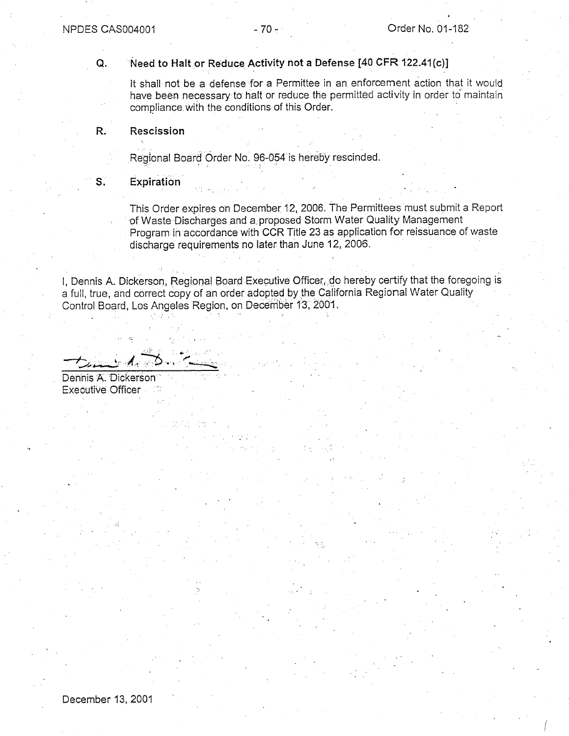### Q. Need to Halt or Reduce Activity not a Defense [40 CFR 122.41(c)]

It shall not be a defense for a Permittee in an enforcement action that it would have been necessary to halt or reduce the permitted activity in order to maintain compliance with the conditions of this Order.

### R. Rescission

Regional Board Order No. 96-054 is hereby rescinded.

### S. Expiration

This Order expires on December 12, 2006. The Permittees must submit a Report of Waste Discharges and a proposed Storm Water Quality Management Program in accordance with CCR Title 23 as application for reissuance of waste discharge requirements no later than June 12, 2006.

I, Dennis A. Dickerson, Regional Board Executive Officer, do hereby certify that the foregoing is a full, true, and correct copy of an order adopted by the California Regional Water Quality Control Board, Los Angeles Region, on December 13, 2001.

Dennis A. Dickerson
Executive Officer

December 13, 2001